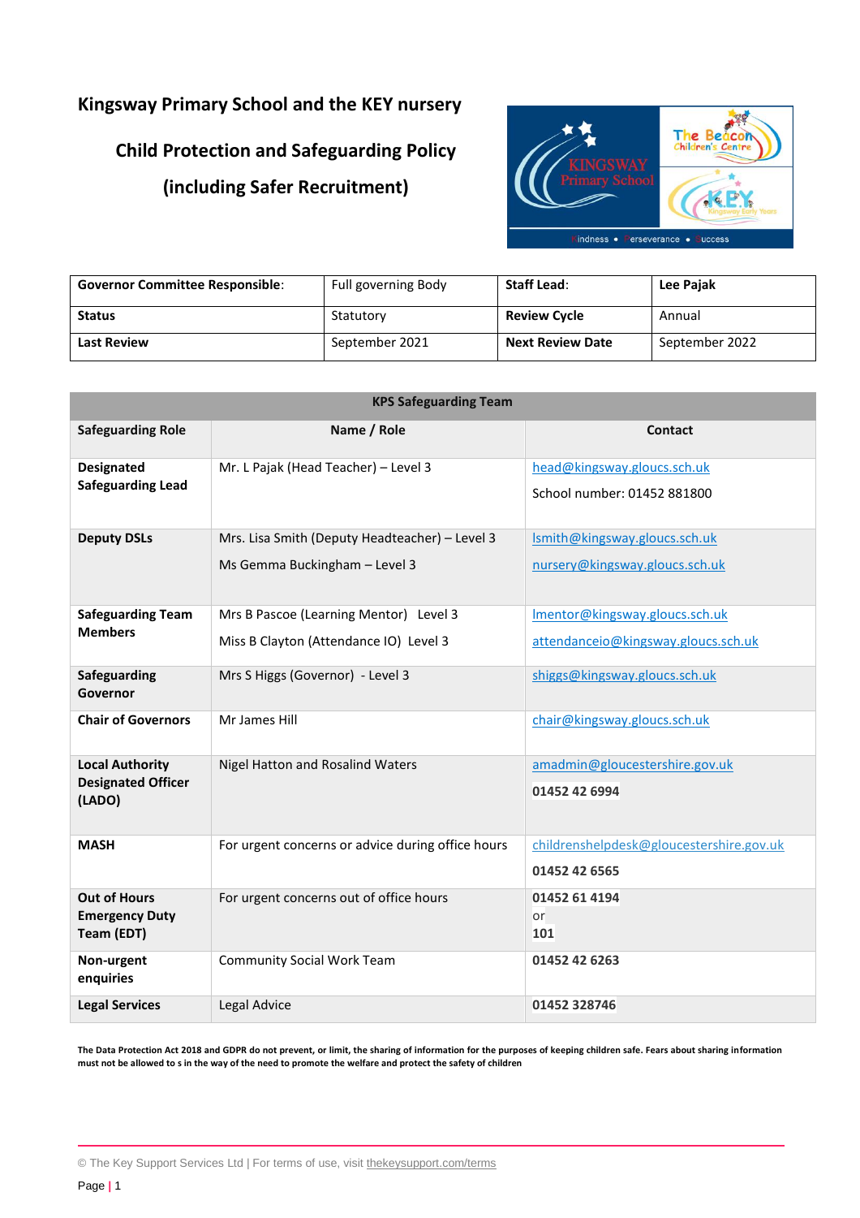# Kingsway Primary School and the KEY nursery

## Child Protection and Safeguarding Policy

## (including Safer Recruitment)

| **Governor Committee Responsible**: | Full governing Body | **Staff Lead**: | **Lee Pajak** |
|---|---|---|---|
| **Status** | Statutory | **Review Cycle** | Annual |
| **Last Review** | September 2021 | **Next Review Date** | September 2022 |

| **KPS Safeguarding Team** | | |
|---|---|---|
| **Safeguarding Role** | **Name / Role** | **Contact** |
| **Designated Safeguarding Lead** | Mr. L Pajak (Head Teacher) – Level 3 | head@kingsway.gloucs.sch.uk<br>School number: 01452 881800 |
| **Deputy DSLs** | Mrs. Lisa Smith (Deputy Headteacher) – Level 3<br>Ms Gemma Buckingham – Level 3 | lsmith@kingsway.gloucs.sch.uk<br>nursery@kingsway.gloucs.sch.uk |
| **Safeguarding Team Members** | Mrs B Pascoe (Learning Mentor) Level 3<br>Miss B Clayton (Attendance IO) Level 3 | lmentor@kingsway.gloucs.sch.uk<br>attendanceio@kingsway.gloucs.sch.uk |
| **Safeguarding Governor** | Mrs S Higgs (Governor) - Level 3 | shiggs@kingsway.gloucs.sch.uk |
| **Chair of Governors** | Mr James Hill | chair@kingsway.gloucs.sch.uk |
| **Local Authority Designated Officer (LADO)** | Nigel Hatton and Rosalind Waters | amadmin@gloucestershire.gov.uk<br>**01452 42 6994** |
| **MASH** | For urgent concerns or advice during office hours | childrenshelpdesk@gloucestershire.gov.uk<br>**01452 42 6565** |
| **Out of Hours Emergency Duty Team (EDT)** | For urgent concerns out of office hours | **01452 61 4194**<br>or<br>**101** |
| **Non-urgent enquiries** | Community Social Work Team | **01452 42 6263** |
| **Legal Services** | Legal Advice | **01452 328746** |

**The Data Protection Act 2018 and GDPR do not prevent, or limit, the sharing of information for the purposes of keeping children safe. Fears about sharing information must not be allowed to s in the way of the need to promote the welfare and protect the safety of children**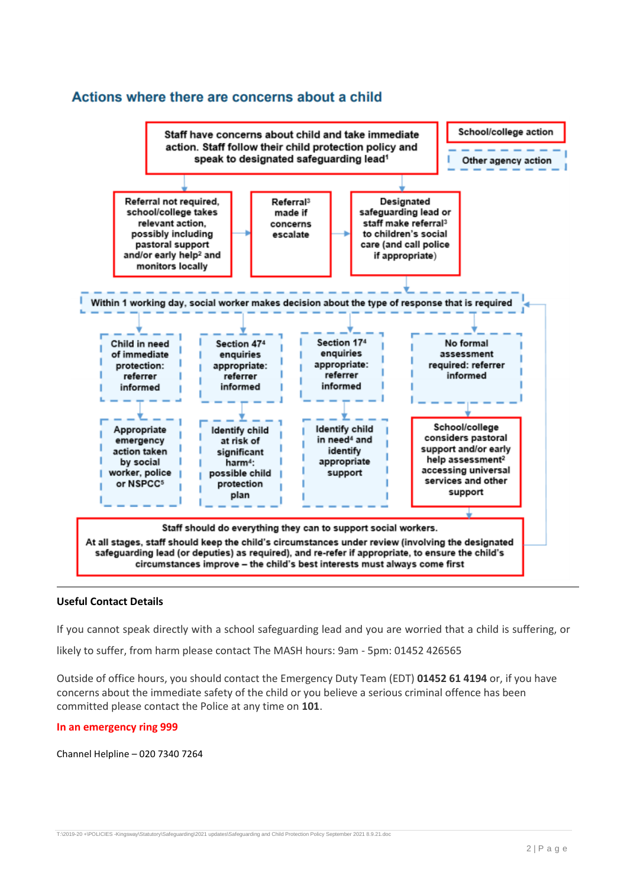## Actions where there are concerns about a child

Staff have concerns about child and take immediate action. Staff follow their child protection policy and speak to designated safeguarding lead[1]

School/college action

Other agency action

Referral not required, school/college takes relevant action, possibly including pastoral support and/or early help[2] and monitors locally

Referral[3] made if concerns escalate

Designated safeguarding lead or staff make referral[3] to children's social care (and call police if appropriate)

Within 1 working day, social worker makes decision about the type of response that is required

Child in need of immediate protection: referrer informed

Section 47[4] enquiries appropriate: referrer informed

Section 17[4] enquiries appropriate: referrer informed

No formal assessment required: referrer informed

Appropriate emergency action taken by social worker, police or NSPCC[5]

Identify child at risk of significant harm[4]: possible child protection plan

Identify child in need[4] and identify appropriate support

School/college considers pastoral support and/or early help assessment[2] accessing universal services and other support

Staff should do everything they can to support social workers.

At all stages, staff should keep the child's circumstances under review (involving the designated safeguarding lead (or deputies) as required), and re-refer if appropriate, to ensure the child's circumstances improve – the child's best interests must always come first

---

**Useful Contact Details**

If you cannot speak directly with a school safeguarding lead and you are worried that a child is suffering, or likely to suffer, from harm please contact The MASH hours: 9am - 5pm: 01452 426565

Outside of office hours, you should contact the Emergency Duty Team (EDT) **01452 61 4194** or, if you have concerns about the immediate safety of the child or you believe a serious criminal offence has been committed please contact the Police at any time on **101**.

**In an emergency ring 999**

Channel Helpline – 020 7340 7264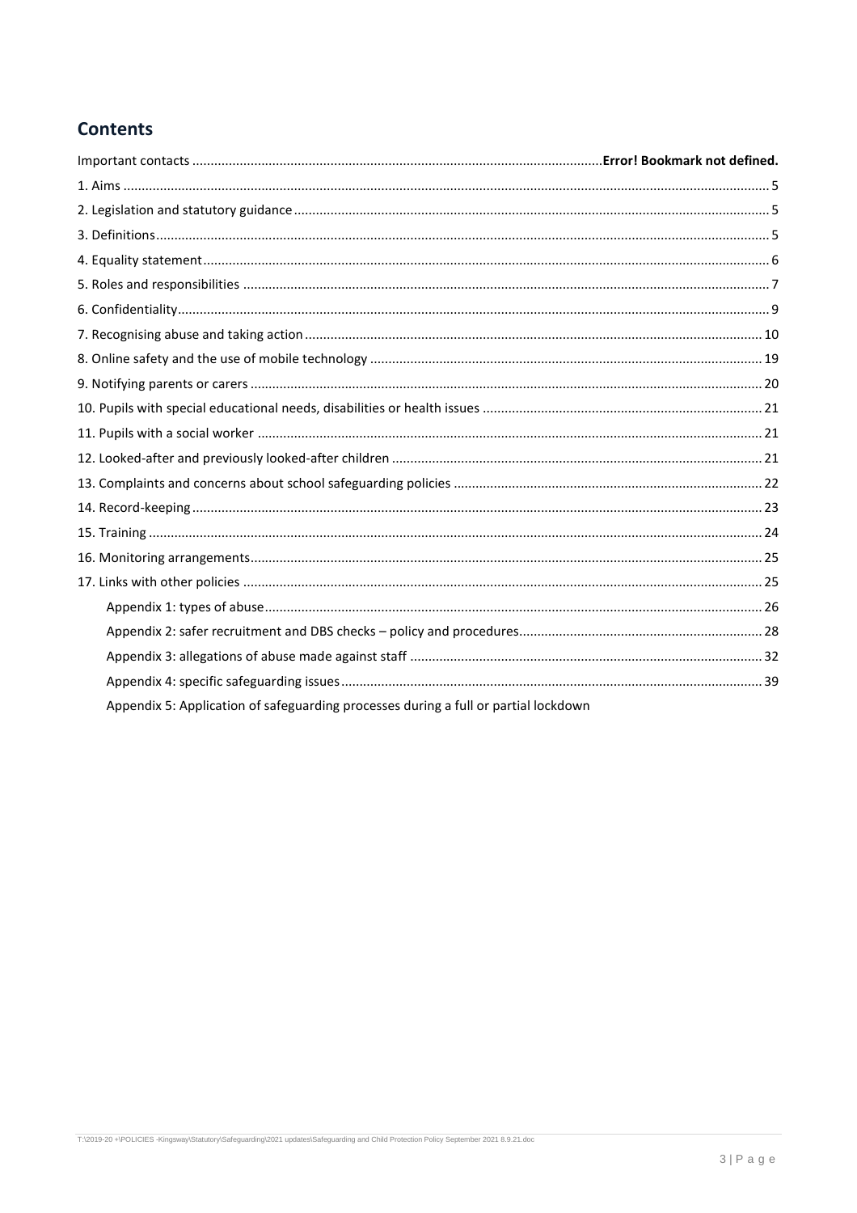## Contents

Important contacts ....................................................................................................... Error! Bookmark not defined.

1. Aims ....................................................................................................................................................... 5
2. Legislation and statutory guidance ........................................................................................................ 5
3. Definitions ............................................................................................................................................. 5
4. Equality statement ................................................................................................................................. 6
5. Roles and responsibilities ...................................................................................................................... 7
6. Confidentiality ........................................................................................................................................ 9
7. Recognising abuse and taking action ................................................................................................... 10
8. Online safety and the use of mobile technology .................................................................................. 19
9. Notifying parents or carers ................................................................................................................... 20
10. Pupils with special educational needs, disabilities or health issues .................................................... 21
11. Pupils with a social worker ................................................................................................................. 21
12. Looked-after and previously looked-after children ............................................................................. 21
13. Complaints and concerns about school safeguarding policies ............................................................ 22
14. Record-keeping ................................................................................................................................... 23
15. Training ............................................................................................................................................... 24
16. Monitoring arrangements ................................................................................................................... 25
17. Links with other policies ..................................................................................................................... 25

- Appendix 1: types of abuse ............................................................................................................... 26
- Appendix 2: safer recruitment and DBS checks – policy and procedures .......................................... 28
- Appendix 3: allegations of abuse made against staff ......................................................................... 32
- Appendix 4: specific safeguarding issues ........................................................................................... 39
- Appendix 5: Application of safeguarding processes during a full or partial lockdown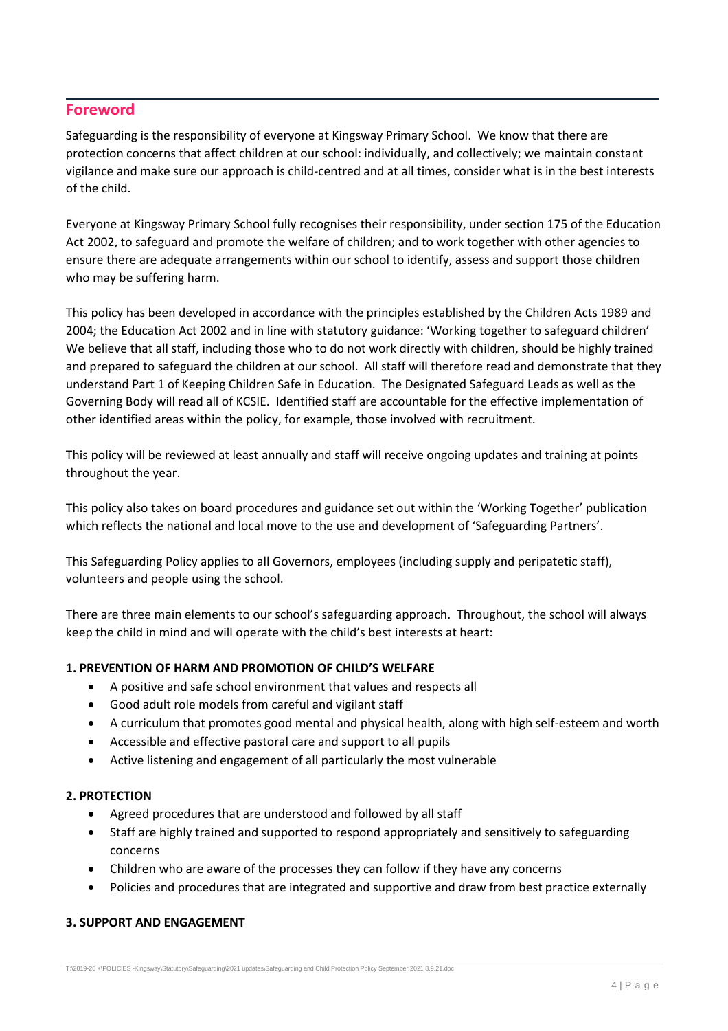## Foreword

Safeguarding is the responsibility of everyone at Kingsway Primary School. We know that there are protection concerns that affect children at our school: individually, and collectively; we maintain constant vigilance and make sure our approach is child-centred and at all times, consider what is in the best interests of the child.

Everyone at Kingsway Primary School fully recognises their responsibility, under section 175 of the Education Act 2002, to safeguard and promote the welfare of children; and to work together with other agencies to ensure there are adequate arrangements within our school to identify, assess and support those children who may be suffering harm.

This policy has been developed in accordance with the principles established by the Children Acts 1989 and 2004; the Education Act 2002 and in line with statutory guidance: 'Working together to safeguard children' We believe that all staff, including those who to do not work directly with children, should be highly trained and prepared to safeguard the children at our school. All staff will therefore read and demonstrate that they understand Part 1 of Keeping Children Safe in Education. The Designated Safeguard Leads as well as the Governing Body will read all of KCSIE. Identified staff are accountable for the effective implementation of other identified areas within the policy, for example, those involved with recruitment.

This policy will be reviewed at least annually and staff will receive ongoing updates and training at points throughout the year.

This policy also takes on board procedures and guidance set out within the 'Working Together' publication which reflects the national and local move to the use and development of 'Safeguarding Partners'.

This Safeguarding Policy applies to all Governors, employees (including supply and peripatetic staff), volunteers and people using the school.

There are three main elements to our school's safeguarding approach. Throughout, the school will always keep the child in mind and will operate with the child's best interests at heart:

**1. PREVENTION OF HARM AND PROMOTION OF CHILD'S WELFARE**

- A positive and safe school environment that values and respects all
- Good adult role models from careful and vigilant staff
- A curriculum that promotes good mental and physical health, along with high self-esteem and worth
- Accessible and effective pastoral care and support to all pupils
- Active listening and engagement of all particularly the most vulnerable

**2. PROTECTION**

- Agreed procedures that are understood and followed by all staff
- Staff are highly trained and supported to respond appropriately and sensitively to safeguarding concerns
- Children who are aware of the processes they can follow if they have any concerns
- Policies and procedures that are integrated and supportive and draw from best practice externally

**3. SUPPORT AND ENGAGEMENT**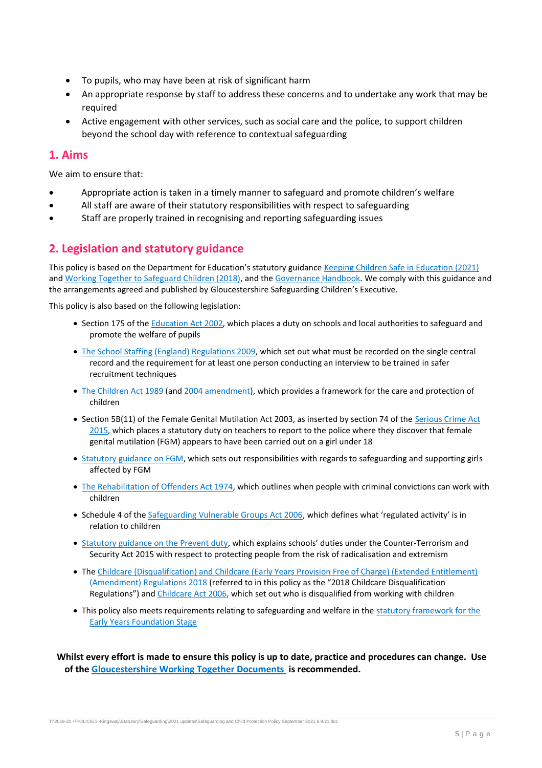- To pupils, who may have been at risk of significant harm
- An appropriate response by staff to address these concerns and to undertake any work that may be required
- Active engagement with other services, such as social care and the police, to support children beyond the school day with reference to contextual safeguarding

## 1. Aims

We aim to ensure that:

- Appropriate action is taken in a timely manner to safeguard and promote children's welfare
- All staff are aware of their statutory responsibilities with respect to safeguarding
- Staff are properly trained in recognising and reporting safeguarding issues

## 2. Legislation and statutory guidance

This policy is based on the Department for Education's statutory guidance Keeping Children Safe in Education (2021) and Working Together to Safeguard Children (2018), and the Governance Handbook. We comply with this guidance and the arrangements agreed and published by Gloucestershire Safeguarding Children's Executive.

This policy is also based on the following legislation:

- Section 175 of the Education Act 2002, which places a duty on schools and local authorities to safeguard and promote the welfare of pupils
- The School Staffing (England) Regulations 2009, which set out what must be recorded on the single central record and the requirement for at least one person conducting an interview to be trained in safer recruitment techniques
- The Children Act 1989 (and 2004 amendment), which provides a framework for the care and protection of children
- Section 5B(11) of the Female Genital Mutilation Act 2003, as inserted by section 74 of the Serious Crime Act 2015, which places a statutory duty on teachers to report to the police where they discover that female genital mutilation (FGM) appears to have been carried out on a girl under 18
- Statutory guidance on FGM, which sets out responsibilities with regards to safeguarding and supporting girls affected by FGM
- The Rehabilitation of Offenders Act 1974, which outlines when people with criminal convictions can work with children
- Schedule 4 of the Safeguarding Vulnerable Groups Act 2006, which defines what 'regulated activity' is in relation to children
- Statutory guidance on the Prevent duty, which explains schools' duties under the Counter-Terrorism and Security Act 2015 with respect to protecting people from the risk of radicalisation and extremism
- The Childcare (Disqualification) and Childcare (Early Years Provision Free of Charge) (Extended Entitlement) (Amendment) Regulations 2018 (referred to in this policy as the "2018 Childcare Disqualification Regulations") and Childcare Act 2006, which set out who is disqualified from working with children
- This policy also meets requirements relating to safeguarding and welfare in the statutory framework for the Early Years Foundation Stage

**Whilst every effort is made to ensure this policy is up to date, practice and procedures can change. Use of the Gloucestershire Working Together Documents is recommended.**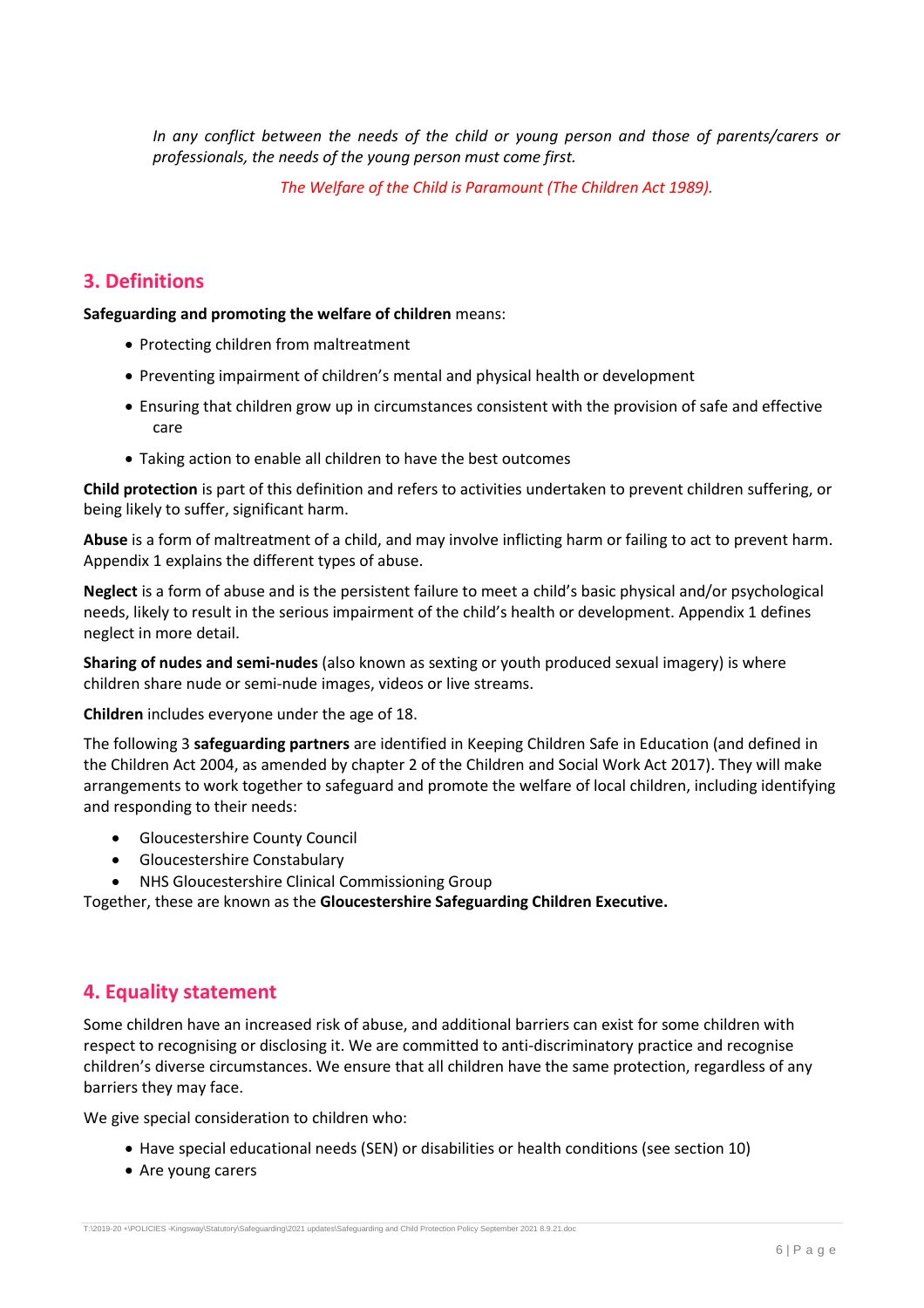*In any conflict between the needs of the child or young person and those of parents/carers or professionals, the needs of the young person must come first.*

*The Welfare of the Child is Paramount (The Children Act 1989).*

## 3. Definitions

**Safeguarding and promoting the welfare of children** means:

- Protecting children from maltreatment
- Preventing impairment of children's mental and physical health or development
- Ensuring that children grow up in circumstances consistent with the provision of safe and effective care
- Taking action to enable all children to have the best outcomes

**Child protection** is part of this definition and refers to activities undertaken to prevent children suffering, or being likely to suffer, significant harm.

**Abuse** is a form of maltreatment of a child, and may involve inflicting harm or failing to act to prevent harm. Appendix 1 explains the different types of abuse.

**Neglect** is a form of abuse and is the persistent failure to meet a child's basic physical and/or psychological needs, likely to result in the serious impairment of the child's health or development. Appendix 1 defines neglect in more detail.

**Sharing of nudes and semi-nudes** (also known as sexting or youth produced sexual imagery) is where children share nude or semi-nude images, videos or live streams.

**Children** includes everyone under the age of 18.

The following 3 **safeguarding partners** are identified in Keeping Children Safe in Education (and defined in the Children Act 2004, as amended by chapter 2 of the Children and Social Work Act 2017). They will make arrangements to work together to safeguard and promote the welfare of local children, including identifying and responding to their needs:

- Gloucestershire County Council
- Gloucestershire Constabulary
- NHS Gloucestershire Clinical Commissioning Group

Together, these are known as the **Gloucestershire Safeguarding Children Executive.**

## 4. Equality statement

Some children have an increased risk of abuse, and additional barriers can exist for some children with respect to recognising or disclosing it. We are committed to anti-discriminatory practice and recognise children's diverse circumstances. We ensure that all children have the same protection, regardless of any barriers they may face.

We give special consideration to children who:

- Have special educational needs (SEN) or disabilities or health conditions (see section 10)
- Are young carers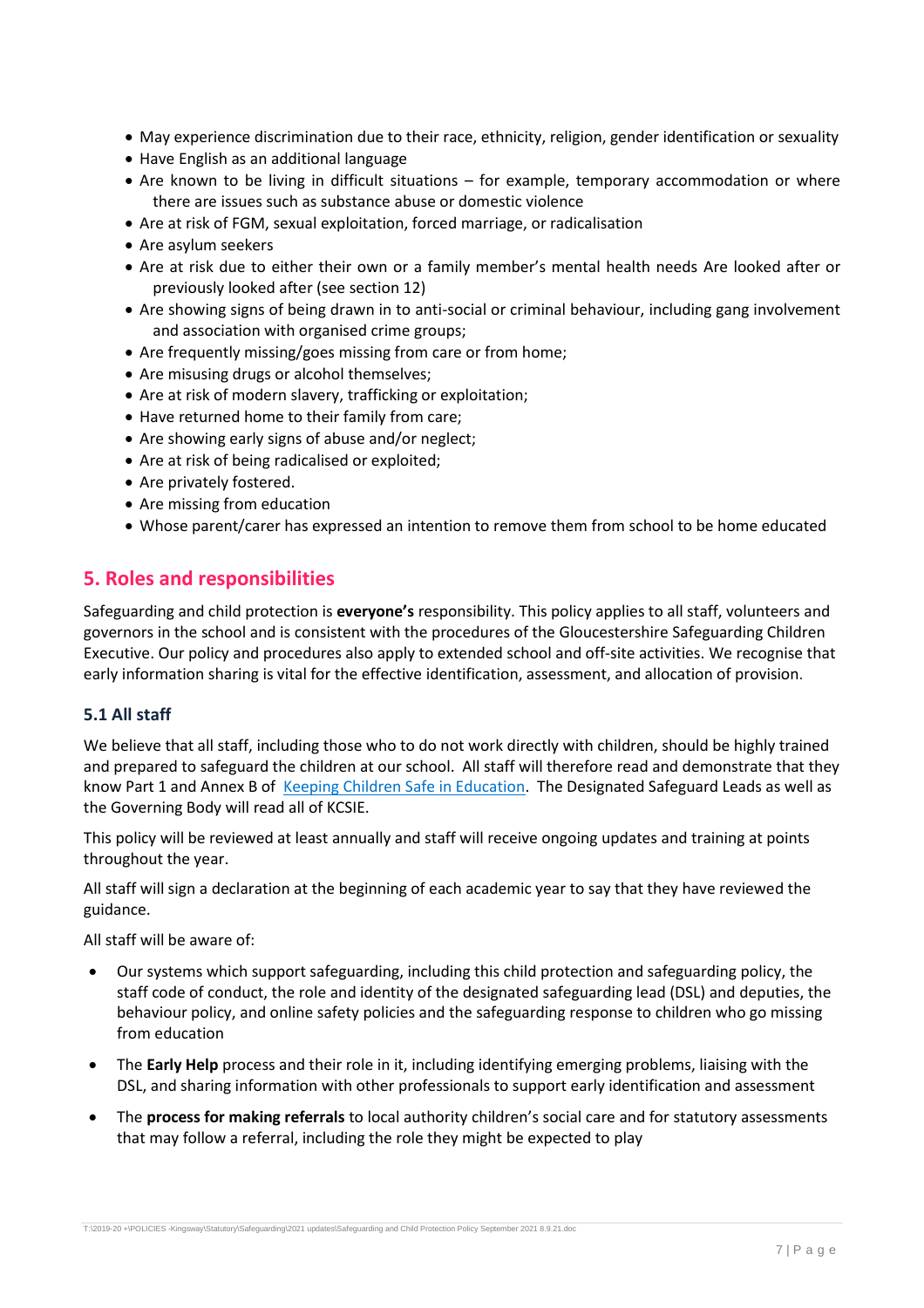- May experience discrimination due to their race, ethnicity, religion, gender identification or sexuality
- Have English as an additional language
- Are known to be living in difficult situations – for example, temporary accommodation or where there are issues such as substance abuse or domestic violence
- Are at risk of FGM, sexual exploitation, forced marriage, or radicalisation
- Are asylum seekers
- Are at risk due to either their own or a family member's mental health needs Are looked after or previously looked after (see section 12)
- Are showing signs of being drawn in to anti-social or criminal behaviour, including gang involvement and association with organised crime groups;
- Are frequently missing/goes missing from care or from home;
- Are misusing drugs or alcohol themselves;
- Are at risk of modern slavery, trafficking or exploitation;
- Have returned home to their family from care;
- Are showing early signs of abuse and/or neglect;
- Are at risk of being radicalised or exploited;
- Are privately fostered.
- Are missing from education
- Whose parent/carer has expressed an intention to remove them from school to be home educated

## 5. Roles and responsibilities

Safeguarding and child protection is **everyone's** responsibility. This policy applies to all staff, volunteers and governors in the school and is consistent with the procedures of the Gloucestershire Safeguarding Children Executive. Our policy and procedures also apply to extended school and off-site activities. We recognise that early information sharing is vital for the effective identification, assessment, and allocation of provision.

### 5.1 All staff

We believe that all staff, including those who to do not work directly with children, should be highly trained and prepared to safeguard the children at our school. All staff will therefore read and demonstrate that they know Part 1 and Annex B of Keeping Children Safe in Education. The Designated Safeguard Leads as well as the Governing Body will read all of KCSIE.

This policy will be reviewed at least annually and staff will receive ongoing updates and training at points throughout the year.

All staff will sign a declaration at the beginning of each academic year to say that they have reviewed the guidance.

All staff will be aware of:

- Our systems which support safeguarding, including this child protection and safeguarding policy, the staff code of conduct, the role and identity of the designated safeguarding lead (DSL) and deputies, the behaviour policy, and online safety policies and the safeguarding response to children who go missing from education
- The **Early Help** process and their role in it, including identifying emerging problems, liaising with the DSL, and sharing information with other professionals to support early identification and assessment
- The **process for making referrals** to local authority children's social care and for statutory assessments that may follow a referral, including the role they might be expected to play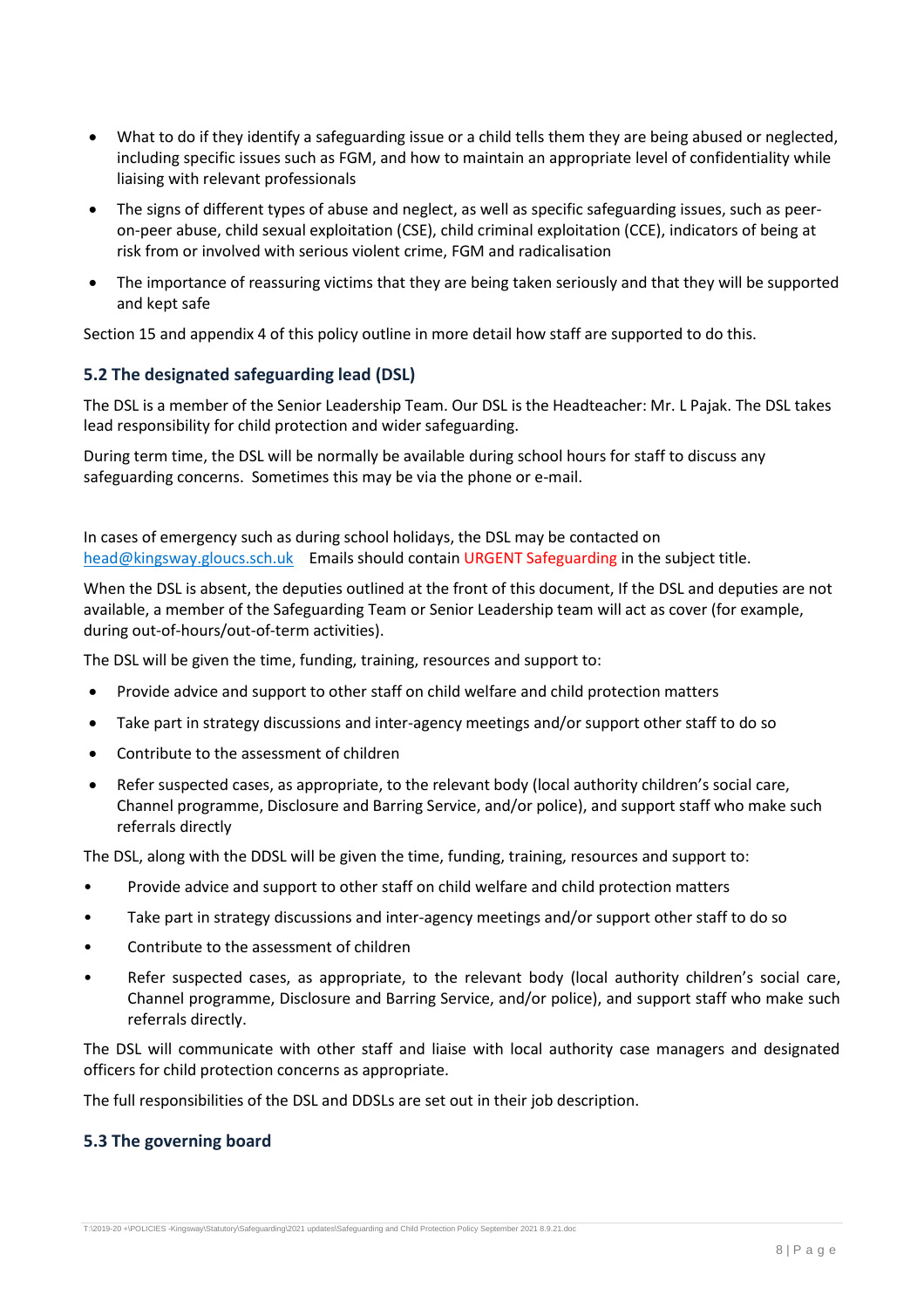- What to do if they identify a safeguarding issue or a child tells them they are being abused or neglected, including specific issues such as FGM, and how to maintain an appropriate level of confidentiality while liaising with relevant professionals
- The signs of different types of abuse and neglect, as well as specific safeguarding issues, such as peer-on-peer abuse, child sexual exploitation (CSE), child criminal exploitation (CCE), indicators of being at risk from or involved with serious violent crime, FGM and radicalisation
- The importance of reassuring victims that they are being taken seriously and that they will be supported and kept safe

Section 15 and appendix 4 of this policy outline in more detail how staff are supported to do this.

### 5.2 The designated safeguarding lead (DSL)

The DSL is a member of the Senior Leadership Team. Our DSL is the Headteacher: Mr. L Pajak. The DSL takes lead responsibility for child protection and wider safeguarding.

During term time, the DSL will be normally be available during school hours for staff to discuss any safeguarding concerns. Sometimes this may be via the phone or e-mail.

In cases of emergency such as during school holidays, the DSL may be contacted on head@kingsway.gloucs.sch.uk Emails should contain URGENT Safeguarding in the subject title.

When the DSL is absent, the deputies outlined at the front of this document, If the DSL and deputies are not available, a member of the Safeguarding Team or Senior Leadership team will act as cover (for example, during out-of-hours/out-of-term activities).

The DSL will be given the time, funding, training, resources and support to:

- Provide advice and support to other staff on child welfare and child protection matters
- Take part in strategy discussions and inter-agency meetings and/or support other staff to do so
- Contribute to the assessment of children
- Refer suspected cases, as appropriate, to the relevant body (local authority children's social care, Channel programme, Disclosure and Barring Service, and/or police), and support staff who make such referrals directly

The DSL, along with the DDSL will be given the time, funding, training, resources and support to:

- Provide advice and support to other staff on child welfare and child protection matters
- Take part in strategy discussions and inter-agency meetings and/or support other staff to do so
- Contribute to the assessment of children
- Refer suspected cases, as appropriate, to the relevant body (local authority children's social care, Channel programme, Disclosure and Barring Service, and/or police), and support staff who make such referrals directly.

The DSL will communicate with other staff and liaise with local authority case managers and designated officers for child protection concerns as appropriate.

The full responsibilities of the DSL and DDSLs are set out in their job description.

### 5.3 The governing board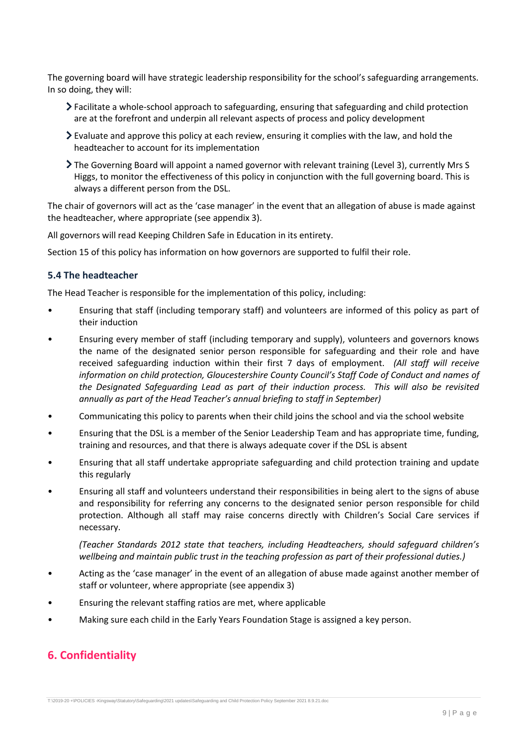The governing board will have strategic leadership responsibility for the school's safeguarding arrangements. In so doing, they will:

- Facilitate a whole-school approach to safeguarding, ensuring that safeguarding and child protection are at the forefront and underpin all relevant aspects of process and policy development
- Evaluate and approve this policy at each review, ensuring it complies with the law, and hold the headteacher to account for its implementation
- The Governing Board will appoint a named governor with relevant training (Level 3), currently Mrs S Higgs, to monitor the effectiveness of this policy in conjunction with the full governing board. This is always a different person from the DSL.

The chair of governors will act as the 'case manager' in the event that an allegation of abuse is made against the headteacher, where appropriate (see appendix 3).

All governors will read Keeping Children Safe in Education in its entirety.

Section 15 of this policy has information on how governors are supported to fulfil their role.

### 5.4 The headteacher

The Head Teacher is responsible for the implementation of this policy, including:

- Ensuring that staff (including temporary staff) and volunteers are informed of this policy as part of their induction
- Ensuring every member of staff (including temporary and supply), volunteers and governors knows the name of the designated senior person responsible for safeguarding and their role and have received safeguarding induction within their first 7 days of employment. *(All staff will receive information on child protection, Gloucestershire County Council's Staff Code of Conduct and names of the Designated Safeguarding Lead as part of their induction process. This will also be revisited annually as part of the Head Teacher's annual briefing to staff in September)*
- Communicating this policy to parents when their child joins the school and via the school website
- Ensuring that the DSL is a member of the Senior Leadership Team and has appropriate time, funding, training and resources, and that there is always adequate cover if the DSL is absent
- Ensuring that all staff undertake appropriate safeguarding and child protection training and update this regularly
- Ensuring all staff and volunteers understand their responsibilities in being alert to the signs of abuse and responsibility for referring any concerns to the designated senior person responsible for child protection. Although all staff may raise concerns directly with Children's Social Care services if necessary.

  *(Teacher Standards 2012 state that teachers, including Headteachers, should safeguard children's wellbeing and maintain public trust in the teaching profession as part of their professional duties.)*
- Acting as the 'case manager' in the event of an allegation of abuse made against another member of staff or volunteer, where appropriate (see appendix 3)
- Ensuring the relevant staffing ratios are met, where applicable
- Making sure each child in the Early Years Foundation Stage is assigned a key person.

## 6. Confidentiality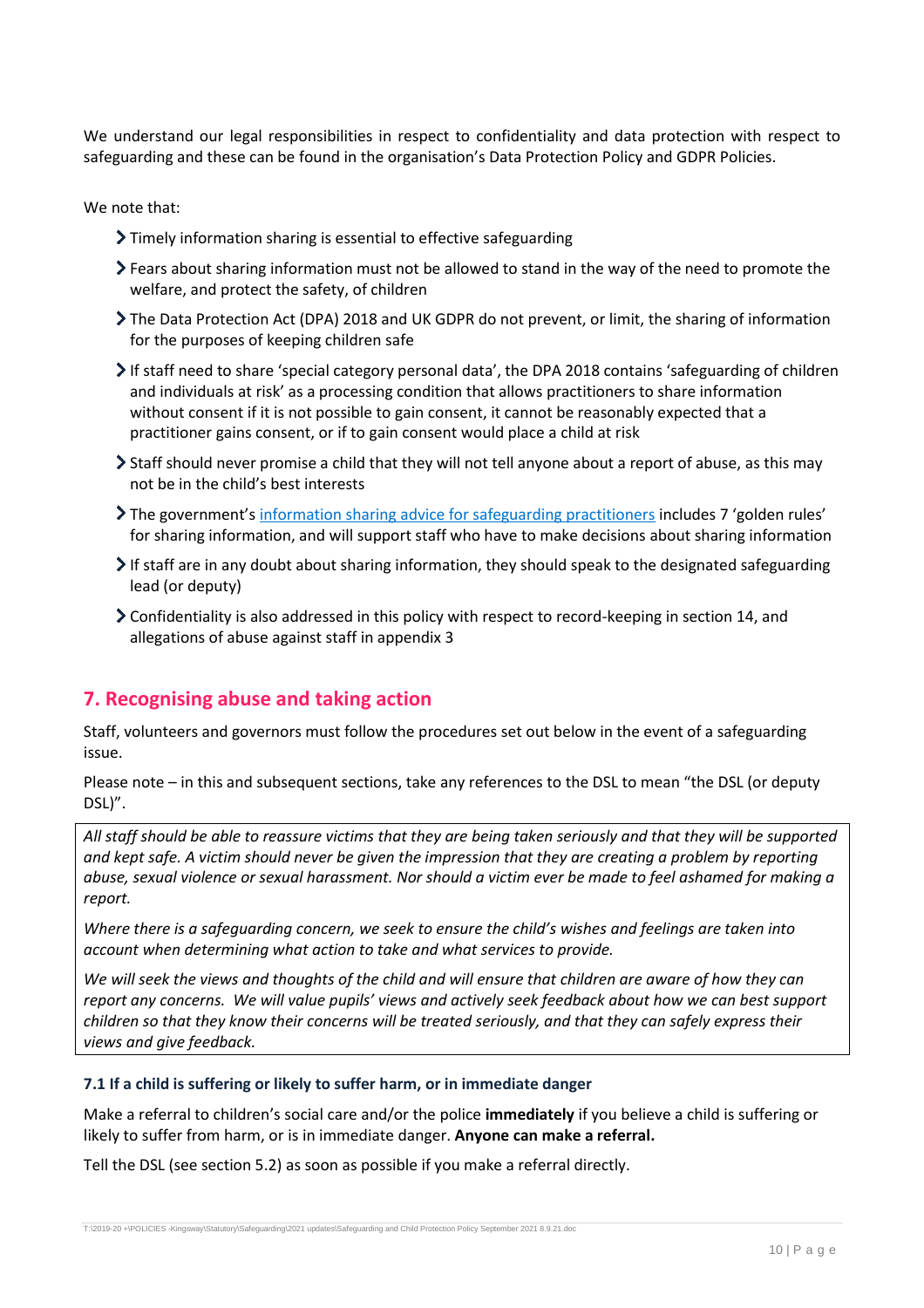We understand our legal responsibilities in respect to confidentiality and data protection with respect to safeguarding and these can be found in the organisation's Data Protection Policy and GDPR Policies.

We note that:

- Timely information sharing is essential to effective safeguarding
- Fears about sharing information must not be allowed to stand in the way of the need to promote the welfare, and protect the safety, of children
- The Data Protection Act (DPA) 2018 and UK GDPR do not prevent, or limit, the sharing of information for the purposes of keeping children safe
- If staff need to share 'special category personal data', the DPA 2018 contains 'safeguarding of children and individuals at risk' as a processing condition that allows practitioners to share information without consent if it is not possible to gain consent, it cannot be reasonably expected that a practitioner gains consent, or if to gain consent would place a child at risk
- Staff should never promise a child that they will not tell anyone about a report of abuse, as this may not be in the child's best interests
- The government's information sharing advice for safeguarding practitioners includes 7 'golden rules' for sharing information, and will support staff who have to make decisions about sharing information
- If staff are in any doubt about sharing information, they should speak to the designated safeguarding lead (or deputy)
- Confidentiality is also addressed in this policy with respect to record-keeping in section 14, and allegations of abuse against staff in appendix 3

## 7. Recognising abuse and taking action

Staff, volunteers and governors must follow the procedures set out below in the event of a safeguarding issue.

Please note – in this and subsequent sections, take any references to the DSL to mean "the DSL (or deputy DSL)".

*All staff should be able to reassure victims that they are being taken seriously and that they will be supported and kept safe. A victim should never be given the impression that they are creating a problem by reporting abuse, sexual violence or sexual harassment. Nor should a victim ever be made to feel ashamed for making a report.*

*Where there is a safeguarding concern, we seek to ensure the child's wishes and feelings are taken into account when determining what action to take and what services to provide.*

*We will seek the views and thoughts of the child and will ensure that children are aware of how they can report any concerns. We will value pupils' views and actively seek feedback about how we can best support children so that they know their concerns will be treated seriously, and that they can safely express their views and give feedback.*

### 7.1 If a child is suffering or likely to suffer harm, or in immediate danger

Make a referral to children's social care and/or the police **immediately** if you believe a child is suffering or likely to suffer from harm, or is in immediate danger. **Anyone can make a referral.**

Tell the DSL (see section 5.2) as soon as possible if you make a referral directly.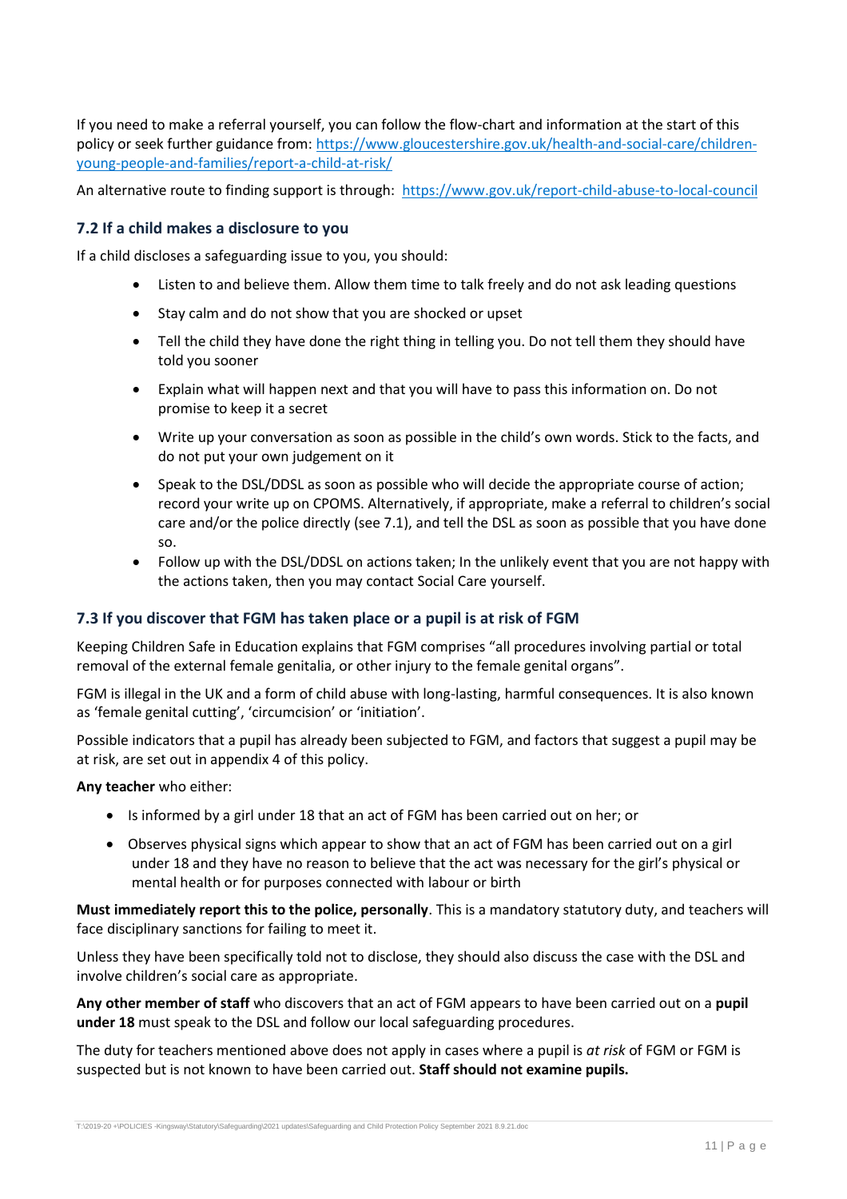If you need to make a referral yourself, you can follow the flow-chart and information at the start of this policy or seek further guidance from: [https://www.gloucestershire.gov.uk/health-and-social-care/children-young-people-and-families/report-a-child-at-risk/](https://www.gloucestershire.gov.uk/health-and-social-care/children-young-people-and-families/report-a-child-at-risk/)

An alternative route to finding support is through: [https://www.gov.uk/report-child-abuse-to-local-council](https://www.gov.uk/report-child-abuse-to-local-council)

### 7.2 If a child makes a disclosure to you

If a child discloses a safeguarding issue to you, you should:

- Listen to and believe them. Allow them time to talk freely and do not ask leading questions
- Stay calm and do not show that you are shocked or upset
- Tell the child they have done the right thing in telling you. Do not tell them they should have told you sooner
- Explain what will happen next and that you will have to pass this information on. Do not promise to keep it a secret
- Write up your conversation as soon as possible in the child's own words. Stick to the facts, and do not put your own judgement on it
- Speak to the DSL/DDSL as soon as possible who will decide the appropriate course of action; record your write up on CPOMS. Alternatively, if appropriate, make a referral to children's social care and/or the police directly (see 7.1), and tell the DSL as soon as possible that you have done so.
- Follow up with the DSL/DDSL on actions taken; In the unlikely event that you are not happy with the actions taken, then you may contact Social Care yourself.

### 7.3 If you discover that FGM has taken place or a pupil is at risk of FGM

Keeping Children Safe in Education explains that FGM comprises "all procedures involving partial or total removal of the external female genitalia, or other injury to the female genital organs".

FGM is illegal in the UK and a form of child abuse with long-lasting, harmful consequences. It is also known as 'female genital cutting', 'circumcision' or 'initiation'.

Possible indicators that a pupil has already been subjected to FGM, and factors that suggest a pupil may be at risk, are set out in appendix 4 of this policy.

**Any teacher** who either:

- Is informed by a girl under 18 that an act of FGM has been carried out on her; or
- Observes physical signs which appear to show that an act of FGM has been carried out on a girl under 18 and they have no reason to believe that the act was necessary for the girl's physical or mental health or for purposes connected with labour or birth

**Must immediately report this to the police, personally**. This is a mandatory statutory duty, and teachers will face disciplinary sanctions for failing to meet it.

Unless they have been specifically told not to disclose, they should also discuss the case with the DSL and involve children's social care as appropriate.

**Any other member of staff** who discovers that an act of FGM appears to have been carried out on a **pupil under 18** must speak to the DSL and follow our local safeguarding procedures.

The duty for teachers mentioned above does not apply in cases where a pupil is *at risk* of FGM or FGM is suspected but is not known to have been carried out. **Staff should not examine pupils.**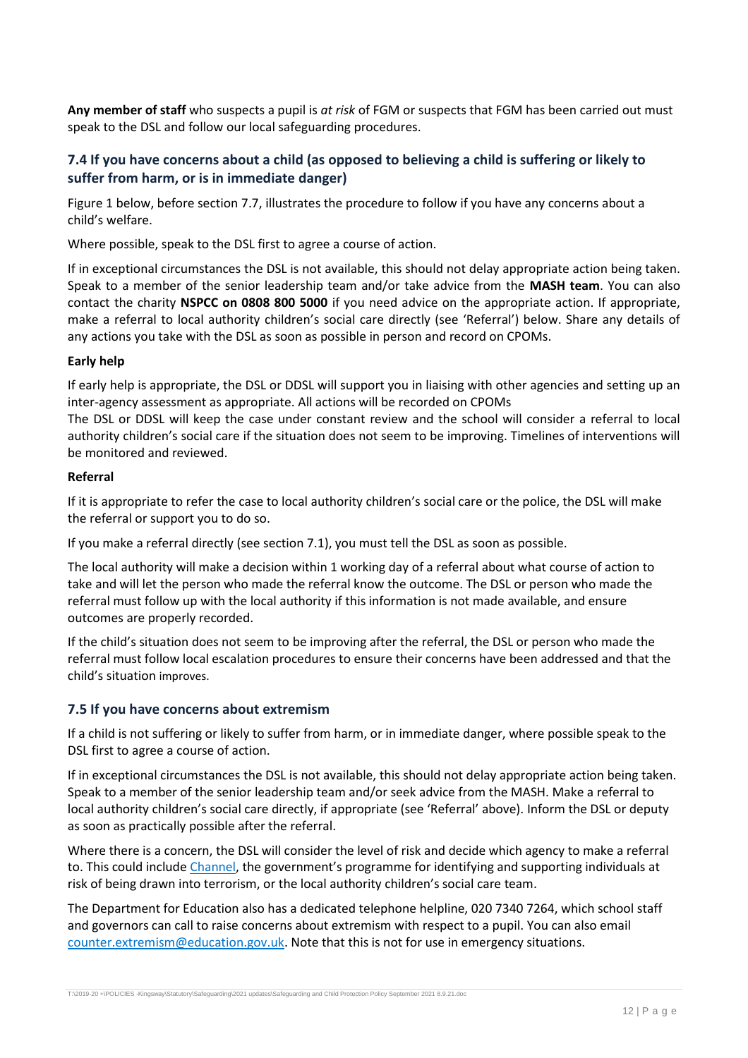**Any member of staff** who suspects a pupil is *at risk* of FGM or suspects that FGM has been carried out must speak to the DSL and follow our local safeguarding procedures.

## 7.4 If you have concerns about a child (as opposed to believing a child is suffering or likely to suffer from harm, or is in immediate danger)

Figure 1 below, before section 7.7, illustrates the procedure to follow if you have any concerns about a child's welfare.

Where possible, speak to the DSL first to agree a course of action.

If in exceptional circumstances the DSL is not available, this should not delay appropriate action being taken. Speak to a member of the senior leadership team and/or take advice from the **MASH team**. You can also contact the charity **NSPCC on 0808 800 5000** if you need advice on the appropriate action. If appropriate, make a referral to local authority children's social care directly (see 'Referral') below. Share any details of any actions you take with the DSL as soon as possible in person and record on CPOMs.

**Early help**

If early help is appropriate, the DSL or DDSL will support you in liaising with other agencies and setting up an inter-agency assessment as appropriate. All actions will be recorded on CPOMs

The DSL or DDSL will keep the case under constant review and the school will consider a referral to local authority children's social care if the situation does not seem to be improving. Timelines of interventions will be monitored and reviewed.

**Referral**

If it is appropriate to refer the case to local authority children's social care or the police, the DSL will make the referral or support you to do so.

If you make a referral directly (see section 7.1), you must tell the DSL as soon as possible.

The local authority will make a decision within 1 working day of a referral about what course of action to take and will let the person who made the referral know the outcome. The DSL or person who made the referral must follow up with the local authority if this information is not made available, and ensure outcomes are properly recorded.

If the child's situation does not seem to be improving after the referral, the DSL or person who made the referral must follow local escalation procedures to ensure their concerns have been addressed and that the child's situation improves.

## 7.5 If you have concerns about extremism

If a child is not suffering or likely to suffer from harm, or in immediate danger, where possible speak to the DSL first to agree a course of action.

If in exceptional circumstances the DSL is not available, this should not delay appropriate action being taken. Speak to a member of the senior leadership team and/or seek advice from the MASH. Make a referral to local authority children's social care directly, if appropriate (see 'Referral' above). Inform the DSL or deputy as soon as practically possible after the referral.

Where there is a concern, the DSL will consider the level of risk and decide which agency to make a referral to. This could include Channel, the government's programme for identifying and supporting individuals at risk of being drawn into terrorism, or the local authority children's social care team.

The Department for Education also has a dedicated telephone helpline, 020 7340 7264, which school staff and governors can call to raise concerns about extremism with respect to a pupil. You can also email counter.extremism@education.gov.uk. Note that this is not for use in emergency situations.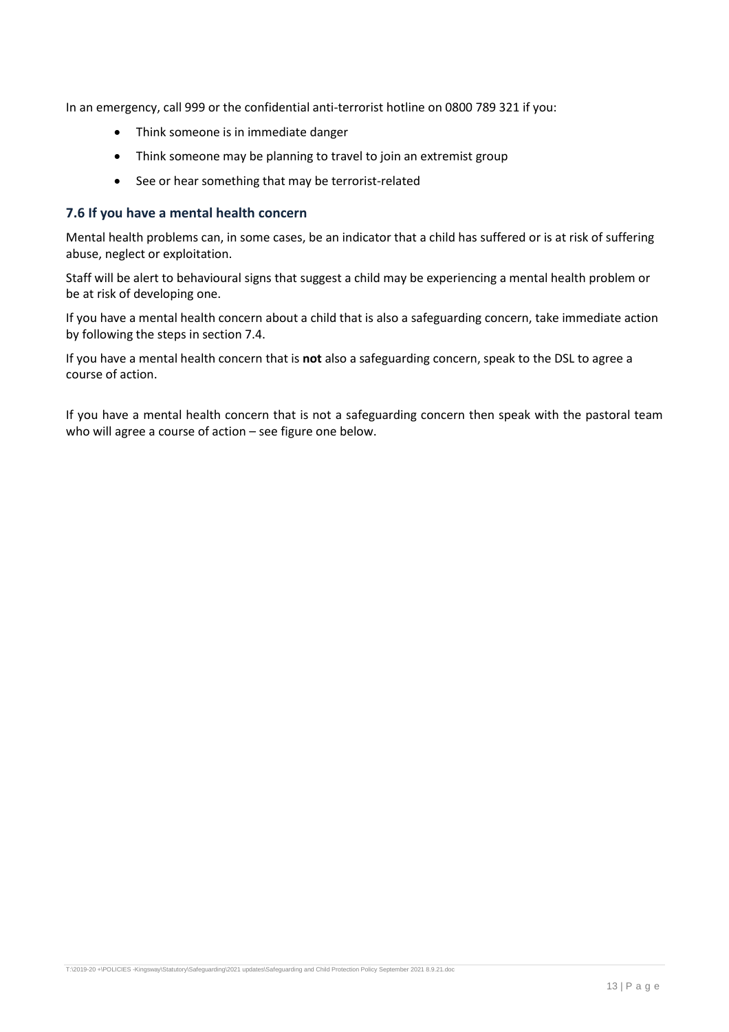In an emergency, call 999 or the confidential anti-terrorist hotline on 0800 789 321 if you:

- Think someone is in immediate danger
- Think someone may be planning to travel to join an extremist group
- See or hear something that may be terrorist-related

### 7.6 If you have a mental health concern

Mental health problems can, in some cases, be an indicator that a child has suffered or is at risk of suffering abuse, neglect or exploitation.

Staff will be alert to behavioural signs that suggest a child may be experiencing a mental health problem or be at risk of developing one.

If you have a mental health concern about a child that is also a safeguarding concern, take immediate action by following the steps in section 7.4.

If you have a mental health concern that is **not** also a safeguarding concern, speak to the DSL to agree a course of action.

If you have a mental health concern that is not a safeguarding concern then speak with the pastoral team who will agree a course of action – see figure one below.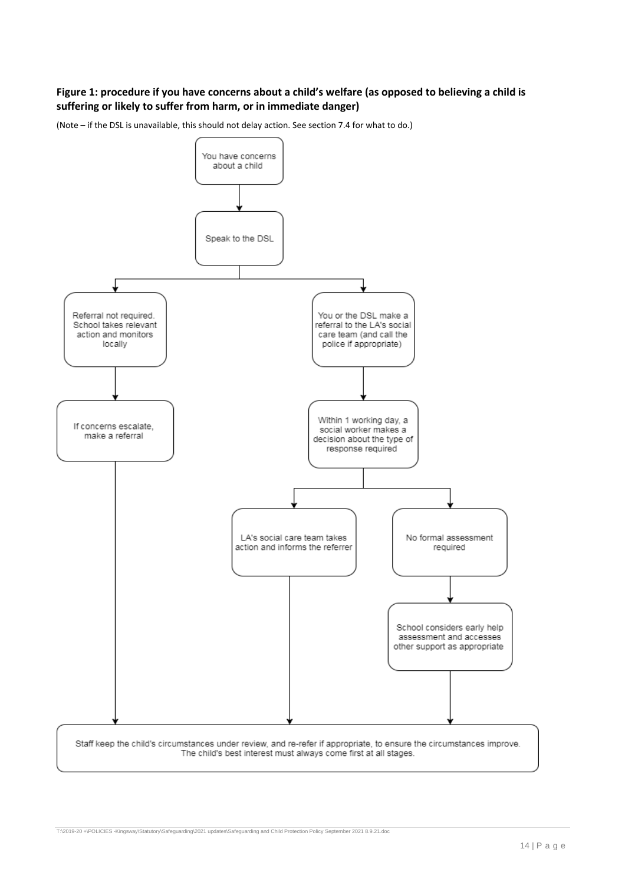**Figure 1: procedure if you have concerns about a child's welfare (as opposed to believing a child is suffering or likely to suffer from harm, or in immediate danger)**

(Note – if the DSL is unavailable, this should not delay action. See section 7.4 for what to do.)

You have concerns about a child

Speak to the DSL

Referral not required. School takes relevant action and monitors locally

If concerns escalate, make a referral

You or the DSL make a referral to the LA's social care team (and call the police if appropriate)

Within 1 working day, a social worker makes a decision about the type of response required

LA's social care team takes action and informs the referrer

No formal assessment required

School considers early help assessment and accesses other support as appropriate

Staff keep the child's circumstances under review, and re-refer if appropriate, to ensure the circumstances improve. The child's best interest must always come first at all stages.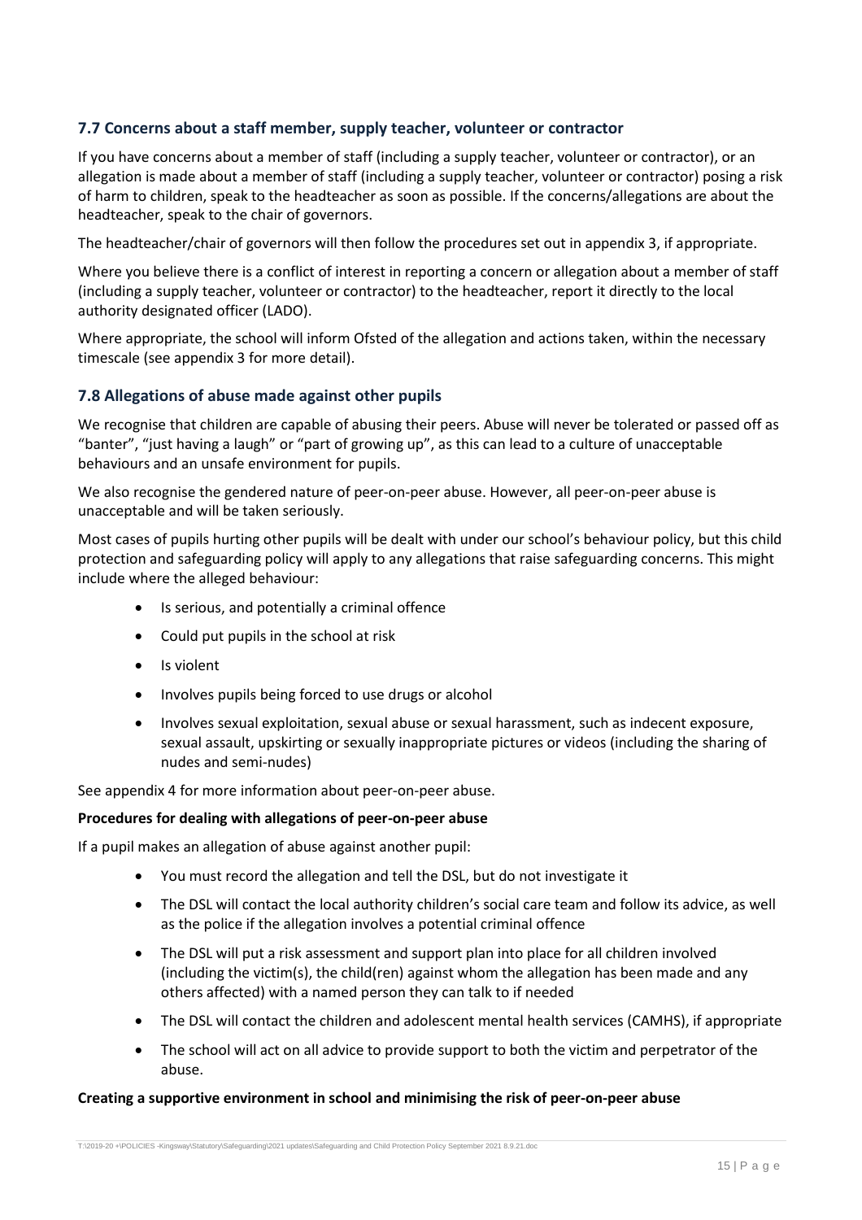### 7.7 Concerns about a staff member, supply teacher, volunteer or contractor

If you have concerns about a member of staff (including a supply teacher, volunteer or contractor), or an allegation is made about a member of staff (including a supply teacher, volunteer or contractor) posing a risk of harm to children, speak to the headteacher as soon as possible. If the concerns/allegations are about the headteacher, speak to the chair of governors.

The headteacher/chair of governors will then follow the procedures set out in appendix 3, if appropriate.

Where you believe there is a conflict of interest in reporting a concern or allegation about a member of staff (including a supply teacher, volunteer or contractor) to the headteacher, report it directly to the local authority designated officer (LADO).

Where appropriate, the school will inform Ofsted of the allegation and actions taken, within the necessary timescale (see appendix 3 for more detail).

### 7.8 Allegations of abuse made against other pupils

We recognise that children are capable of abusing their peers. Abuse will never be tolerated or passed off as "banter", "just having a laugh" or "part of growing up", as this can lead to a culture of unacceptable behaviours and an unsafe environment for pupils.

We also recognise the gendered nature of peer-on-peer abuse. However, all peer-on-peer abuse is unacceptable and will be taken seriously.

Most cases of pupils hurting other pupils will be dealt with under our school's behaviour policy, but this child protection and safeguarding policy will apply to any allegations that raise safeguarding concerns. This might include where the alleged behaviour:

- Is serious, and potentially a criminal offence
- Could put pupils in the school at risk
- Is violent
- Involves pupils being forced to use drugs or alcohol
- Involves sexual exploitation, sexual abuse or sexual harassment, such as indecent exposure, sexual assault, upskirting or sexually inappropriate pictures or videos (including the sharing of nudes and semi-nudes)

See appendix 4 for more information about peer-on-peer abuse.

**Procedures for dealing with allegations of peer-on-peer abuse**

If a pupil makes an allegation of abuse against another pupil:

- You must record the allegation and tell the DSL, but do not investigate it
- The DSL will contact the local authority children's social care team and follow its advice, as well as the police if the allegation involves a potential criminal offence
- The DSL will put a risk assessment and support plan into place for all children involved (including the victim(s), the child(ren) against whom the allegation has been made and any others affected) with a named person they can talk to if needed
- The DSL will contact the children and adolescent mental health services (CAMHS), if appropriate
- The school will act on all advice to provide support to both the victim and perpetrator of the abuse.

**Creating a supportive environment in school and minimising the risk of peer-on-peer abuse**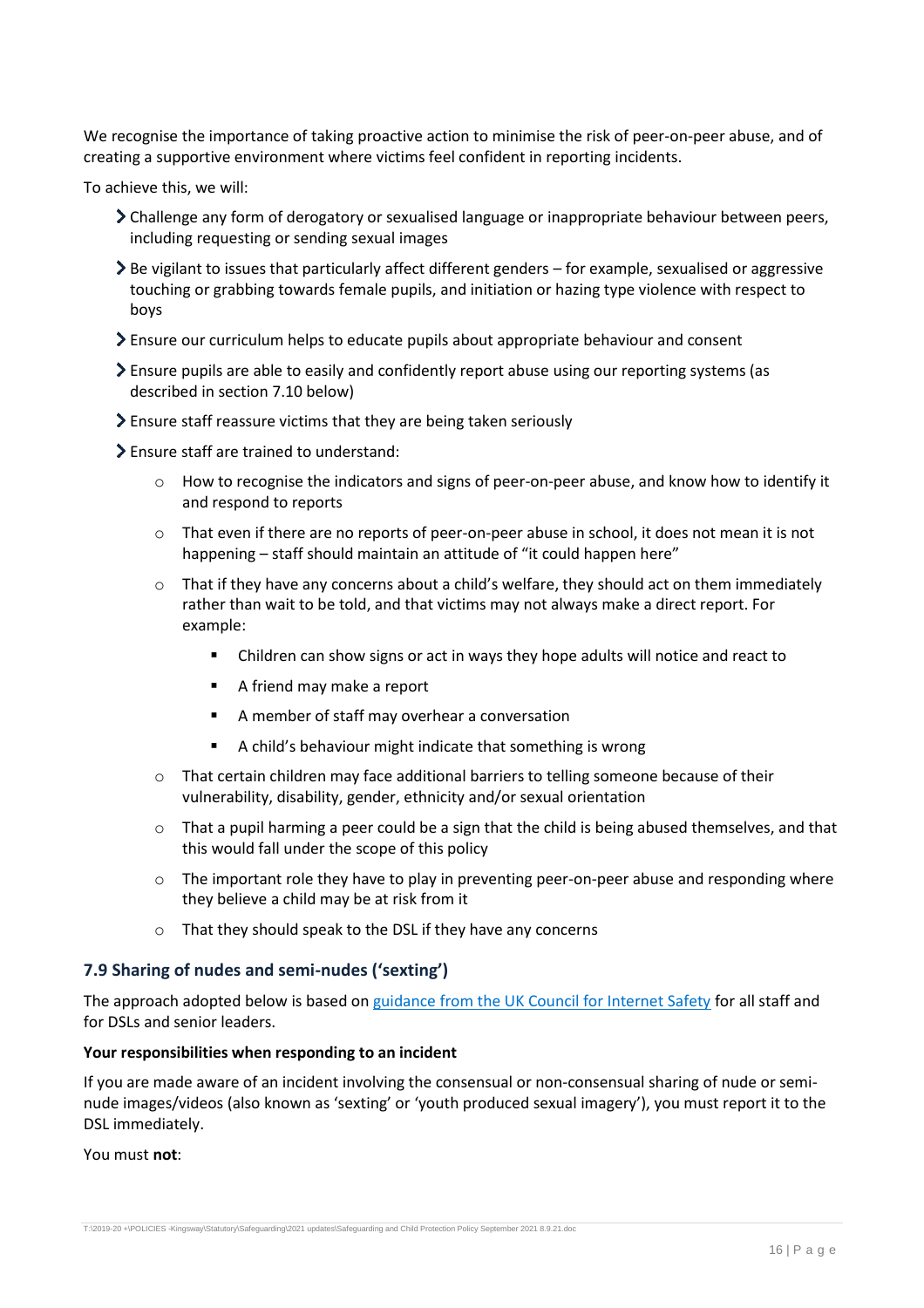We recognise the importance of taking proactive action to minimise the risk of peer-on-peer abuse, and of creating a supportive environment where victims feel confident in reporting incidents.

To achieve this, we will:

- Challenge any form of derogatory or sexualised language or inappropriate behaviour between peers, including requesting or sending sexual images
- Be vigilant to issues that particularly affect different genders – for example, sexualised or aggressive touching or grabbing towards female pupils, and initiation or hazing type violence with respect to boys
- Ensure our curriculum helps to educate pupils about appropriate behaviour and consent
- Ensure pupils are able to easily and confidently report abuse using our reporting systems (as described in section 7.10 below)
- Ensure staff reassure victims that they are being taken seriously
- Ensure staff are trained to understand:
    - How to recognise the indicators and signs of peer-on-peer abuse, and know how to identify it and respond to reports
    - That even if there are no reports of peer-on-peer abuse in school, it does not mean it is not happening – staff should maintain an attitude of "it could happen here"
    - That if they have any concerns about a child's welfare, they should act on them immediately rather than wait to be told, and that victims may not always make a direct report. For example:
        - Children can show signs or act in ways they hope adults will notice and react to
        - A friend may make a report
        - A member of staff may overhear a conversation
        - A child's behaviour might indicate that something is wrong
    - That certain children may face additional barriers to telling someone because of their vulnerability, disability, gender, ethnicity and/or sexual orientation
    - That a pupil harming a peer could be a sign that the child is being abused themselves, and that this would fall under the scope of this policy
    - The important role they have to play in preventing peer-on-peer abuse and responding where they believe a child may be at risk from it
    - That they should speak to the DSL if they have any concerns

### 7.9 Sharing of nudes and semi-nudes ('sexting')

The approach adopted below is based on guidance from the UK Council for Internet Safety for all staff and for DSLs and senior leaders.

**Your responsibilities when responding to an incident**

If you are made aware of an incident involving the consensual or non-consensual sharing of nude or semi-nude images/videos (also known as 'sexting' or 'youth produced sexual imagery'), you must report it to the DSL immediately.

You must **not**: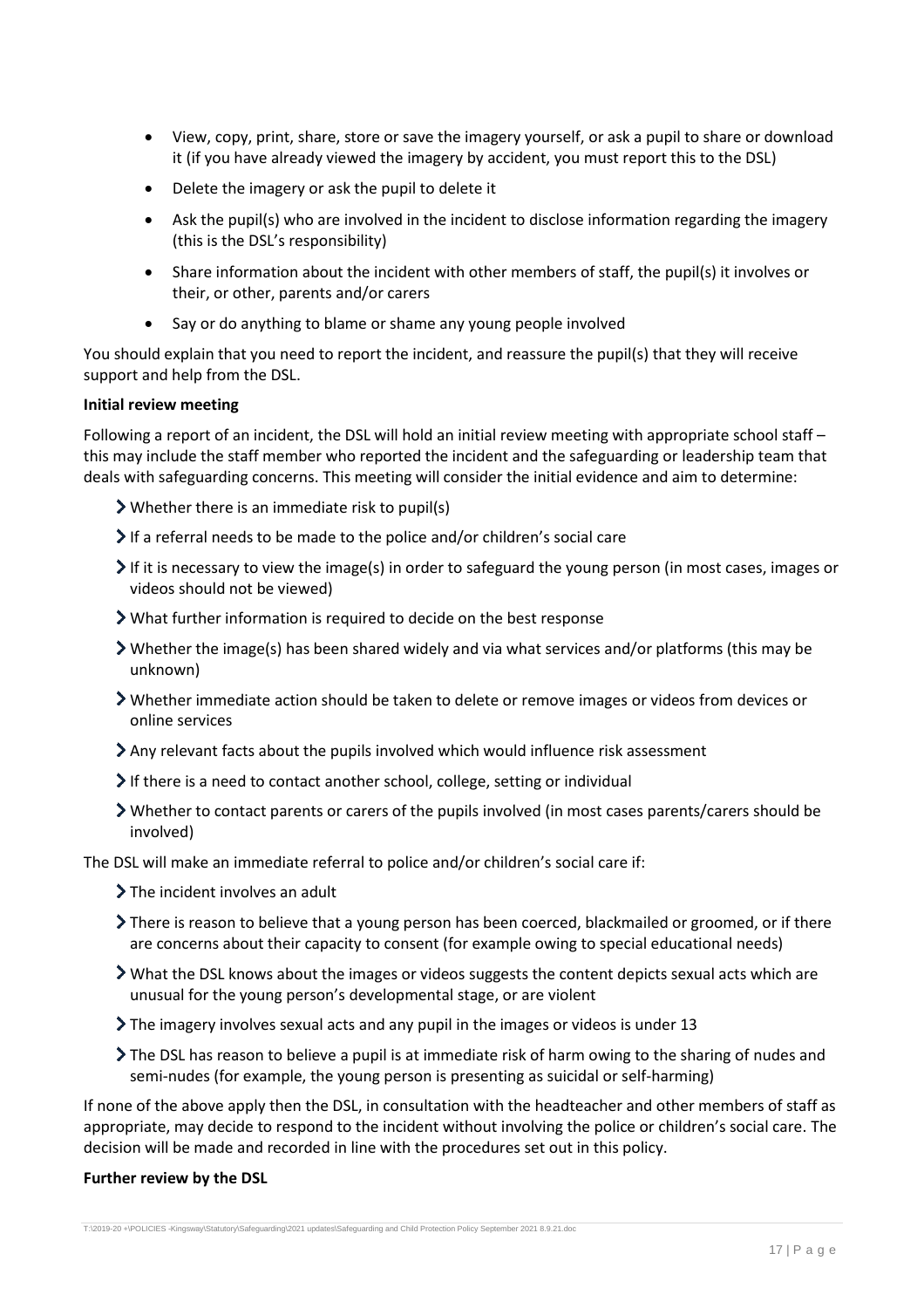- View, copy, print, share, store or save the imagery yourself, or ask a pupil to share or download it (if you have already viewed the imagery by accident, you must report this to the DSL)
- Delete the imagery or ask the pupil to delete it
- Ask the pupil(s) who are involved in the incident to disclose information regarding the imagery (this is the DSL's responsibility)
- Share information about the incident with other members of staff, the pupil(s) it involves or their, or other, parents and/or carers
- Say or do anything to blame or shame any young people involved

You should explain that you need to report the incident, and reassure the pupil(s) that they will receive support and help from the DSL.

**Initial review meeting**

Following a report of an incident, the DSL will hold an initial review meeting with appropriate school staff – this may include the staff member who reported the incident and the safeguarding or leadership team that deals with safeguarding concerns. This meeting will consider the initial evidence and aim to determine:

- Whether there is an immediate risk to pupil(s)
- If a referral needs to be made to the police and/or children's social care
- If it is necessary to view the image(s) in order to safeguard the young person (in most cases, images or videos should not be viewed)
- What further information is required to decide on the best response
- Whether the image(s) has been shared widely and via what services and/or platforms (this may be unknown)
- Whether immediate action should be taken to delete or remove images or videos from devices or online services
- Any relevant facts about the pupils involved which would influence risk assessment
- If there is a need to contact another school, college, setting or individual
- Whether to contact parents or carers of the pupils involved (in most cases parents/carers should be involved)

The DSL will make an immediate referral to police and/or children's social care if:

- The incident involves an adult
- There is reason to believe that a young person has been coerced, blackmailed or groomed, or if there are concerns about their capacity to consent (for example owing to special educational needs)
- What the DSL knows about the images or videos suggests the content depicts sexual acts which are unusual for the young person's developmental stage, or are violent
- The imagery involves sexual acts and any pupil in the images or videos is under 13
- The DSL has reason to believe a pupil is at immediate risk of harm owing to the sharing of nudes and semi-nudes (for example, the young person is presenting as suicidal or self-harming)

If none of the above apply then the DSL, in consultation with the headteacher and other members of staff as appropriate, may decide to respond to the incident without involving the police or children's social care. The decision will be made and recorded in line with the procedures set out in this policy.

**Further review by the DSL**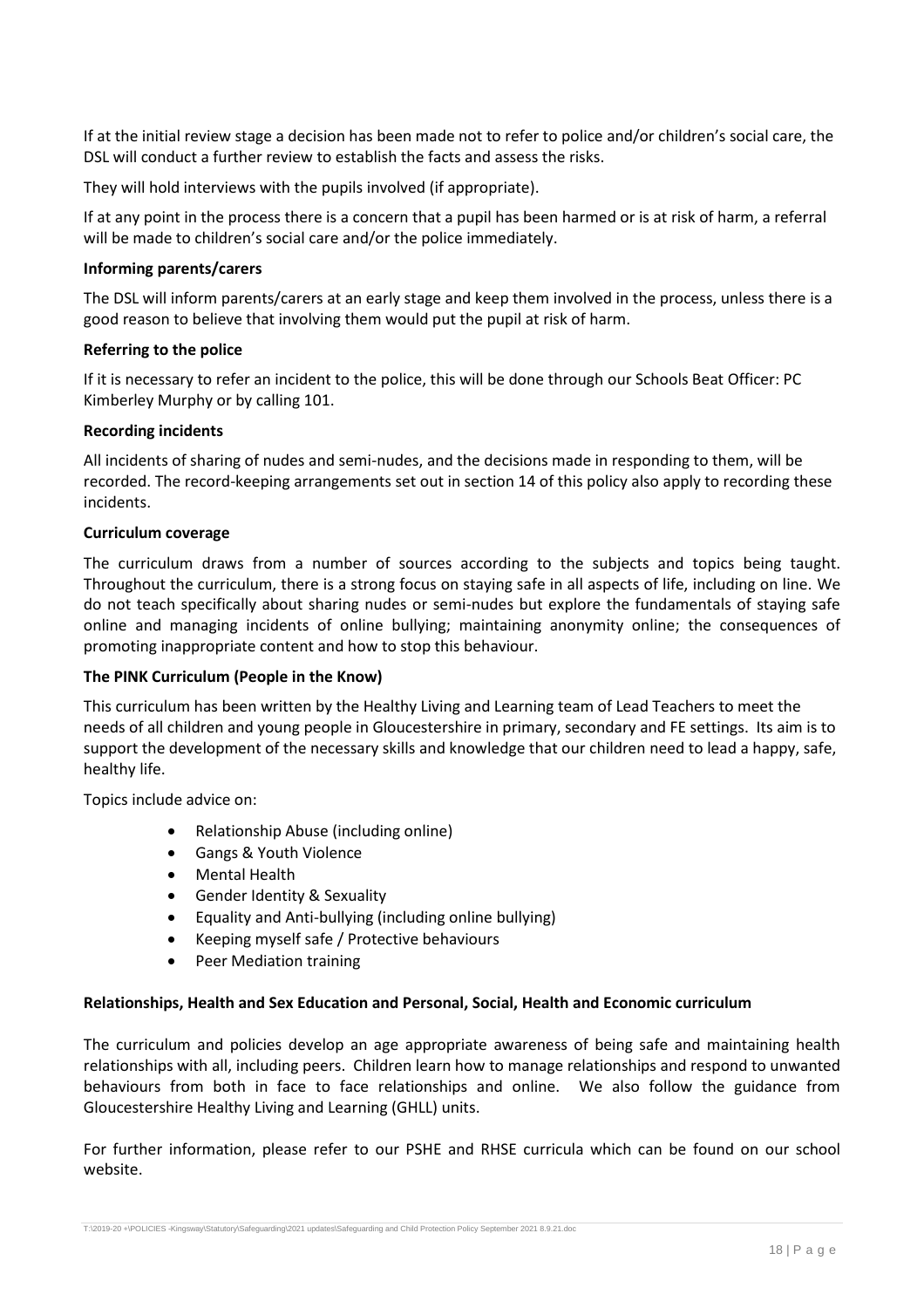If at the initial review stage a decision has been made not to refer to police and/or children's social care, the DSL will conduct a further review to establish the facts and assess the risks.

They will hold interviews with the pupils involved (if appropriate).

If at any point in the process there is a concern that a pupil has been harmed or is at risk of harm, a referral will be made to children's social care and/or the police immediately.

**Informing parents/carers**

The DSL will inform parents/carers at an early stage and keep them involved in the process, unless there is a good reason to believe that involving them would put the pupil at risk of harm.

**Referring to the police**

If it is necessary to refer an incident to the police, this will be done through our Schools Beat Officer: PC Kimberley Murphy or by calling 101.

**Recording incidents**

All incidents of sharing of nudes and semi-nudes, and the decisions made in responding to them, will be recorded. The record-keeping arrangements set out in section 14 of this policy also apply to recording these incidents.

**Curriculum coverage**

The curriculum draws from a number of sources according to the subjects and topics being taught. Throughout the curriculum, there is a strong focus on staying safe in all aspects of life, including on line. We do not teach specifically about sharing nudes or semi-nudes but explore the fundamentals of staying safe online and managing incidents of online bullying; maintaining anonymity online; the consequences of promoting inappropriate content and how to stop this behaviour.

**The PINK Curriculum (People in the Know)**

This curriculum has been written by the Healthy Living and Learning team of Lead Teachers to meet the needs of all children and young people in Gloucestershire in primary, secondary and FE settings. Its aim is to support the development of the necessary skills and knowledge that our children need to lead a happy, safe, healthy life.

Topics include advice on:

- Relationship Abuse (including online)
- Gangs & Youth Violence
- Mental Health
- Gender Identity & Sexuality
- Equality and Anti-bullying (including online bullying)
- Keeping myself safe / Protective behaviours
- Peer Mediation training

**Relationships, Health and Sex Education and Personal, Social, Health and Economic curriculum**

The curriculum and policies develop an age appropriate awareness of being safe and maintaining health relationships with all, including peers. Children learn how to manage relationships and respond to unwanted behaviours from both in face to face relationships and online. We also follow the guidance from Gloucestershire Healthy Living and Learning (GHLL) units.

For further information, please refer to our PSHE and RHSE curricula which can be found on our school website.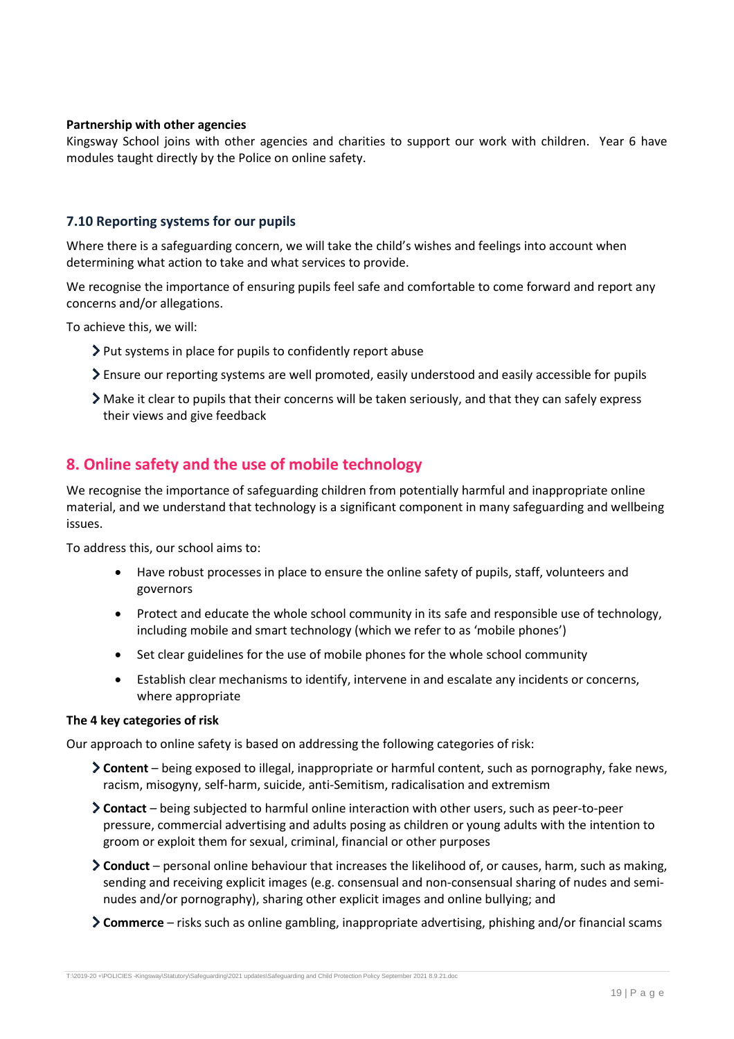**Partnership with other agencies**

Kingsway School joins with other agencies and charities to support our work with children. Year 6 have modules taught directly by the Police on online safety.

### 7.10 Reporting systems for our pupils

Where there is a safeguarding concern, we will take the child's wishes and feelings into account when determining what action to take and what services to provide.

We recognise the importance of ensuring pupils feel safe and comfortable to come forward and report any concerns and/or allegations.

To achieve this, we will:

- Put systems in place for pupils to confidently report abuse
- Ensure our reporting systems are well promoted, easily understood and easily accessible for pupils
- Make it clear to pupils that their concerns will be taken seriously, and that they can safely express their views and give feedback

## 8. Online safety and the use of mobile technology

We recognise the importance of safeguarding children from potentially harmful and inappropriate online material, and we understand that technology is a significant component in many safeguarding and wellbeing issues.

To address this, our school aims to:

- Have robust processes in place to ensure the online safety of pupils, staff, volunteers and governors
- Protect and educate the whole school community in its safe and responsible use of technology, including mobile and smart technology (which we refer to as 'mobile phones')
- Set clear guidelines for the use of mobile phones for the whole school community
- Establish clear mechanisms to identify, intervene in and escalate any incidents or concerns, where appropriate

**The 4 key categories of risk**

Our approach to online safety is based on addressing the following categories of risk:

- **Content** – being exposed to illegal, inappropriate or harmful content, such as pornography, fake news, racism, misogyny, self-harm, suicide, anti-Semitism, radicalisation and extremism
- **Contact** – being subjected to harmful online interaction with other users, such as peer-to-peer pressure, commercial advertising and adults posing as children or young adults with the intention to groom or exploit them for sexual, criminal, financial or other purposes
- **Conduct** – personal online behaviour that increases the likelihood of, or causes, harm, such as making, sending and receiving explicit images (e.g. consensual and non-consensual sharing of nudes and semi-nudes and/or pornography), sharing other explicit images and online bullying; and
- **Commerce** – risks such as online gambling, inappropriate advertising, phishing and/or financial scams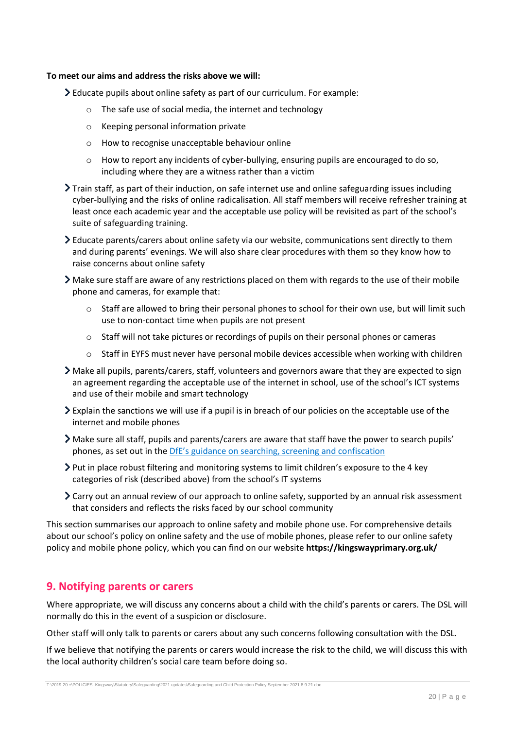**To meet our aims and address the risks above we will:**

- Educate pupils about online safety as part of our curriculum. For example:
    - The safe use of social media, the internet and technology
    - Keeping personal information private
    - How to recognise unacceptable behaviour online
    - How to report any incidents of cyber-bullying, ensuring pupils are encouraged to do so, including where they are a witness rather than a victim
- Train staff, as part of their induction, on safe internet use and online safeguarding issues including cyber-bullying and the risks of online radicalisation. All staff members will receive refresher training at least once each academic year and the acceptable use policy will be revisited as part of the school's suite of safeguarding training.
- Educate parents/carers about online safety via our website, communications sent directly to them and during parents' evenings. We will also share clear procedures with them so they know how to raise concerns about online safety
- Make sure staff are aware of any restrictions placed on them with regards to the use of their mobile phone and cameras, for example that:
    - Staff are allowed to bring their personal phones to school for their own use, but will limit such use to non-contact time when pupils are not present
    - Staff will not take pictures or recordings of pupils on their personal phones or cameras
    - Staff in EYFS must never have personal mobile devices accessible when working with children
- Make all pupils, parents/carers, staff, volunteers and governors aware that they are expected to sign an agreement regarding the acceptable use of the internet in school, use of the school's ICT systems and use of their mobile and smart technology
- Explain the sanctions we will use if a pupil is in breach of our policies on the acceptable use of the internet and mobile phones
- Make sure all staff, pupils and parents/carers are aware that staff have the power to search pupils' phones, as set out in the [DfE's guidance on searching, screening and confiscation]
- Put in place robust filtering and monitoring systems to limit children's exposure to the 4 key categories of risk (described above) from the school's IT systems
- Carry out an annual review of our approach to online safety, supported by an annual risk assessment that considers and reflects the risks faced by our school community

This section summarises our approach to online safety and mobile phone use. For comprehensive details about our school's policy on online safety and the use of mobile phones, please refer to our online safety policy and mobile phone policy, which you can find on our website **https://kingswayprimary.org.uk/**

## 9. Notifying parents or carers

Where appropriate, we will discuss any concerns about a child with the child's parents or carers. The DSL will normally do this in the event of a suspicion or disclosure.

Other staff will only talk to parents or carers about any such concerns following consultation with the DSL.

If we believe that notifying the parents or carers would increase the risk to the child, we will discuss this with the local authority children's social care team before doing so.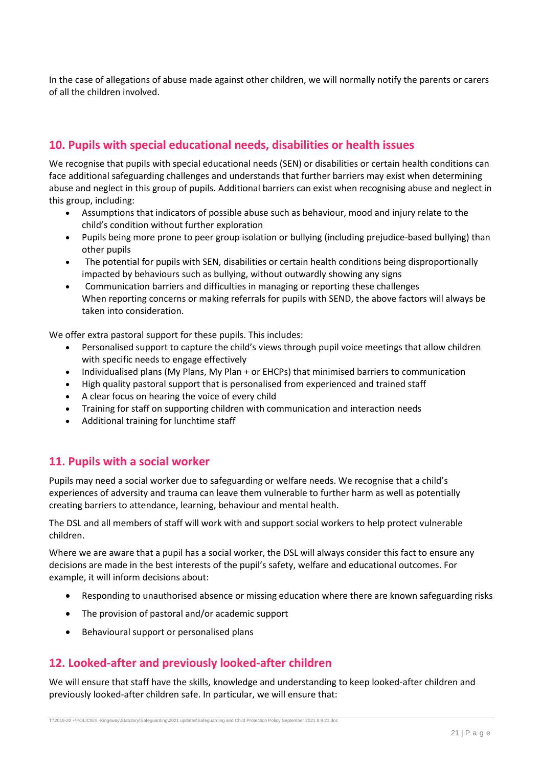In the case of allegations of abuse made against other children, we will normally notify the parents or carers of all the children involved.

## 10. Pupils with special educational needs, disabilities or health issues

We recognise that pupils with special educational needs (SEN) or disabilities or certain health conditions can face additional safeguarding challenges and understands that further barriers may exist when determining abuse and neglect in this group of pupils. Additional barriers can exist when recognising abuse and neglect in this group, including:

- Assumptions that indicators of possible abuse such as behaviour, mood and injury relate to the child's condition without further exploration
- Pupils being more prone to peer group isolation or bullying (including prejudice-based bullying) than other pupils
- The potential for pupils with SEN, disabilities or certain health conditions being disproportionally impacted by behaviours such as bullying, without outwardly showing any signs
- Communication barriers and difficulties in managing or reporting these challenges
  When reporting concerns or making referrals for pupils with SEND, the above factors will always be taken into consideration.

We offer extra pastoral support for these pupils. This includes:

- Personalised support to capture the child's views through pupil voice meetings that allow children with specific needs to engage effectively
- Individualised plans (My Plans, My Plan + or EHCPs) that minimised barriers to communication
- High quality pastoral support that is personalised from experienced and trained staff
- A clear focus on hearing the voice of every child
- Training for staff on supporting children with communication and interaction needs
- Additional training for lunchtime staff

## 11. Pupils with a social worker

Pupils may need a social worker due to safeguarding or welfare needs. We recognise that a child's experiences of adversity and trauma can leave them vulnerable to further harm as well as potentially creating barriers to attendance, learning, behaviour and mental health.

The DSL and all members of staff will work with and support social workers to help protect vulnerable children.

Where we are aware that a pupil has a social worker, the DSL will always consider this fact to ensure any decisions are made in the best interests of the pupil's safety, welfare and educational outcomes. For example, it will inform decisions about:

- Responding to unauthorised absence or missing education where there are known safeguarding risks
- The provision of pastoral and/or academic support
- Behavioural support or personalised plans

## 12. Looked-after and previously looked-after children

We will ensure that staff have the skills, knowledge and understanding to keep looked-after children and previously looked-after children safe. In particular, we will ensure that: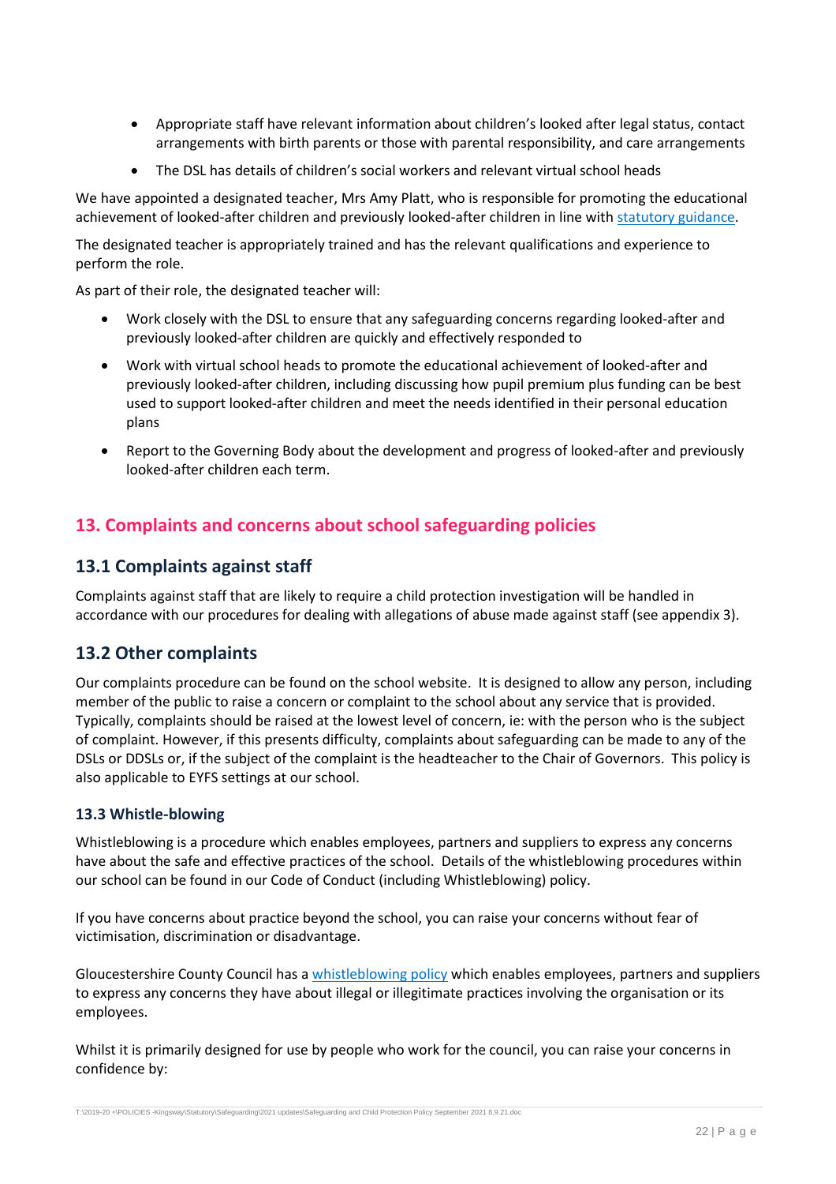- Appropriate staff have relevant information about children's looked after legal status, contact arrangements with birth parents or those with parental responsibility, and care arrangements
- The DSL has details of children's social workers and relevant virtual school heads

We have appointed a designated teacher, Mrs Amy Platt, who is responsible for promoting the educational achievement of looked-after children and previously looked-after children in line with statutory guidance.

The designated teacher is appropriately trained and has the relevant qualifications and experience to perform the role.

As part of their role, the designated teacher will:

- Work closely with the DSL to ensure that any safeguarding concerns regarding looked-after and previously looked-after children are quickly and effectively responded to
- Work with virtual school heads to promote the educational achievement of looked-after and previously looked-after children, including discussing how pupil premium plus funding can be best used to support looked-after children and meet the needs identified in their personal education plans
- Report to the Governing Body about the development and progress of looked-after and previously looked-after children each term.

## 13. Complaints and concerns about school safeguarding policies

### 13.1 Complaints against staff

Complaints against staff that are likely to require a child protection investigation will be handled in accordance with our procedures for dealing with allegations of abuse made against staff (see appendix 3).

### 13.2 Other complaints

Our complaints procedure can be found on the school website. It is designed to allow any person, including member of the public to raise a concern or complaint to the school about any service that is provided. Typically, complaints should be raised at the lowest level of concern, ie: with the person who is the subject of complaint. However, if this presents difficulty, complaints about safeguarding can be made to any of the DSLs or DDSLs or, if the subject of the complaint is the headteacher to the Chair of Governors. This policy is also applicable to EYFS settings at our school.

#### 13.3 Whistle-blowing

Whistleblowing is a procedure which enables employees, partners and suppliers to express any concerns have about the safe and effective practices of the school. Details of the whistleblowing procedures within our school can be found in our Code of Conduct (including Whistleblowing) policy.

If you have concerns about practice beyond the school, you can raise your concerns without fear of victimisation, discrimination or disadvantage.

Gloucestershire County Council has a whistleblowing policy which enables employees, partners and suppliers to express any concerns they have about illegal or illegitimate practices involving the organisation or its employees.

Whilst it is primarily designed for use by people who work for the council, you can raise your concerns in confidence by: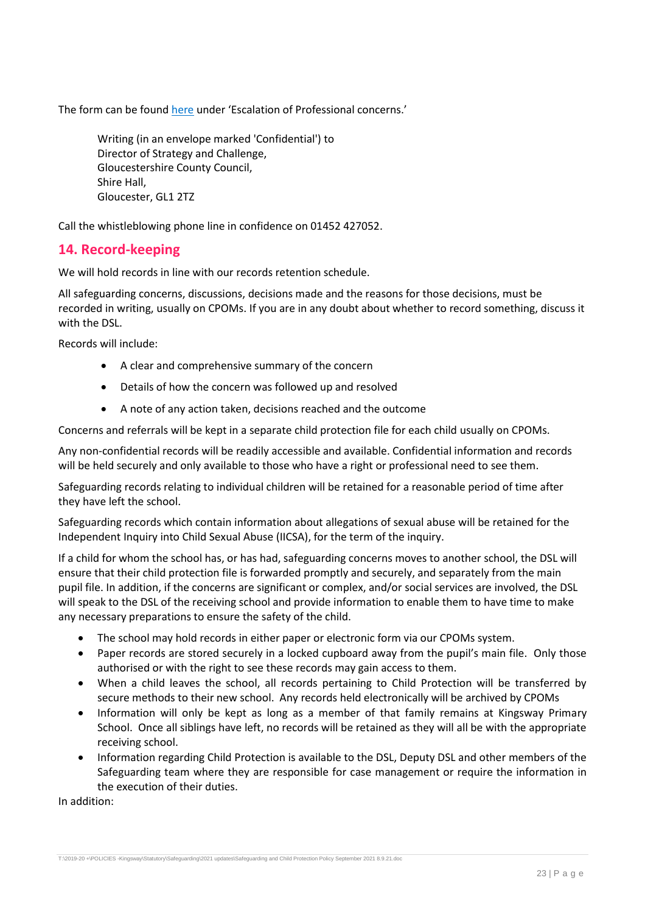The form can be found here under 'Escalation of Professional concerns.'

Writing (in an envelope marked 'Confidential') to
Director of Strategy and Challenge,
Gloucestershire County Council,
Shire Hall,
Gloucester, GL1 2TZ

Call the whistleblowing phone line in confidence on 01452 427052.

## 14. Record-keeping

We will hold records in line with our records retention schedule.

All safeguarding concerns, discussions, decisions made and the reasons for those decisions, must be recorded in writing, usually on CPOMs. If you are in any doubt about whether to record something, discuss it with the DSL.

Records will include:

- A clear and comprehensive summary of the concern
- Details of how the concern was followed up and resolved
- A note of any action taken, decisions reached and the outcome

Concerns and referrals will be kept in a separate child protection file for each child usually on CPOMs.

Any non-confidential records will be readily accessible and available. Confidential information and records will be held securely and only available to those who have a right or professional need to see them.

Safeguarding records relating to individual children will be retained for a reasonable period of time after they have left the school.

Safeguarding records which contain information about allegations of sexual abuse will be retained for the Independent Inquiry into Child Sexual Abuse (IICSA), for the term of the inquiry.

If a child for whom the school has, or has had, safeguarding concerns moves to another school, the DSL will ensure that their child protection file is forwarded promptly and securely, and separately from the main pupil file. In addition, if the concerns are significant or complex, and/or social services are involved, the DSL will speak to the DSL of the receiving school and provide information to enable them to have time to make any necessary preparations to ensure the safety of the child.

- The school may hold records in either paper or electronic form via our CPOMs system.
- Paper records are stored securely in a locked cupboard away from the pupil's main file. Only those authorised or with the right to see these records may gain access to them.
- When a child leaves the school, all records pertaining to Child Protection will be transferred by secure methods to their new school. Any records held electronically will be archived by CPOMs
- Information will only be kept as long as a member of that family remains at Kingsway Primary School. Once all siblings have left, no records will be retained as they will all be with the appropriate receiving school.
- Information regarding Child Protection is available to the DSL, Deputy DSL and other members of the Safeguarding team where they are responsible for case management or require the information in the execution of their duties.

In addition: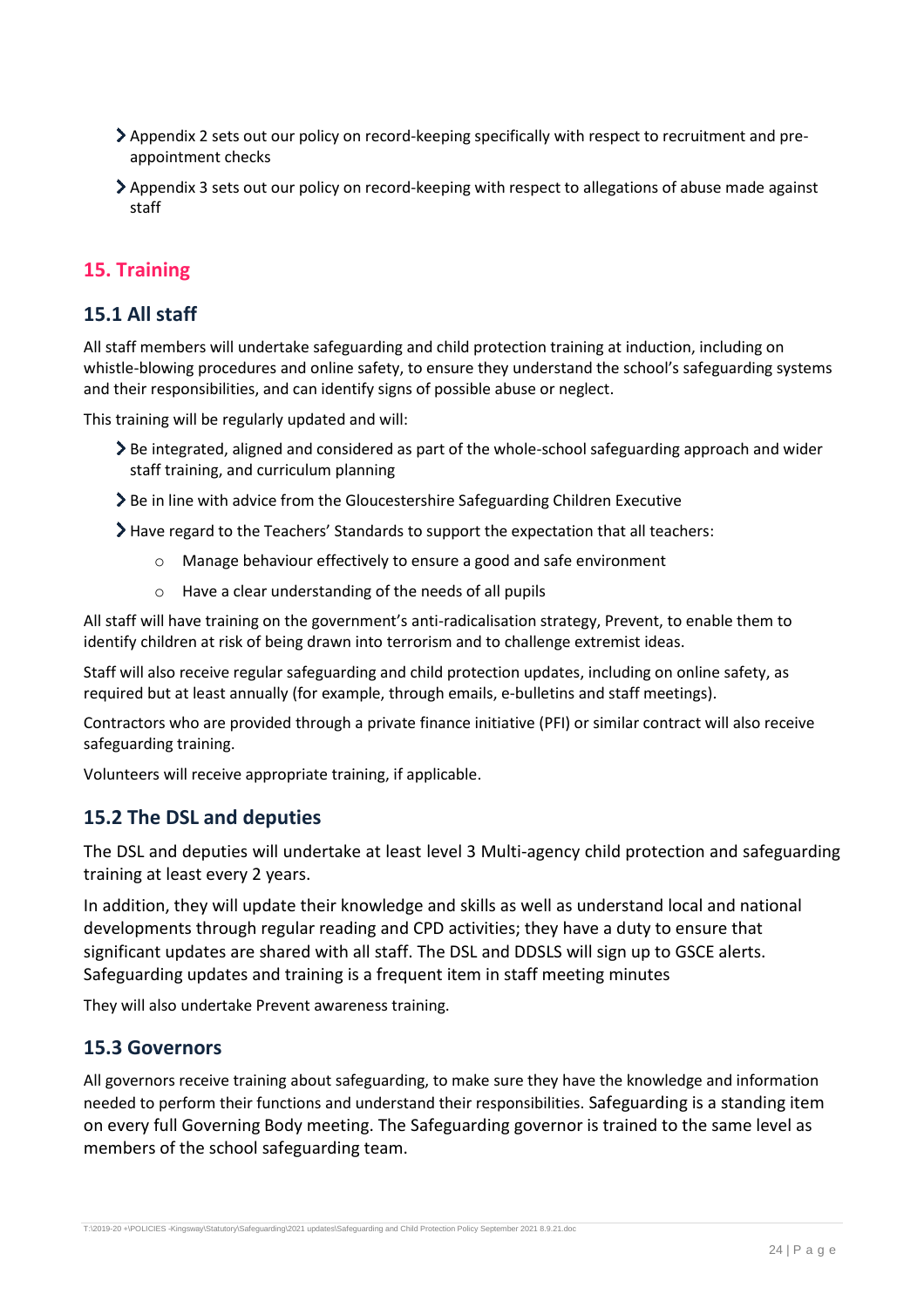- Appendix 2 sets out our policy on record-keeping specifically with respect to recruitment and pre-appointment checks
- Appendix 3 sets out our policy on record-keeping with respect to allegations of abuse made against staff

## 15. Training

### 15.1 All staff

All staff members will undertake safeguarding and child protection training at induction, including on whistle-blowing procedures and online safety, to ensure they understand the school's safeguarding systems and their responsibilities, and can identify signs of possible abuse or neglect.

This training will be regularly updated and will:

- Be integrated, aligned and considered as part of the whole-school safeguarding approach and wider staff training, and curriculum planning
- Be in line with advice from the Gloucestershire Safeguarding Children Executive
- Have regard to the Teachers' Standards to support the expectation that all teachers:
    - Manage behaviour effectively to ensure a good and safe environment
    - Have a clear understanding of the needs of all pupils

All staff will have training on the government's anti-radicalisation strategy, Prevent, to enable them to identify children at risk of being drawn into terrorism and to challenge extremist ideas.

Staff will also receive regular safeguarding and child protection updates, including on online safety, as required but at least annually (for example, through emails, e-bulletins and staff meetings).

Contractors who are provided through a private finance initiative (PFI) or similar contract will also receive safeguarding training.

Volunteers will receive appropriate training, if applicable.

### 15.2 The DSL and deputies

The DSL and deputies will undertake at least level 3 Multi-agency child protection and safeguarding training at least every 2 years.

In addition, they will update their knowledge and skills as well as understand local and national developments through regular reading and CPD activities; they have a duty to ensure that significant updates are shared with all staff. The DSL and DDSLS will sign up to GSCE alerts. Safeguarding updates and training is a frequent item in staff meeting minutes

They will also undertake Prevent awareness training.

### 15.3 Governors

All governors receive training about safeguarding, to make sure they have the knowledge and information needed to perform their functions and understand their responsibilities. Safeguarding is a standing item on every full Governing Body meeting. The Safeguarding governor is trained to the same level as members of the school safeguarding team.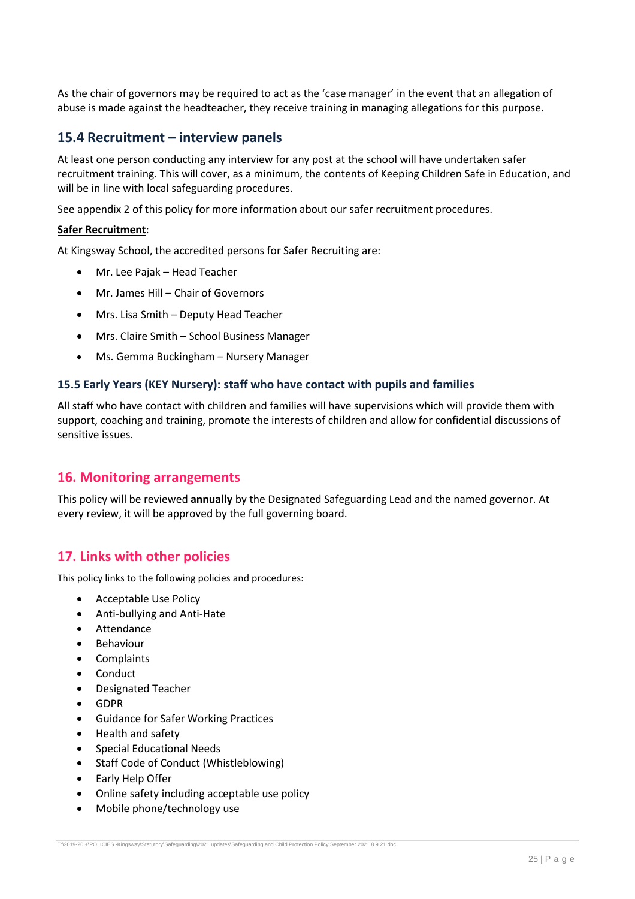As the chair of governors may be required to act as the 'case manager' in the event that an allegation of abuse is made against the headteacher, they receive training in managing allegations for this purpose.

### 15.4 Recruitment – interview panels

At least one person conducting any interview for any post at the school will have undertaken safer recruitment training. This will cover, as a minimum, the contents of Keeping Children Safe in Education, and will be in line with local safeguarding procedures.

See appendix 2 of this policy for more information about our safer recruitment procedures.

**Safer Recruitment**:

At Kingsway School, the accredited persons for Safer Recruiting are:

- Mr. Lee Pajak – Head Teacher
- Mr. James Hill – Chair of Governors
- Mrs. Lisa Smith – Deputy Head Teacher
- Mrs. Claire Smith – School Business Manager
- Ms. Gemma Buckingham – Nursery Manager

### 15.5 Early Years (KEY Nursery): staff who have contact with pupils and families

All staff who have contact with children and families will have supervisions which will provide them with support, coaching and training, promote the interests of children and allow for confidential discussions of sensitive issues.

## 16. Monitoring arrangements

This policy will be reviewed **annually** by the Designated Safeguarding Lead and the named governor. At every review, it will be approved by the full governing board.

## 17. Links with other policies

This policy links to the following policies and procedures:

- Acceptable Use Policy
- Anti-bullying and Anti-Hate
- Attendance
- Behaviour
- Complaints
- Conduct
- Designated Teacher
- GDPR
- Guidance for Safer Working Practices
- Health and safety
- Special Educational Needs
- Staff Code of Conduct (Whistleblowing)
- Early Help Offer
- Online safety including acceptable use policy
- Mobile phone/technology use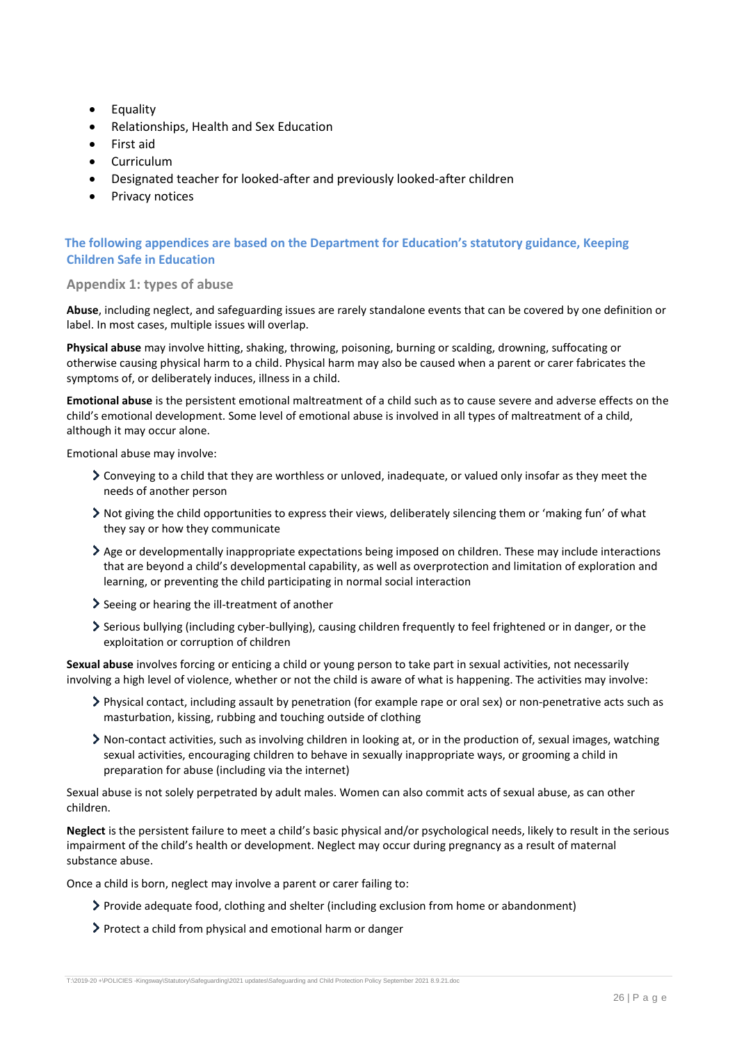- Equality
- Relationships, Health and Sex Education
- First aid
- Curriculum
- Designated teacher for looked-after and previously looked-after children
- Privacy notices

## The following appendices are based on the Department for Education's statutory guidance, Keeping Children Safe in Education

### Appendix 1: types of abuse

**Abuse**, including neglect, and safeguarding issues are rarely standalone events that can be covered by one definition or label. In most cases, multiple issues will overlap.

**Physical abuse** may involve hitting, shaking, throwing, poisoning, burning or scalding, drowning, suffocating or otherwise causing physical harm to a child. Physical harm may also be caused when a parent or carer fabricates the symptoms of, or deliberately induces, illness in a child.

**Emotional abuse** is the persistent emotional maltreatment of a child such as to cause severe and adverse effects on the child's emotional development. Some level of emotional abuse is involved in all types of maltreatment of a child, although it may occur alone.

Emotional abuse may involve:

- Conveying to a child that they are worthless or unloved, inadequate, or valued only insofar as they meet the needs of another person
- Not giving the child opportunities to express their views, deliberately silencing them or 'making fun' of what they say or how they communicate
- Age or developmentally inappropriate expectations being imposed on children. These may include interactions that are beyond a child's developmental capability, as well as overprotection and limitation of exploration and learning, or preventing the child participating in normal social interaction
- Seeing or hearing the ill-treatment of another
- Serious bullying (including cyber-bullying), causing children frequently to feel frightened or in danger, or the exploitation or corruption of children

**Sexual abuse** involves forcing or enticing a child or young person to take part in sexual activities, not necessarily involving a high level of violence, whether or not the child is aware of what is happening. The activities may involve:

- Physical contact, including assault by penetration (for example rape or oral sex) or non-penetrative acts such as masturbation, kissing, rubbing and touching outside of clothing
- Non-contact activities, such as involving children in looking at, or in the production of, sexual images, watching sexual activities, encouraging children to behave in sexually inappropriate ways, or grooming a child in preparation for abuse (including via the internet)

Sexual abuse is not solely perpetrated by adult males. Women can also commit acts of sexual abuse, as can other children.

**Neglect** is the persistent failure to meet a child's basic physical and/or psychological needs, likely to result in the serious impairment of the child's health or development. Neglect may occur during pregnancy as a result of maternal substance abuse.

Once a child is born, neglect may involve a parent or carer failing to:

- Provide adequate food, clothing and shelter (including exclusion from home or abandonment)
- Protect a child from physical and emotional harm or danger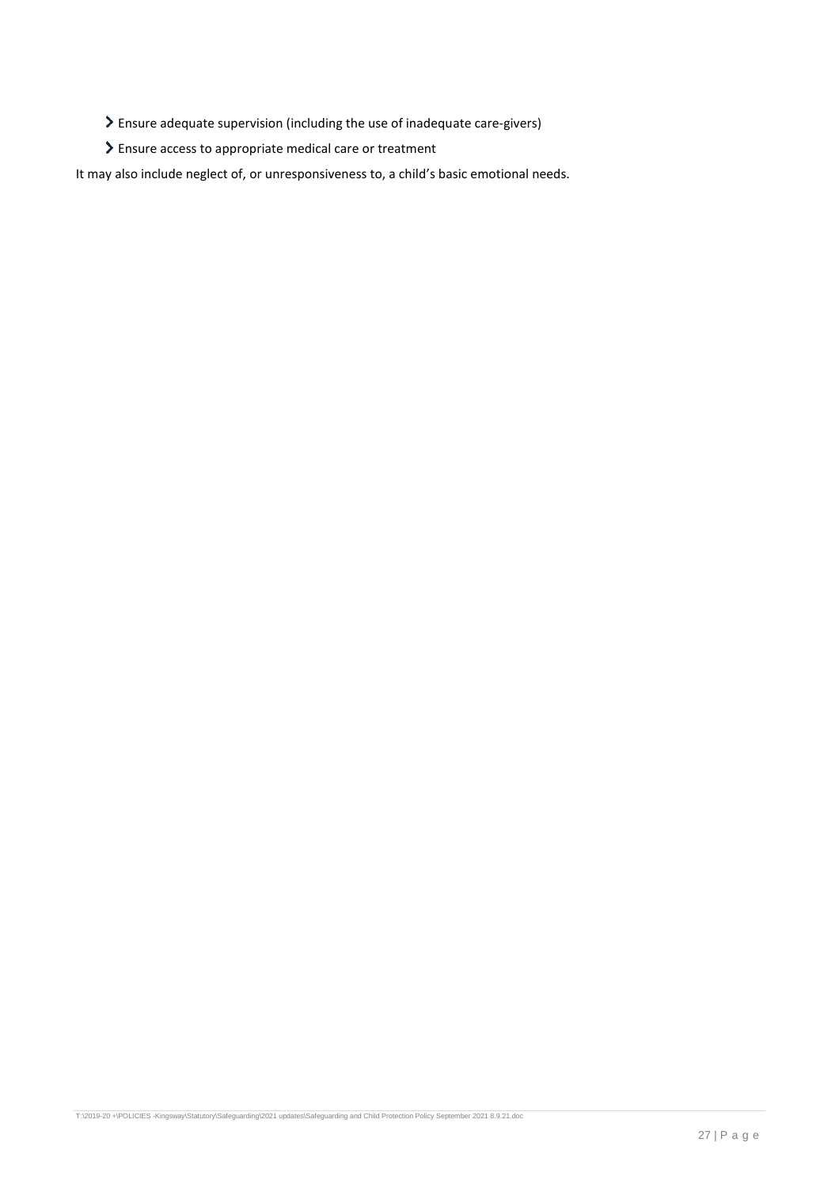- Ensure adequate supervision (including the use of inadequate care-givers)
- Ensure access to appropriate medical care or treatment

It may also include neglect of, or unresponsiveness to, a child's basic emotional needs.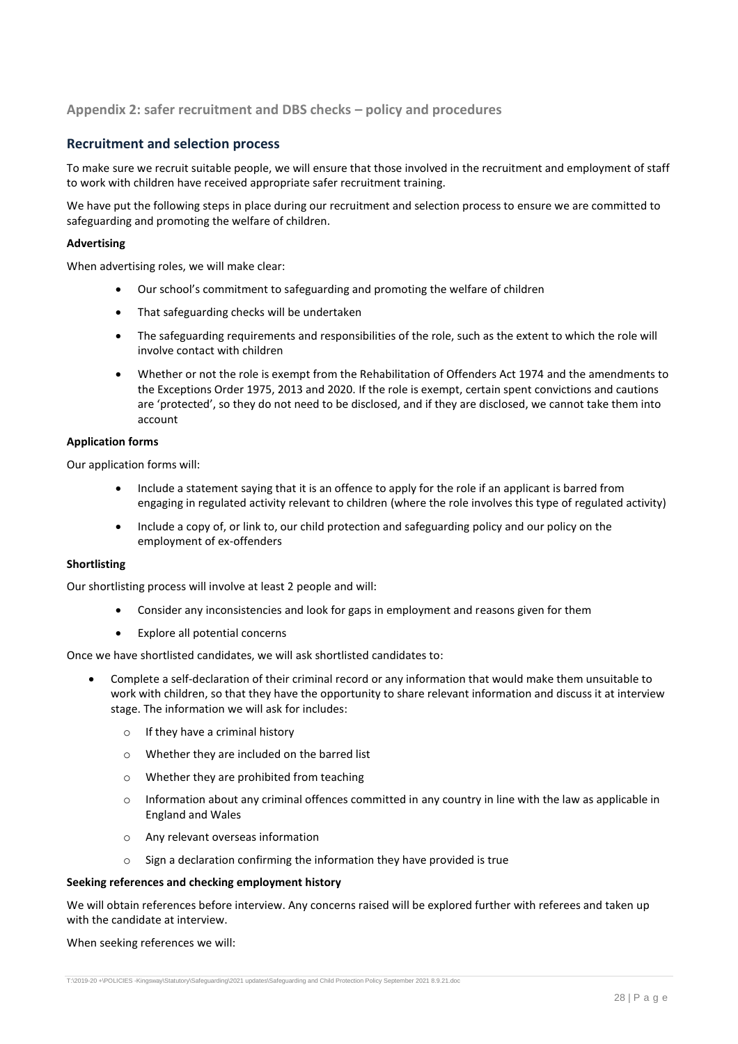## Appendix 2: safer recruitment and DBS checks – policy and procedures

## Recruitment and selection process

To make sure we recruit suitable people, we will ensure that those involved in the recruitment and employment of staff to work with children have received appropriate safer recruitment training.

We have put the following steps in place during our recruitment and selection process to ensure we are committed to safeguarding and promoting the welfare of children.

**Advertising**

When advertising roles, we will make clear:

- Our school's commitment to safeguarding and promoting the welfare of children
- That safeguarding checks will be undertaken
- The safeguarding requirements and responsibilities of the role, such as the extent to which the role will involve contact with children
- Whether or not the role is exempt from the Rehabilitation of Offenders Act 1974 and the amendments to the Exceptions Order 1975, 2013 and 2020. If the role is exempt, certain spent convictions and cautions are 'protected', so they do not need to be disclosed, and if they are disclosed, we cannot take them into account

**Application forms**

Our application forms will:

- Include a statement saying that it is an offence to apply for the role if an applicant is barred from engaging in regulated activity relevant to children (where the role involves this type of regulated activity)
- Include a copy of, or link to, our child protection and safeguarding policy and our policy on the employment of ex-offenders

**Shortlisting**

Our shortlisting process will involve at least 2 people and will:

- Consider any inconsistencies and look for gaps in employment and reasons given for them
- Explore all potential concerns

Once we have shortlisted candidates, we will ask shortlisted candidates to:

- Complete a self-declaration of their criminal record or any information that would make them unsuitable to work with children, so that they have the opportunity to share relevant information and discuss it at interview stage. The information we will ask for includes:
  - If they have a criminal history
  - Whether they are included on the barred list
  - Whether they are prohibited from teaching
  - Information about any criminal offences committed in any country in line with the law as applicable in England and Wales
  - Any relevant overseas information
  - Sign a declaration confirming the information they have provided is true

**Seeking references and checking employment history**

We will obtain references before interview. Any concerns raised will be explored further with referees and taken up with the candidate at interview.

When seeking references we will: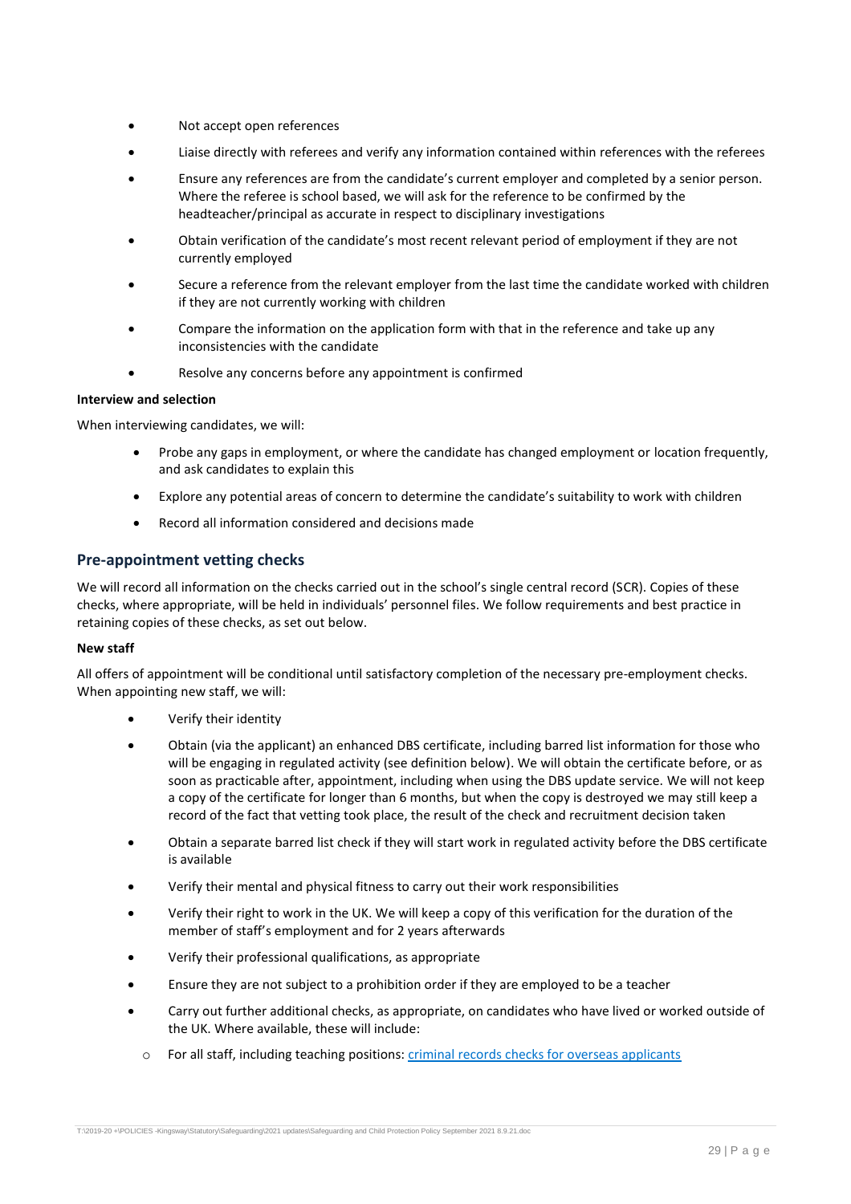- Not accept open references
- Liaise directly with referees and verify any information contained within references with the referees
- Ensure any references are from the candidate's current employer and completed by a senior person. Where the referee is school based, we will ask for the reference to be confirmed by the headteacher/principal as accurate in respect to disciplinary investigations
- Obtain verification of the candidate's most recent relevant period of employment if they are not currently employed
- Secure a reference from the relevant employer from the last time the candidate worked with children if they are not currently working with children
- Compare the information on the application form with that in the reference and take up any inconsistencies with the candidate
- Resolve any concerns before any appointment is confirmed

**Interview and selection**

When interviewing candidates, we will:

- Probe any gaps in employment, or where the candidate has changed employment or location frequently, and ask candidates to explain this
- Explore any potential areas of concern to determine the candidate's suitability to work with children
- Record all information considered and decisions made

## Pre-appointment vetting checks

We will record all information on the checks carried out in the school's single central record (SCR). Copies of these checks, where appropriate, will be held in individuals' personnel files. We follow requirements and best practice in retaining copies of these checks, as set out below.

**New staff**

All offers of appointment will be conditional until satisfactory completion of the necessary pre-employment checks. When appointing new staff, we will:

- Verify their identity
- Obtain (via the applicant) an enhanced DBS certificate, including barred list information for those who will be engaging in regulated activity (see definition below). We will obtain the certificate before, or as soon as practicable after, appointment, including when using the DBS update service. We will not keep a copy of the certificate for longer than 6 months, but when the copy is destroyed we may still keep a record of the fact that vetting took place, the result of the check and recruitment decision taken
- Obtain a separate barred list check if they will start work in regulated activity before the DBS certificate is available
- Verify their mental and physical fitness to carry out their work responsibilities
- Verify their right to work in the UK. We will keep a copy of this verification for the duration of the member of staff's employment and for 2 years afterwards
- Verify their professional qualifications, as appropriate
- Ensure they are not subject to a prohibition order if they are employed to be a teacher
- Carry out further additional checks, as appropriate, on candidates who have lived or worked outside of the UK. Where available, these will include:
    - For all staff, including teaching positions: [criminal records checks for overseas applicants]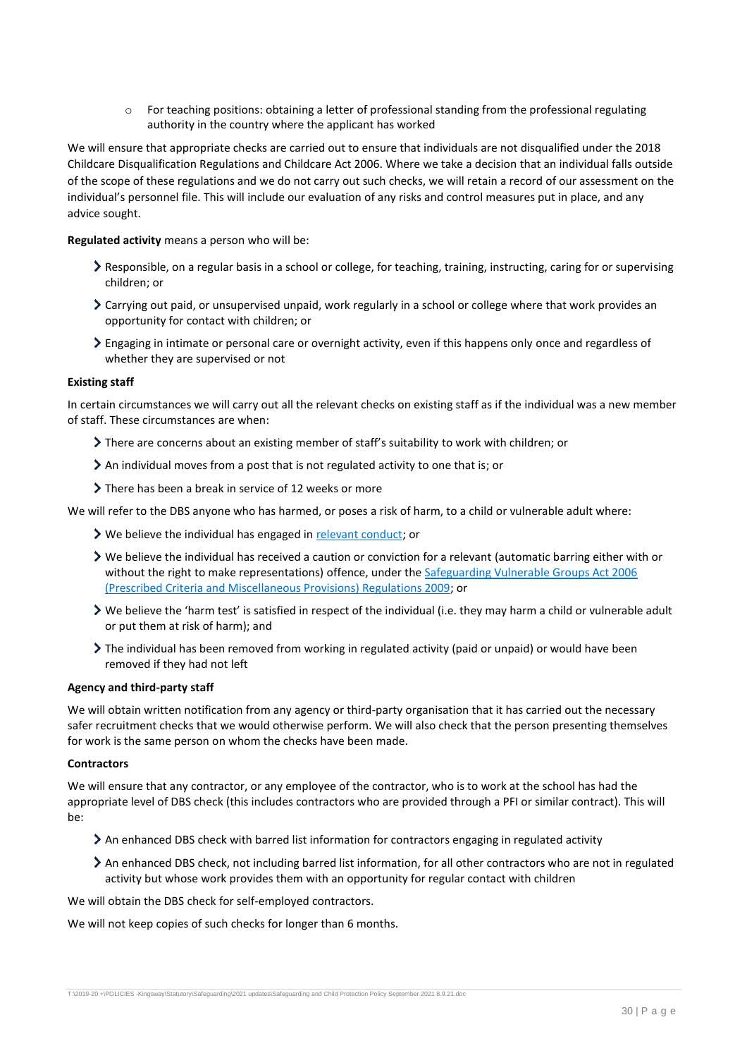- For teaching positions: obtaining a letter of professional standing from the professional regulating authority in the country where the applicant has worked

We will ensure that appropriate checks are carried out to ensure that individuals are not disqualified under the 2018 Childcare Disqualification Regulations and Childcare Act 2006. Where we take a decision that an individual falls outside of the scope of these regulations and we do not carry out such checks, we will retain a record of our assessment on the individual's personnel file. This will include our evaluation of any risks and control measures put in place, and any advice sought.

**Regulated activity** means a person who will be:

- Responsible, on a regular basis in a school or college, for teaching, training, instructing, caring for or supervising children; or
- Carrying out paid, or unsupervised unpaid, work regularly in a school or college where that work provides an opportunity for contact with children; or
- Engaging in intimate or personal care or overnight activity, even if this happens only once and regardless of whether they are supervised or not

**Existing staff**

In certain circumstances we will carry out all the relevant checks on existing staff as if the individual was a new member of staff. These circumstances are when:

- There are concerns about an existing member of staff's suitability to work with children; or
- An individual moves from a post that is not regulated activity to one that is; or
- There has been a break in service of 12 weeks or more

We will refer to the DBS anyone who has harmed, or poses a risk of harm, to a child or vulnerable adult where:

- We believe the individual has engaged in relevant conduct; or
- We believe the individual has received a caution or conviction for a relevant (automatic barring either with or without the right to make representations) offence, under the Safeguarding Vulnerable Groups Act 2006 (Prescribed Criteria and Miscellaneous Provisions) Regulations 2009; or
- We believe the 'harm test' is satisfied in respect of the individual (i.e. they may harm a child or vulnerable adult or put them at risk of harm); and
- The individual has been removed from working in regulated activity (paid or unpaid) or would have been removed if they had not left

**Agency and third-party staff**

We will obtain written notification from any agency or third-party organisation that it has carried out the necessary safer recruitment checks that we would otherwise perform. We will also check that the person presenting themselves for work is the same person on whom the checks have been made.

**Contractors**

We will ensure that any contractor, or any employee of the contractor, who is to work at the school has had the appropriate level of DBS check (this includes contractors who are provided through a PFI or similar contract). This will be:

- An enhanced DBS check with barred list information for contractors engaging in regulated activity
- An enhanced DBS check, not including barred list information, for all other contractors who are not in regulated activity but whose work provides them with an opportunity for regular contact with children

We will obtain the DBS check for self-employed contractors.

We will not keep copies of such checks for longer than 6 months.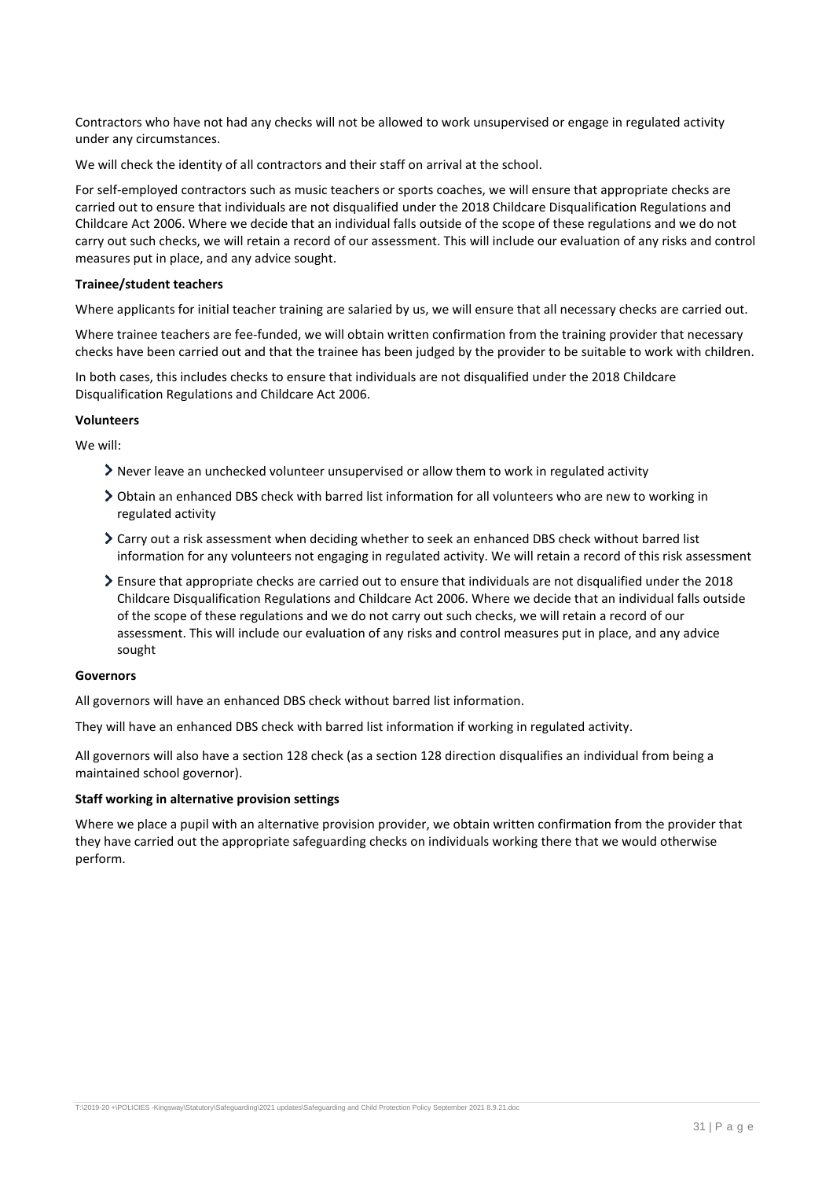Contractors who have not had any checks will not be allowed to work unsupervised or engage in regulated activity under any circumstances.

We will check the identity of all contractors and their staff on arrival at the school.

For self-employed contractors such as music teachers or sports coaches, we will ensure that appropriate checks are carried out to ensure that individuals are not disqualified under the 2018 Childcare Disqualification Regulations and Childcare Act 2006. Where we decide that an individual falls outside of the scope of these regulations and we do not carry out such checks, we will retain a record of our assessment. This will include our evaluation of any risks and control measures put in place, and any advice sought.

**Trainee/student teachers**

Where applicants for initial teacher training are salaried by us, we will ensure that all necessary checks are carried out.

Where trainee teachers are fee-funded, we will obtain written confirmation from the training provider that necessary checks have been carried out and that the trainee has been judged by the provider to be suitable to work with children.

In both cases, this includes checks to ensure that individuals are not disqualified under the 2018 Childcare Disqualification Regulations and Childcare Act 2006.

**Volunteers**

We will:

- Never leave an unchecked volunteer unsupervised or allow them to work in regulated activity
- Obtain an enhanced DBS check with barred list information for all volunteers who are new to working in regulated activity
- Carry out a risk assessment when deciding whether to seek an enhanced DBS check without barred list information for any volunteers not engaging in regulated activity. We will retain a record of this risk assessment
- Ensure that appropriate checks are carried out to ensure that individuals are not disqualified under the 2018 Childcare Disqualification Regulations and Childcare Act 2006. Where we decide that an individual falls outside of the scope of these regulations and we do not carry out such checks, we will retain a record of our assessment. This will include our evaluation of any risks and control measures put in place, and any advice sought

**Governors**

All governors will have an enhanced DBS check without barred list information.

They will have an enhanced DBS check with barred list information if working in regulated activity.

All governors will also have a section 128 check (as a section 128 direction disqualifies an individual from being a maintained school governor).

**Staff working in alternative provision settings**

Where we place a pupil with an alternative provision provider, we obtain written confirmation from the provider that they have carried out the appropriate safeguarding checks on individuals working there that we would otherwise perform.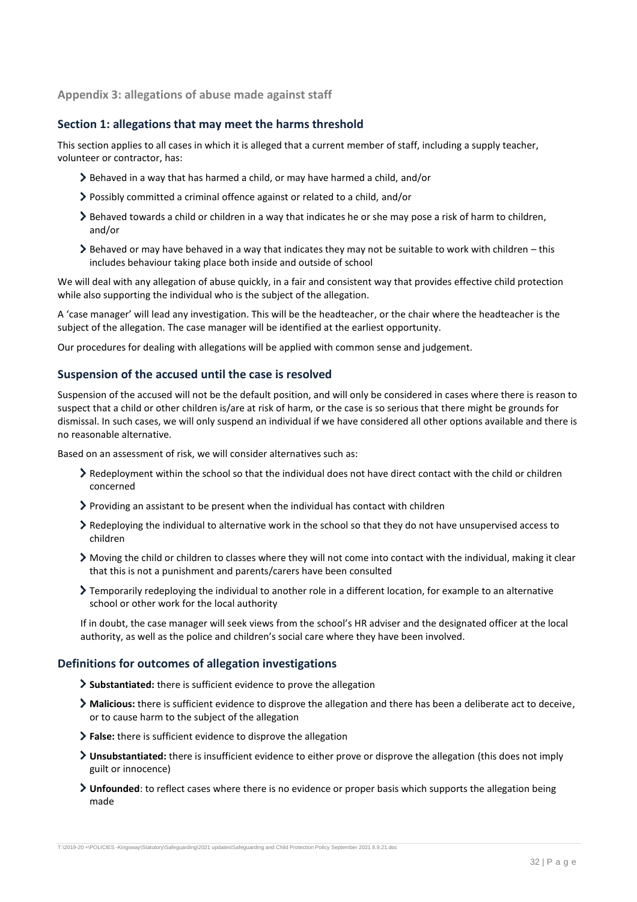## Appendix 3: allegations of abuse made against staff

### Section 1: allegations that may meet the harms threshold

This section applies to all cases in which it is alleged that a current member of staff, including a supply teacher, volunteer or contractor, has:

- Behaved in a way that has harmed a child, or may have harmed a child, and/or
- Possibly committed a criminal offence against or related to a child, and/or
- Behaved towards a child or children in a way that indicates he or she may pose a risk of harm to children, and/or
- Behaved or may have behaved in a way that indicates they may not be suitable to work with children – this includes behaviour taking place both inside and outside of school

We will deal with any allegation of abuse quickly, in a fair and consistent way that provides effective child protection while also supporting the individual who is the subject of the allegation.

A 'case manager' will lead any investigation. This will be the headteacher, or the chair where the headteacher is the subject of the allegation. The case manager will be identified at the earliest opportunity.

Our procedures for dealing with allegations will be applied with common sense and judgement.

### Suspension of the accused until the case is resolved

Suspension of the accused will not be the default position, and will only be considered in cases where there is reason to suspect that a child or other children is/are at risk of harm, or the case is so serious that there might be grounds for dismissal. In such cases, we will only suspend an individual if we have considered all other options available and there is no reasonable alternative.

Based on an assessment of risk, we will consider alternatives such as:

- Redeployment within the school so that the individual does not have direct contact with the child or children concerned
- Providing an assistant to be present when the individual has contact with children
- Redeploying the individual to alternative work in the school so that they do not have unsupervised access to children
- Moving the child or children to classes where they will not come into contact with the individual, making it clear that this is not a punishment and parents/carers have been consulted
- Temporarily redeploying the individual to another role in a different location, for example to an alternative school or other work for the local authority

If in doubt, the case manager will seek views from the school's HR adviser and the designated officer at the local authority, as well as the police and children's social care where they have been involved.

### Definitions for outcomes of allegation investigations

- **Substantiated:** there is sufficient evidence to prove the allegation
- **Malicious:** there is sufficient evidence to disprove the allegation and there has been a deliberate act to deceive, or to cause harm to the subject of the allegation
- **False:** there is sufficient evidence to disprove the allegation
- **Unsubstantiated:** there is insufficient evidence to either prove or disprove the allegation (this does not imply guilt or innocence)
- **Unfounded**: to reflect cases where there is no evidence or proper basis which supports the allegation being made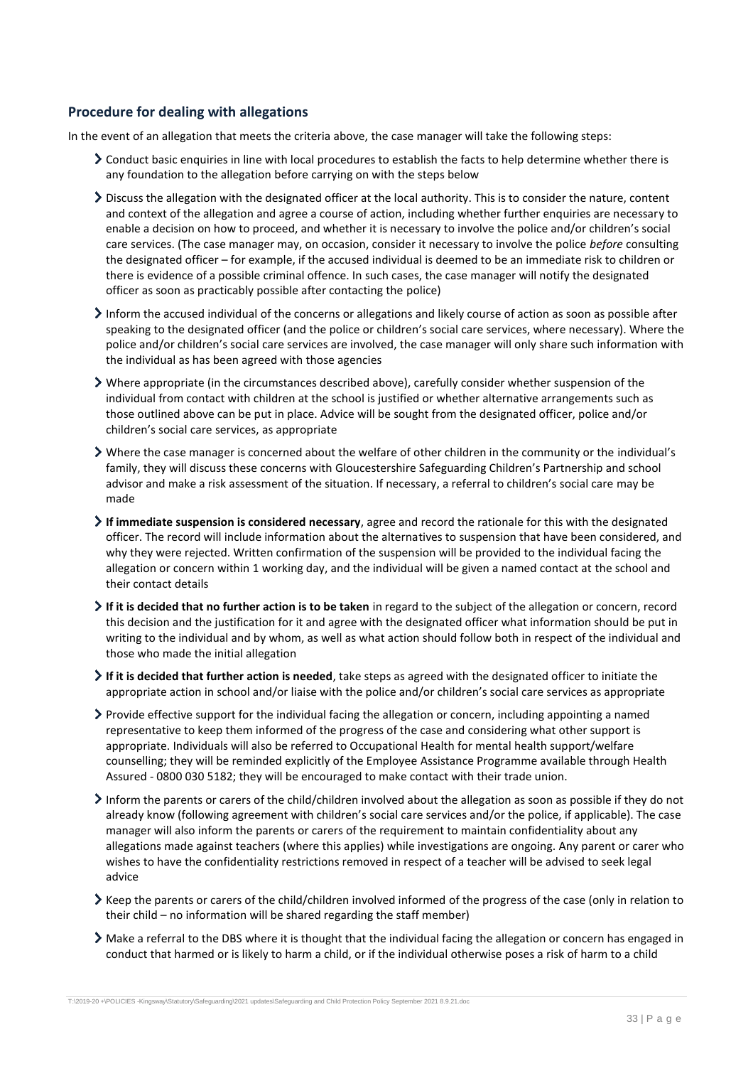## Procedure for dealing with allegations

In the event of an allegation that meets the criteria above, the case manager will take the following steps:

- Conduct basic enquiries in line with local procedures to establish the facts to help determine whether there is any foundation to the allegation before carrying on with the steps below
- Discuss the allegation with the designated officer at the local authority. This is to consider the nature, content and context of the allegation and agree a course of action, including whether further enquiries are necessary to enable a decision on how to proceed, and whether it is necessary to involve the police and/or children's social care services. (The case manager may, on occasion, consider it necessary to involve the police *before* consulting the designated officer – for example, if the accused individual is deemed to be an immediate risk to children or there is evidence of a possible criminal offence. In such cases, the case manager will notify the designated officer as soon as practicably possible after contacting the police)
- Inform the accused individual of the concerns or allegations and likely course of action as soon as possible after speaking to the designated officer (and the police or children's social care services, where necessary). Where the police and/or children's social care services are involved, the case manager will only share such information with the individual as has been agreed with those agencies
- Where appropriate (in the circumstances described above), carefully consider whether suspension of the individual from contact with children at the school is justified or whether alternative arrangements such as those outlined above can be put in place. Advice will be sought from the designated officer, police and/or children's social care services, as appropriate
- Where the case manager is concerned about the welfare of other children in the community or the individual's family, they will discuss these concerns with Gloucestershire Safeguarding Children's Partnership and school advisor and make a risk assessment of the situation. If necessary, a referral to children's social care may be made
- **If immediate suspension is considered necessary**, agree and record the rationale for this with the designated officer. The record will include information about the alternatives to suspension that have been considered, and why they were rejected. Written confirmation of the suspension will be provided to the individual facing the allegation or concern within 1 working day, and the individual will be given a named contact at the school and their contact details
- **If it is decided that no further action is to be taken** in regard to the subject of the allegation or concern, record this decision and the justification for it and agree with the designated officer what information should be put in writing to the individual and by whom, as well as what action should follow both in respect of the individual and those who made the initial allegation
- **If it is decided that further action is needed**, take steps as agreed with the designated officer to initiate the appropriate action in school and/or liaise with the police and/or children's social care services as appropriate
- Provide effective support for the individual facing the allegation or concern, including appointing a named representative to keep them informed of the progress of the case and considering what other support is appropriate. Individuals will also be referred to Occupational Health for mental health support/welfare counselling; they will be reminded explicitly of the Employee Assistance Programme available through Health Assured - 0800 030 5182; they will be encouraged to make contact with their trade union.
- Inform the parents or carers of the child/children involved about the allegation as soon as possible if they do not already know (following agreement with children's social care services and/or the police, if applicable). The case manager will also inform the parents or carers of the requirement to maintain confidentiality about any allegations made against teachers (where this applies) while investigations are ongoing. Any parent or carer who wishes to have the confidentiality restrictions removed in respect of a teacher will be advised to seek legal advice
- Keep the parents or carers of the child/children involved informed of the progress of the case (only in relation to their child – no information will be shared regarding the staff member)
- Make a referral to the DBS where it is thought that the individual facing the allegation or concern has engaged in conduct that harmed or is likely to harm a child, or if the individual otherwise poses a risk of harm to a child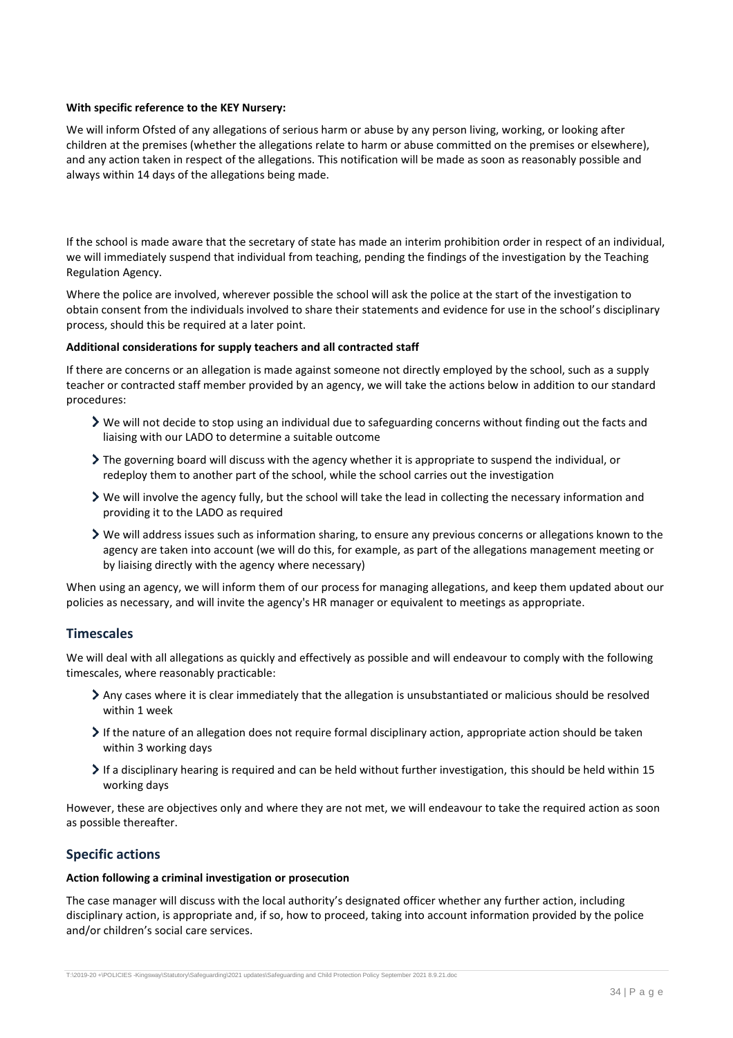**With specific reference to the KEY Nursery:**

We will inform Ofsted of any allegations of serious harm or abuse by any person living, working, or looking after children at the premises (whether the allegations relate to harm or abuse committed on the premises or elsewhere), and any action taken in respect of the allegations. This notification will be made as soon as reasonably possible and always within 14 days of the allegations being made.

If the school is made aware that the secretary of state has made an interim prohibition order in respect of an individual, we will immediately suspend that individual from teaching, pending the findings of the investigation by the Teaching Regulation Agency.

Where the police are involved, wherever possible the school will ask the police at the start of the investigation to obtain consent from the individuals involved to share their statements and evidence for use in the school's disciplinary process, should this be required at a later point.

**Additional considerations for supply teachers and all contracted staff**

If there are concerns or an allegation is made against someone not directly employed by the school, such as a supply teacher or contracted staff member provided by an agency, we will take the actions below in addition to our standard procedures:

- We will not decide to stop using an individual due to safeguarding concerns without finding out the facts and liaising with our LADO to determine a suitable outcome
- The governing board will discuss with the agency whether it is appropriate to suspend the individual, or redeploy them to another part of the school, while the school carries out the investigation
- We will involve the agency fully, but the school will take the lead in collecting the necessary information and providing it to the LADO as required
- We will address issues such as information sharing, to ensure any previous concerns or allegations known to the agency are taken into account (we will do this, for example, as part of the allegations management meeting or by liaising directly with the agency where necessary)

When using an agency, we will inform them of our process for managing allegations, and keep them updated about our policies as necessary, and will invite the agency's HR manager or equivalent to meetings as appropriate.

## Timescales

We will deal with all allegations as quickly and effectively as possible and will endeavour to comply with the following timescales, where reasonably practicable:

- Any cases where it is clear immediately that the allegation is unsubstantiated or malicious should be resolved within 1 week
- If the nature of an allegation does not require formal disciplinary action, appropriate action should be taken within 3 working days
- If a disciplinary hearing is required and can be held without further investigation, this should be held within 15 working days

However, these are objectives only and where they are not met, we will endeavour to take the required action as soon as possible thereafter.

## Specific actions

**Action following a criminal investigation or prosecution**

The case manager will discuss with the local authority's designated officer whether any further action, including disciplinary action, is appropriate and, if so, how to proceed, taking into account information provided by the police and/or children's social care services.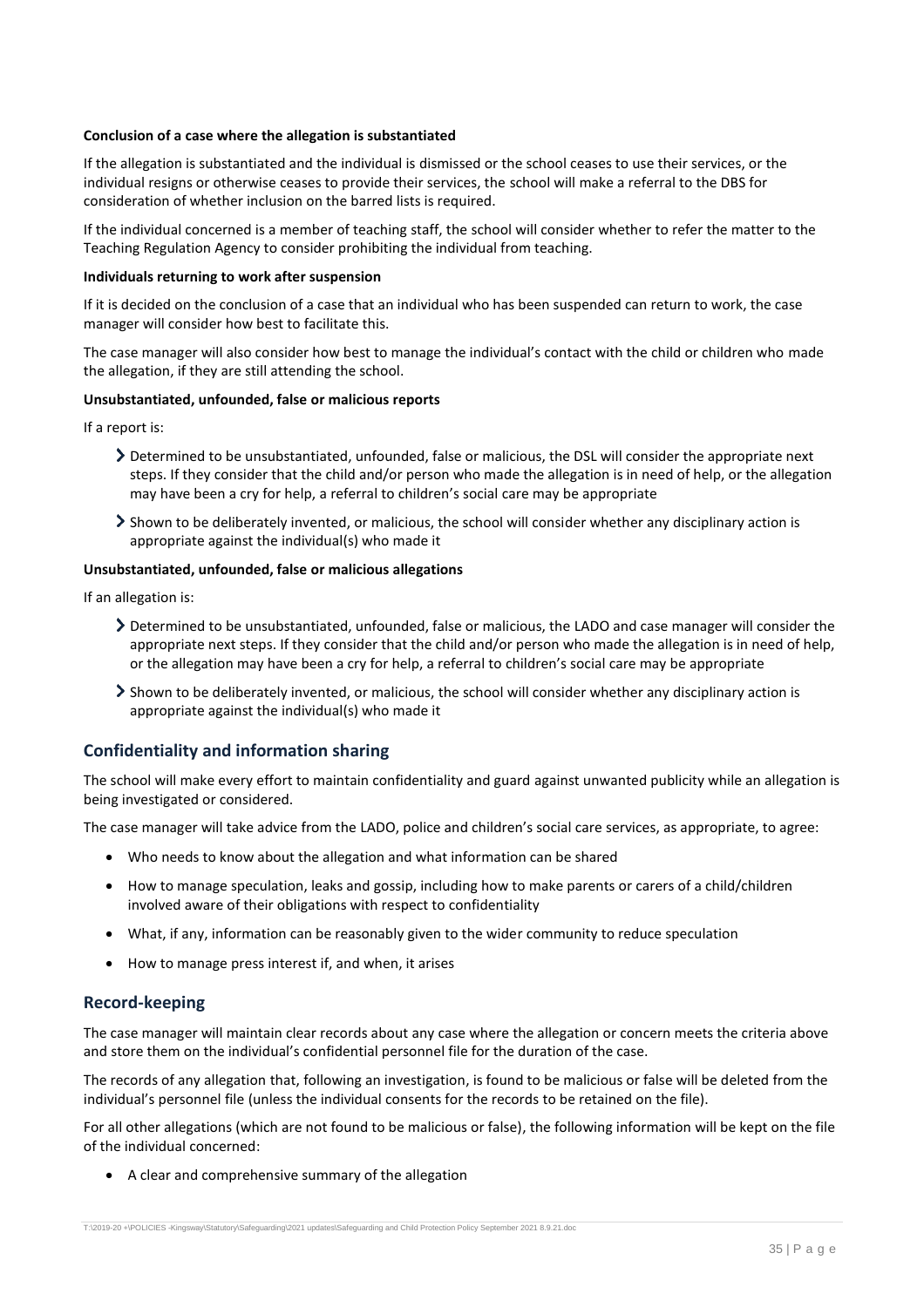**Conclusion of a case where the allegation is substantiated**

If the allegation is substantiated and the individual is dismissed or the school ceases to use their services, or the individual resigns or otherwise ceases to provide their services, the school will make a referral to the DBS for consideration of whether inclusion on the barred lists is required.

If the individual concerned is a member of teaching staff, the school will consider whether to refer the matter to the Teaching Regulation Agency to consider prohibiting the individual from teaching.

**Individuals returning to work after suspension**

If it is decided on the conclusion of a case that an individual who has been suspended can return to work, the case manager will consider how best to facilitate this.

The case manager will also consider how best to manage the individual's contact with the child or children who made the allegation, if they are still attending the school.

**Unsubstantiated, unfounded, false or malicious reports**

If a report is:

- Determined to be unsubstantiated, unfounded, false or malicious, the DSL will consider the appropriate next steps. If they consider that the child and/or person who made the allegation is in need of help, or the allegation may have been a cry for help, a referral to children's social care may be appropriate
- Shown to be deliberately invented, or malicious, the school will consider whether any disciplinary action is appropriate against the individual(s) who made it

**Unsubstantiated, unfounded, false or malicious allegations**

If an allegation is:

- Determined to be unsubstantiated, unfounded, false or malicious, the LADO and case manager will consider the appropriate next steps. If they consider that the child and/or person who made the allegation is in need of help, or the allegation may have been a cry for help, a referral to children's social care may be appropriate
- Shown to be deliberately invented, or malicious, the school will consider whether any disciplinary action is appropriate against the individual(s) who made it

## Confidentiality and information sharing

The school will make every effort to maintain confidentiality and guard against unwanted publicity while an allegation is being investigated or considered.

The case manager will take advice from the LADO, police and children's social care services, as appropriate, to agree:

- Who needs to know about the allegation and what information can be shared
- How to manage speculation, leaks and gossip, including how to make parents or carers of a child/children involved aware of their obligations with respect to confidentiality
- What, if any, information can be reasonably given to the wider community to reduce speculation
- How to manage press interest if, and when, it arises

## Record-keeping

The case manager will maintain clear records about any case where the allegation or concern meets the criteria above and store them on the individual's confidential personnel file for the duration of the case.

The records of any allegation that, following an investigation, is found to be malicious or false will be deleted from the individual's personnel file (unless the individual consents for the records to be retained on the file).

For all other allegations (which are not found to be malicious or false), the following information will be kept on the file of the individual concerned:

- A clear and comprehensive summary of the allegation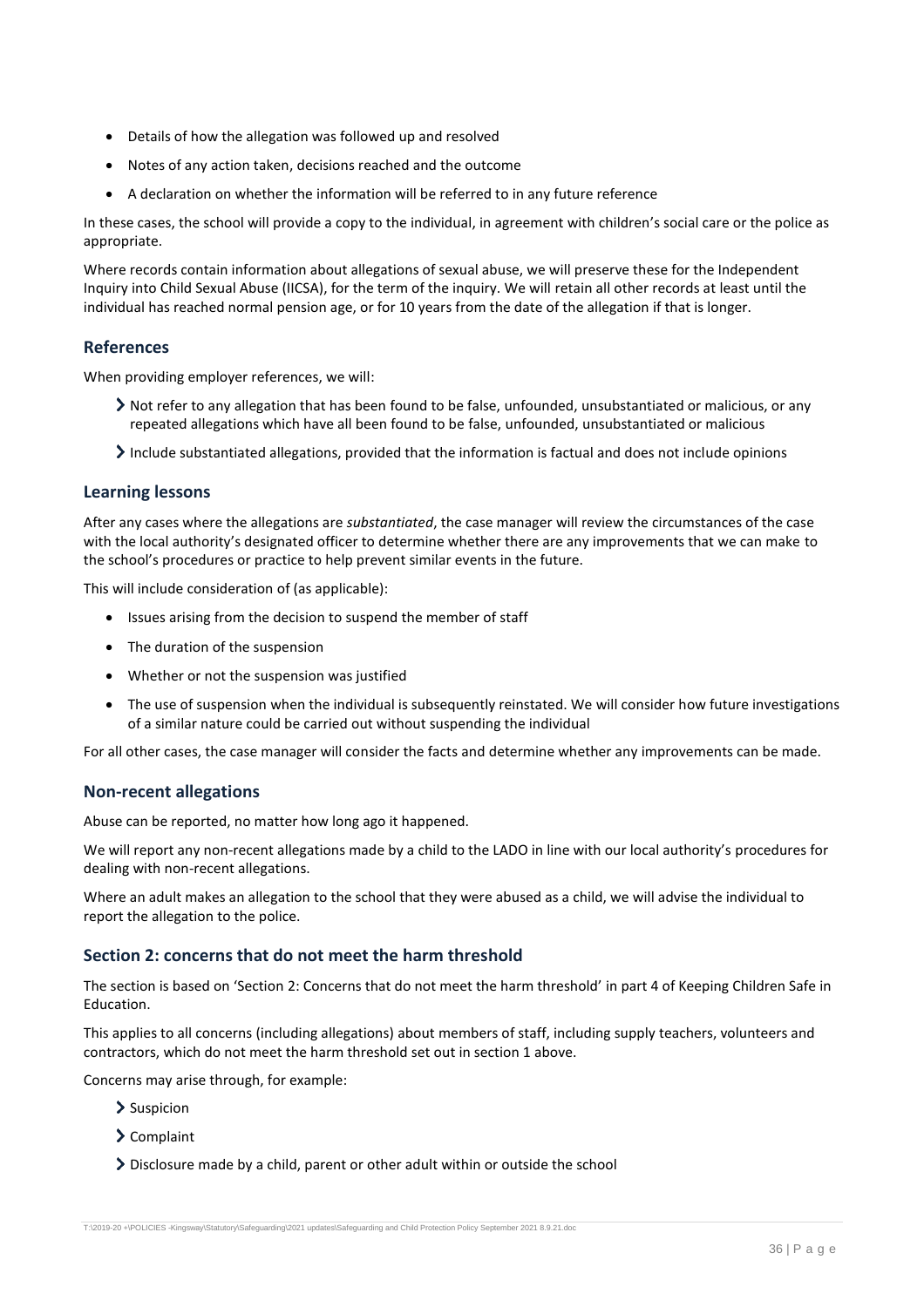- Details of how the allegation was followed up and resolved
- Notes of any action taken, decisions reached and the outcome
- A declaration on whether the information will be referred to in any future reference

In these cases, the school will provide a copy to the individual, in agreement with children's social care or the police as appropriate.

Where records contain information about allegations of sexual abuse, we will preserve these for the Independent Inquiry into Child Sexual Abuse (IICSA), for the term of the inquiry. We will retain all other records at least until the individual has reached normal pension age, or for 10 years from the date of the allegation if that is longer.

### References

When providing employer references, we will:

- Not refer to any allegation that has been found to be false, unfounded, unsubstantiated or malicious, or any repeated allegations which have all been found to be false, unfounded, unsubstantiated or malicious
- Include substantiated allegations, provided that the information is factual and does not include opinions

### Learning lessons

After any cases where the allegations are *substantiated*, the case manager will review the circumstances of the case with the local authority's designated officer to determine whether there are any improvements that we can make to the school's procedures or practice to help prevent similar events in the future.

This will include consideration of (as applicable):

- Issues arising from the decision to suspend the member of staff
- The duration of the suspension
- Whether or not the suspension was justified
- The use of suspension when the individual is subsequently reinstated. We will consider how future investigations of a similar nature could be carried out without suspending the individual

For all other cases, the case manager will consider the facts and determine whether any improvements can be made.

### Non-recent allegations

Abuse can be reported, no matter how long ago it happened.

We will report any non-recent allegations made by a child to the LADO in line with our local authority's procedures for dealing with non-recent allegations.

Where an adult makes an allegation to the school that they were abused as a child, we will advise the individual to report the allegation to the police.

### Section 2: concerns that do not meet the harm threshold

The section is based on 'Section 2: Concerns that do not meet the harm threshold' in part 4 of Keeping Children Safe in Education.

This applies to all concerns (including allegations) about members of staff, including supply teachers, volunteers and contractors, which do not meet the harm threshold set out in section 1 above.

Concerns may arise through, for example:

- Suspicion
- Complaint
- Disclosure made by a child, parent or other adult within or outside the school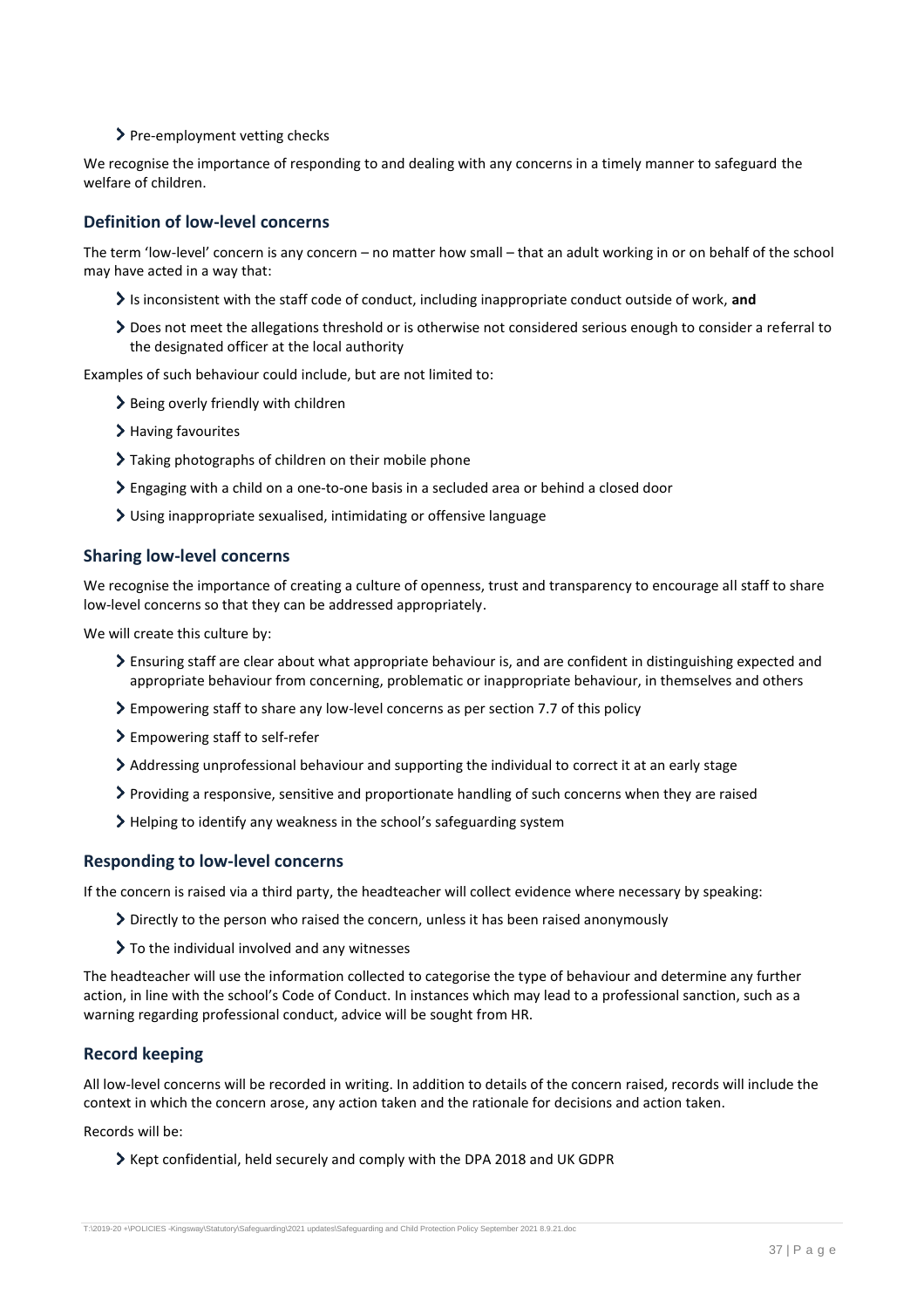- Pre-employment vetting checks

We recognise the importance of responding to and dealing with any concerns in a timely manner to safeguard the welfare of children.

### Definition of low-level concerns

The term 'low-level' concern is any concern – no matter how small – that an adult working in or on behalf of the school may have acted in a way that:

- Is inconsistent with the staff code of conduct, including inappropriate conduct outside of work, **and**
- Does not meet the allegations threshold or is otherwise not considered serious enough to consider a referral to the designated officer at the local authority

Examples of such behaviour could include, but are not limited to:

- Being overly friendly with children
- Having favourites
- Taking photographs of children on their mobile phone
- Engaging with a child on a one-to-one basis in a secluded area or behind a closed door
- Using inappropriate sexualised, intimidating or offensive language

### Sharing low-level concerns

We recognise the importance of creating a culture of openness, trust and transparency to encourage all staff to share low-level concerns so that they can be addressed appropriately.

We will create this culture by:

- Ensuring staff are clear about what appropriate behaviour is, and are confident in distinguishing expected and appropriate behaviour from concerning, problematic or inappropriate behaviour, in themselves and others
- Empowering staff to share any low-level concerns as per section 7.7 of this policy
- Empowering staff to self-refer
- Addressing unprofessional behaviour and supporting the individual to correct it at an early stage
- Providing a responsive, sensitive and proportionate handling of such concerns when they are raised
- Helping to identify any weakness in the school's safeguarding system

### Responding to low-level concerns

If the concern is raised via a third party, the headteacher will collect evidence where necessary by speaking:

- Directly to the person who raised the concern, unless it has been raised anonymously
- To the individual involved and any witnesses

The headteacher will use the information collected to categorise the type of behaviour and determine any further action, in line with the school's Code of Conduct. In instances which may lead to a professional sanction, such as a warning regarding professional conduct, advice will be sought from HR.

### Record keeping

All low-level concerns will be recorded in writing. In addition to details of the concern raised, records will include the context in which the concern arose, any action taken and the rationale for decisions and action taken.

Records will be:

- Kept confidential, held securely and comply with the DPA 2018 and UK GDPR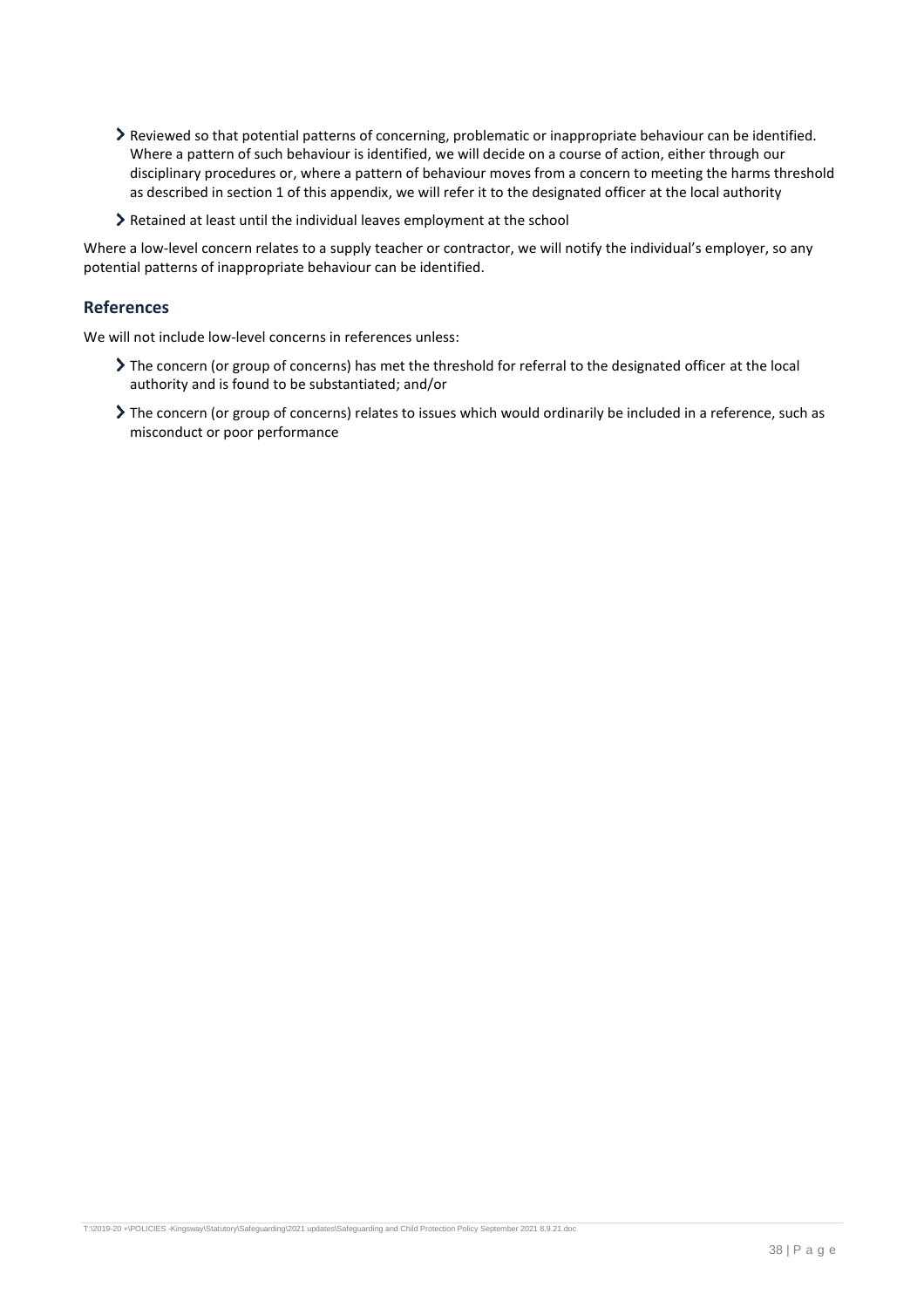- Reviewed so that potential patterns of concerning, problematic or inappropriate behaviour can be identified. Where a pattern of such behaviour is identified, we will decide on a course of action, either through our disciplinary procedures or, where a pattern of behaviour moves from a concern to meeting the harms threshold as described in section 1 of this appendix, we will refer it to the designated officer at the local authority
- Retained at least until the individual leaves employment at the school

Where a low-level concern relates to a supply teacher or contractor, we will notify the individual's employer, so any potential patterns of inappropriate behaviour can be identified.

## References

We will not include low-level concerns in references unless:

- The concern (or group of concerns) has met the threshold for referral to the designated officer at the local authority and is found to be substantiated; and/or
- The concern (or group of concerns) relates to issues which would ordinarily be included in a reference, such as misconduct or poor performance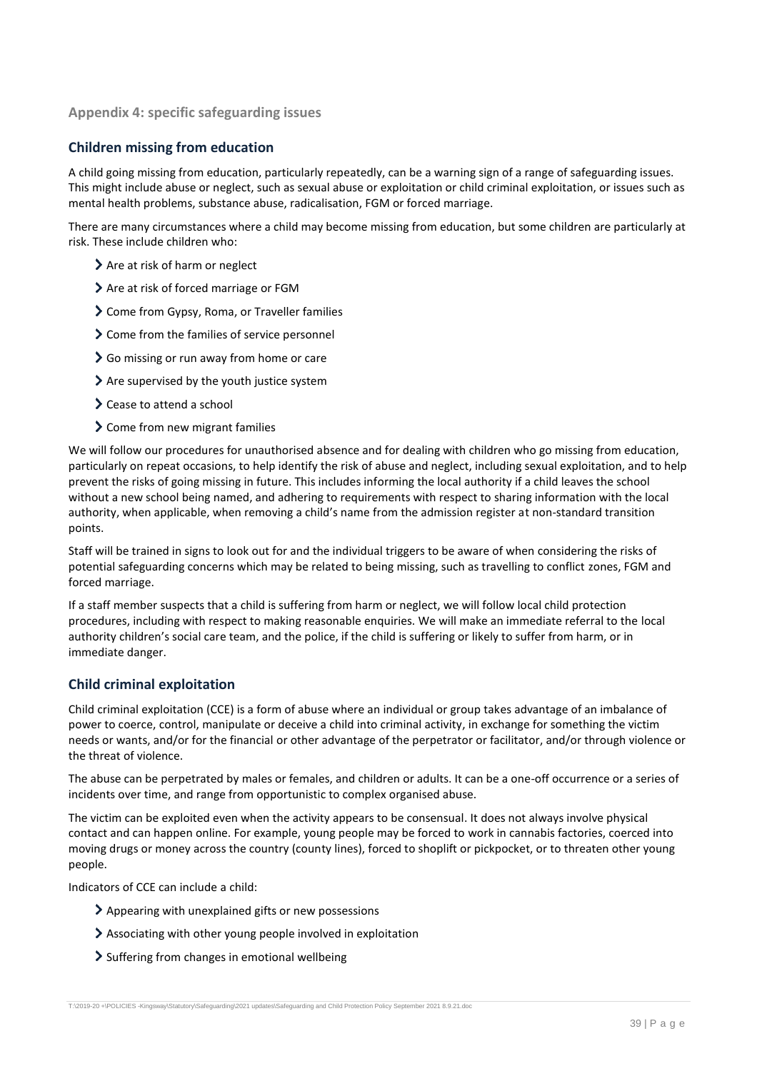## Appendix 4: specific safeguarding issues

### Children missing from education

A child going missing from education, particularly repeatedly, can be a warning sign of a range of safeguarding issues. This might include abuse or neglect, such as sexual abuse or exploitation or child criminal exploitation, or issues such as mental health problems, substance abuse, radicalisation, FGM or forced marriage.

There are many circumstances where a child may become missing from education, but some children are particularly at risk. These include children who:

- Are at risk of harm or neglect
- Are at risk of forced marriage or FGM
- Come from Gypsy, Roma, or Traveller families
- Come from the families of service personnel
- Go missing or run away from home or care
- Are supervised by the youth justice system
- Cease to attend a school
- Come from new migrant families

We will follow our procedures for unauthorised absence and for dealing with children who go missing from education, particularly on repeat occasions, to help identify the risk of abuse and neglect, including sexual exploitation, and to help prevent the risks of going missing in future. This includes informing the local authority if a child leaves the school without a new school being named, and adhering to requirements with respect to sharing information with the local authority, when applicable, when removing a child's name from the admission register at non-standard transition points.

Staff will be trained in signs to look out for and the individual triggers to be aware of when considering the risks of potential safeguarding concerns which may be related to being missing, such as travelling to conflict zones, FGM and forced marriage.

If a staff member suspects that a child is suffering from harm or neglect, we will follow local child protection procedures, including with respect to making reasonable enquiries. We will make an immediate referral to the local authority children's social care team, and the police, if the child is suffering or likely to suffer from harm, or in immediate danger.

### Child criminal exploitation

Child criminal exploitation (CCE) is a form of abuse where an individual or group takes advantage of an imbalance of power to coerce, control, manipulate or deceive a child into criminal activity, in exchange for something the victim needs or wants, and/or for the financial or other advantage of the perpetrator or facilitator, and/or through violence or the threat of violence.

The abuse can be perpetrated by males or females, and children or adults. It can be a one-off occurrence or a series of incidents over time, and range from opportunistic to complex organised abuse.

The victim can be exploited even when the activity appears to be consensual. It does not always involve physical contact and can happen online. For example, young people may be forced to work in cannabis factories, coerced into moving drugs or money across the country (county lines), forced to shoplift or pickpocket, or to threaten other young people.

Indicators of CCE can include a child:

- Appearing with unexplained gifts or new possessions
- Associating with other young people involved in exploitation
- Suffering from changes in emotional wellbeing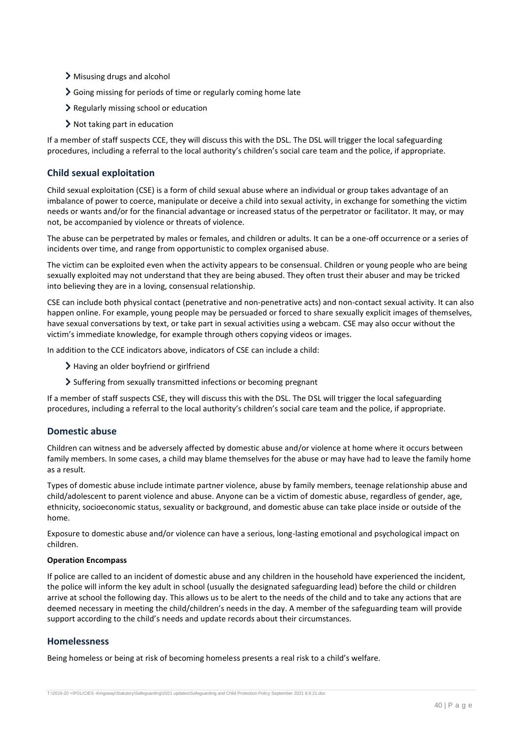- Misusing drugs and alcohol
- Going missing for periods of time or regularly coming home late
- Regularly missing school or education
- Not taking part in education

If a member of staff suspects CCE, they will discuss this with the DSL. The DSL will trigger the local safeguarding procedures, including a referral to the local authority's children's social care team and the police, if appropriate.

## Child sexual exploitation

Child sexual exploitation (CSE) is a form of child sexual abuse where an individual or group takes advantage of an imbalance of power to coerce, manipulate or deceive a child into sexual activity, in exchange for something the victim needs or wants and/or for the financial advantage or increased status of the perpetrator or facilitator. It may, or may not, be accompanied by violence or threats of violence.

The abuse can be perpetrated by males or females, and children or adults. It can be a one-off occurrence or a series of incidents over time, and range from opportunistic to complex organised abuse.

The victim can be exploited even when the activity appears to be consensual. Children or young people who are being sexually exploited may not understand that they are being abused. They often trust their abuser and may be tricked into believing they are in a loving, consensual relationship.

CSE can include both physical contact (penetrative and non-penetrative acts) and non-contact sexual activity. It can also happen online. For example, young people may be persuaded or forced to share sexually explicit images of themselves, have sexual conversations by text, or take part in sexual activities using a webcam. CSE may also occur without the victim's immediate knowledge, for example through others copying videos or images.

In addition to the CCE indicators above, indicators of CSE can include a child:

- Having an older boyfriend or girlfriend
- Suffering from sexually transmitted infections or becoming pregnant

If a member of staff suspects CSE, they will discuss this with the DSL. The DSL will trigger the local safeguarding procedures, including a referral to the local authority's children's social care team and the police, if appropriate.

## Domestic abuse

Children can witness and be adversely affected by domestic abuse and/or violence at home where it occurs between family members. In some cases, a child may blame themselves for the abuse or may have had to leave the family home as a result.

Types of domestic abuse include intimate partner violence, abuse by family members, teenage relationship abuse and child/adolescent to parent violence and abuse. Anyone can be a victim of domestic abuse, regardless of gender, age, ethnicity, socioeconomic status, sexuality or background, and domestic abuse can take place inside or outside of the home.

Exposure to domestic abuse and/or violence can have a serious, long-lasting emotional and psychological impact on children.

**Operation Encompass**

If police are called to an incident of domestic abuse and any children in the household have experienced the incident, the police will inform the key adult in school (usually the designated safeguarding lead) before the child or children arrive at school the following day. This allows us to be alert to the needs of the child and to take any actions that are deemed necessary in meeting the child/children's needs in the day. A member of the safeguarding team will provide support according to the child's needs and update records about their circumstances.

## Homelessness

Being homeless or being at risk of becoming homeless presents a real risk to a child's welfare.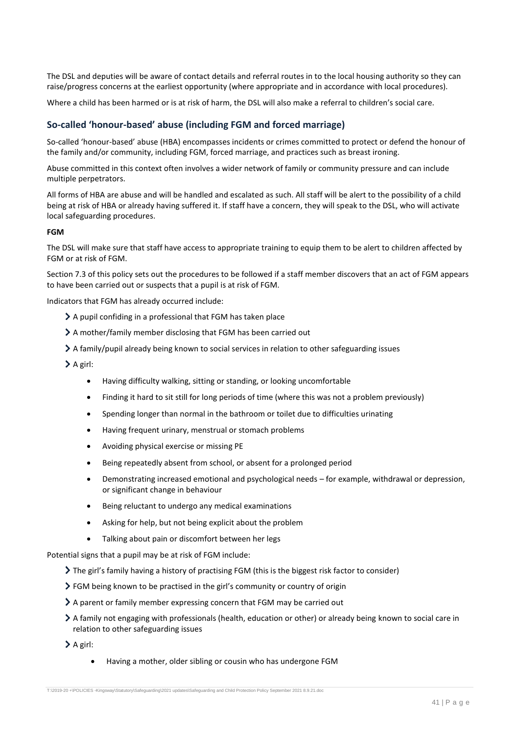The DSL and deputies will be aware of contact details and referral routes in to the local housing authority so they can raise/progress concerns at the earliest opportunity (where appropriate and in accordance with local procedures).

Where a child has been harmed or is at risk of harm, the DSL will also make a referral to children's social care.

## So-called 'honour-based' abuse (including FGM and forced marriage)

So-called 'honour-based' abuse (HBA) encompasses incidents or crimes committed to protect or defend the honour of the family and/or community, including FGM, forced marriage, and practices such as breast ironing.

Abuse committed in this context often involves a wider network of family or community pressure and can include multiple perpetrators.

All forms of HBA are abuse and will be handled and escalated as such. All staff will be alert to the possibility of a child being at risk of HBA or already having suffered it. If staff have a concern, they will speak to the DSL, who will activate local safeguarding procedures.

**FGM**

The DSL will make sure that staff have access to appropriate training to equip them to be alert to children affected by FGM or at risk of FGM.

Section 7.3 of this policy sets out the procedures to be followed if a staff member discovers that an act of FGM appears to have been carried out or suspects that a pupil is at risk of FGM.

Indicators that FGM has already occurred include:

- A pupil confiding in a professional that FGM has taken place
- A mother/family member disclosing that FGM has been carried out
- A family/pupil already being known to social services in relation to other safeguarding issues
- A girl:
  - Having difficulty walking, sitting or standing, or looking uncomfortable
  - Finding it hard to sit still for long periods of time (where this was not a problem previously)
  - Spending longer than normal in the bathroom or toilet due to difficulties urinating
  - Having frequent urinary, menstrual or stomach problems
  - Avoiding physical exercise or missing PE
  - Being repeatedly absent from school, or absent for a prolonged period
  - Demonstrating increased emotional and psychological needs – for example, withdrawal or depression, or significant change in behaviour
  - Being reluctant to undergo any medical examinations
  - Asking for help, but not being explicit about the problem
  - Talking about pain or discomfort between her legs

Potential signs that a pupil may be at risk of FGM include:

- The girl's family having a history of practising FGM (this is the biggest risk factor to consider)
- FGM being known to be practised in the girl's community or country of origin
- A parent or family member expressing concern that FGM may be carried out
- A family not engaging with professionals (health, education or other) or already being known to social care in relation to other safeguarding issues
- A girl:
  - Having a mother, older sibling or cousin who has undergone FGM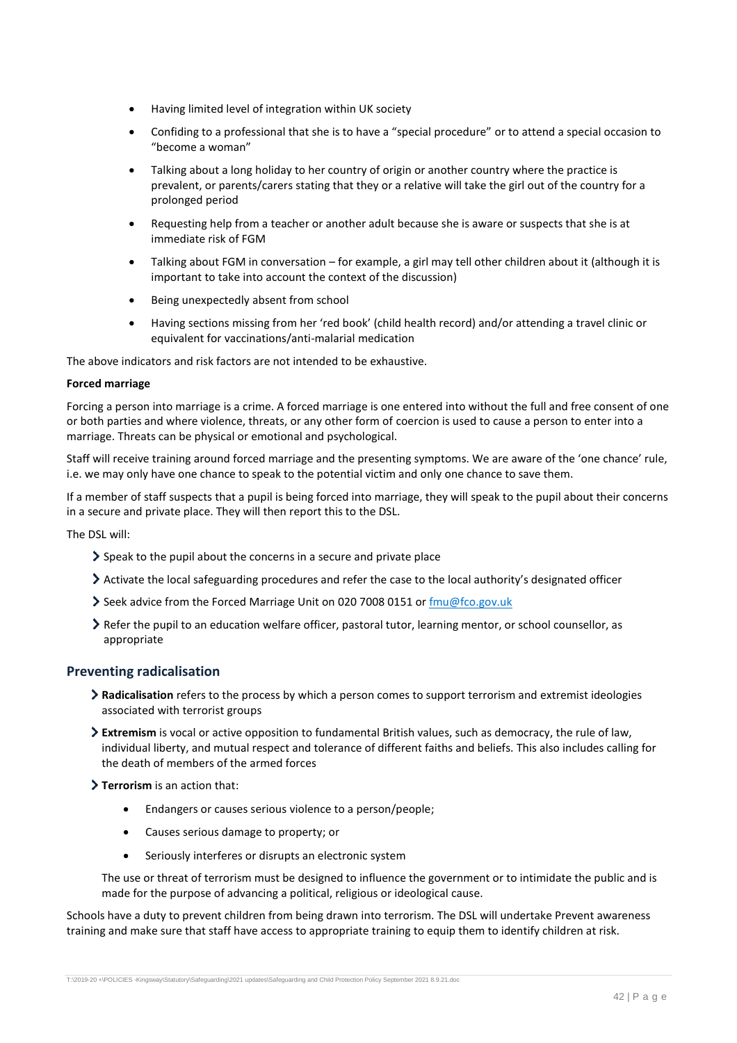- Having limited level of integration within UK society
- Confiding to a professional that she is to have a "special procedure" or to attend a special occasion to "become a woman"
- Talking about a long holiday to her country of origin or another country where the practice is prevalent, or parents/carers stating that they or a relative will take the girl out of the country for a prolonged period
- Requesting help from a teacher or another adult because she is aware or suspects that she is at immediate risk of FGM
- Talking about FGM in conversation – for example, a girl may tell other children about it (although it is important to take into account the context of the discussion)
- Being unexpectedly absent from school
- Having sections missing from her 'red book' (child health record) and/or attending a travel clinic or equivalent for vaccinations/anti-malarial medication

The above indicators and risk factors are not intended to be exhaustive.

**Forced marriage**

Forcing a person into marriage is a crime. A forced marriage is one entered into without the full and free consent of one or both parties and where violence, threats, or any other form of coercion is used to cause a person to enter into a marriage. Threats can be physical or emotional and psychological.

Staff will receive training around forced marriage and the presenting symptoms. We are aware of the 'one chance' rule, i.e. we may only have one chance to speak to the potential victim and only one chance to save them.

If a member of staff suspects that a pupil is being forced into marriage, they will speak to the pupil about their concerns in a secure and private place. They will then report this to the DSL.

The DSL will:

- Speak to the pupil about the concerns in a secure and private place
- Activate the local safeguarding procedures and refer the case to the local authority's designated officer
- Seek advice from the Forced Marriage Unit on 020 7008 0151 or fmu@fco.gov.uk
- Refer the pupil to an education welfare officer, pastoral tutor, learning mentor, or school counsellor, as appropriate

## Preventing radicalisation

- **Radicalisation** refers to the process by which a person comes to support terrorism and extremist ideologies associated with terrorist groups
- **Extremism** is vocal or active opposition to fundamental British values, such as democracy, the rule of law, individual liberty, and mutual respect and tolerance of different faiths and beliefs. This also includes calling for the death of members of the armed forces
- **Terrorism** is an action that:
  - Endangers or causes serious violence to a person/people;
  - Causes serious damage to property; or
  - Seriously interferes or disrupts an electronic system

  The use or threat of terrorism must be designed to influence the government or to intimidate the public and is made for the purpose of advancing a political, religious or ideological cause.

Schools have a duty to prevent children from being drawn into terrorism. The DSL will undertake Prevent awareness training and make sure that staff have access to appropriate training to equip them to identify children at risk.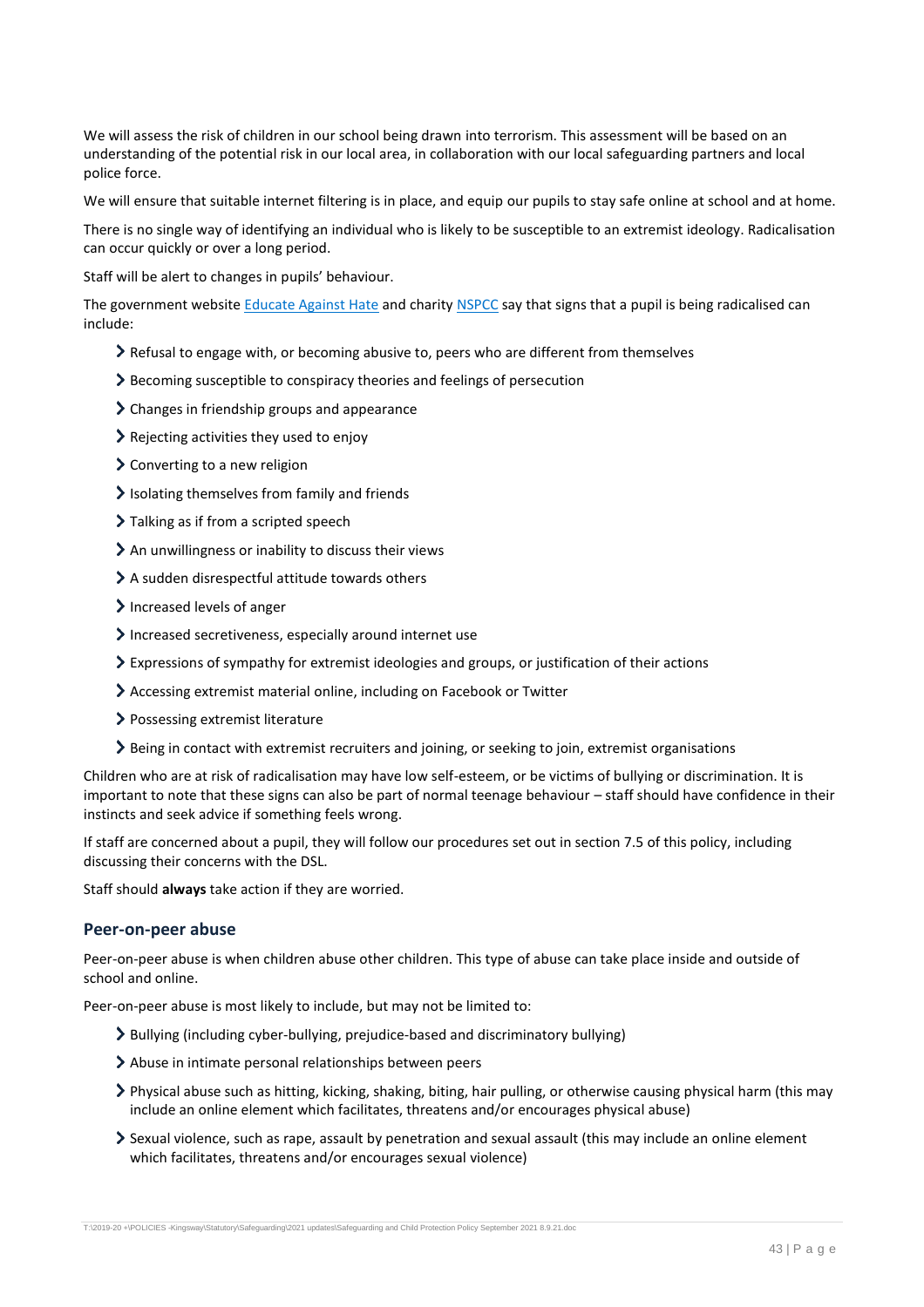We will assess the risk of children in our school being drawn into terrorism. This assessment will be based on an understanding of the potential risk in our local area, in collaboration with our local safeguarding partners and local police force.

We will ensure that suitable internet filtering is in place, and equip our pupils to stay safe online at school and at home.

There is no single way of identifying an individual who is likely to be susceptible to an extremist ideology. Radicalisation can occur quickly or over a long period.

Staff will be alert to changes in pupils' behaviour.

The government website [Educate Against Hate](#) and charity [NSPCC](#) say that signs that a pupil is being radicalised can include:

- Refusal to engage with, or becoming abusive to, peers who are different from themselves
- Becoming susceptible to conspiracy theories and feelings of persecution
- Changes in friendship groups and appearance
- Rejecting activities they used to enjoy
- Converting to a new religion
- Isolating themselves from family and friends
- Talking as if from a scripted speech
- An unwillingness or inability to discuss their views
- A sudden disrespectful attitude towards others
- Increased levels of anger
- Increased secretiveness, especially around internet use
- Expressions of sympathy for extremist ideologies and groups, or justification of their actions
- Accessing extremist material online, including on Facebook or Twitter
- Possessing extremist literature
- Being in contact with extremist recruiters and joining, or seeking to join, extremist organisations

Children who are at risk of radicalisation may have low self-esteem, or be victims of bullying or discrimination. It is important to note that these signs can also be part of normal teenage behaviour – staff should have confidence in their instincts and seek advice if something feels wrong.

If staff are concerned about a pupil, they will follow our procedures set out in section 7.5 of this policy, including discussing their concerns with the DSL.

Staff should **always** take action if they are worried.

### Peer-on-peer abuse

Peer-on-peer abuse is when children abuse other children. This type of abuse can take place inside and outside of school and online.

Peer-on-peer abuse is most likely to include, but may not be limited to:

- Bullying (including cyber-bullying, prejudice-based and discriminatory bullying)
- Abuse in intimate personal relationships between peers
- Physical abuse such as hitting, kicking, shaking, biting, hair pulling, or otherwise causing physical harm (this may include an online element which facilitates, threatens and/or encourages physical abuse)
- Sexual violence, such as rape, assault by penetration and sexual assault (this may include an online element which facilitates, threatens and/or encourages sexual violence)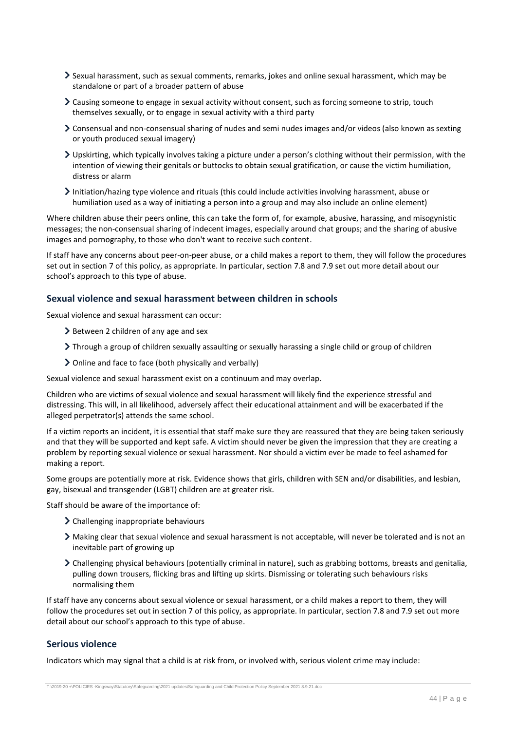- Sexual harassment, such as sexual comments, remarks, jokes and online sexual harassment, which may be standalone or part of a broader pattern of abuse
- Causing someone to engage in sexual activity without consent, such as forcing someone to strip, touch themselves sexually, or to engage in sexual activity with a third party
- Consensual and non-consensual sharing of nudes and semi nudes images and/or videos (also known as sexting or youth produced sexual imagery)
- Upskirting, which typically involves taking a picture under a person's clothing without their permission, with the intention of viewing their genitals or buttocks to obtain sexual gratification, or cause the victim humiliation, distress or alarm
- Initiation/hazing type violence and rituals (this could include activities involving harassment, abuse or humiliation used as a way of initiating a person into a group and may also include an online element)

Where children abuse their peers online, this can take the form of, for example, abusive, harassing, and misogynistic messages; the non-consensual sharing of indecent images, especially around chat groups; and the sharing of abusive images and pornography, to those who don't want to receive such content.

If staff have any concerns about peer-on-peer abuse, or a child makes a report to them, they will follow the procedures set out in section 7 of this policy, as appropriate. In particular, section 7.8 and 7.9 set out more detail about our school's approach to this type of abuse.

### Sexual violence and sexual harassment between children in schools

Sexual violence and sexual harassment can occur:

- Between 2 children of any age and sex
- Through a group of children sexually assaulting or sexually harassing a single child or group of children
- Online and face to face (both physically and verbally)

Sexual violence and sexual harassment exist on a continuum and may overlap.

Children who are victims of sexual violence and sexual harassment will likely find the experience stressful and distressing. This will, in all likelihood, adversely affect their educational attainment and will be exacerbated if the alleged perpetrator(s) attends the same school.

If a victim reports an incident, it is essential that staff make sure they are reassured that they are being taken seriously and that they will be supported and kept safe. A victim should never be given the impression that they are creating a problem by reporting sexual violence or sexual harassment. Nor should a victim ever be made to feel ashamed for making a report.

Some groups are potentially more at risk. Evidence shows that girls, children with SEN and/or disabilities, and lesbian, gay, bisexual and transgender (LGBT) children are at greater risk.

Staff should be aware of the importance of:

- Challenging inappropriate behaviours
- Making clear that sexual violence and sexual harassment is not acceptable, will never be tolerated and is not an inevitable part of growing up
- Challenging physical behaviours (potentially criminal in nature), such as grabbing bottoms, breasts and genitalia, pulling down trousers, flicking bras and lifting up skirts. Dismissing or tolerating such behaviours risks normalising them

If staff have any concerns about sexual violence or sexual harassment, or a child makes a report to them, they will follow the procedures set out in section 7 of this policy, as appropriate. In particular, section 7.8 and 7.9 set out more detail about our school's approach to this type of abuse.

### Serious violence

Indicators which may signal that a child is at risk from, or involved with, serious violent crime may include: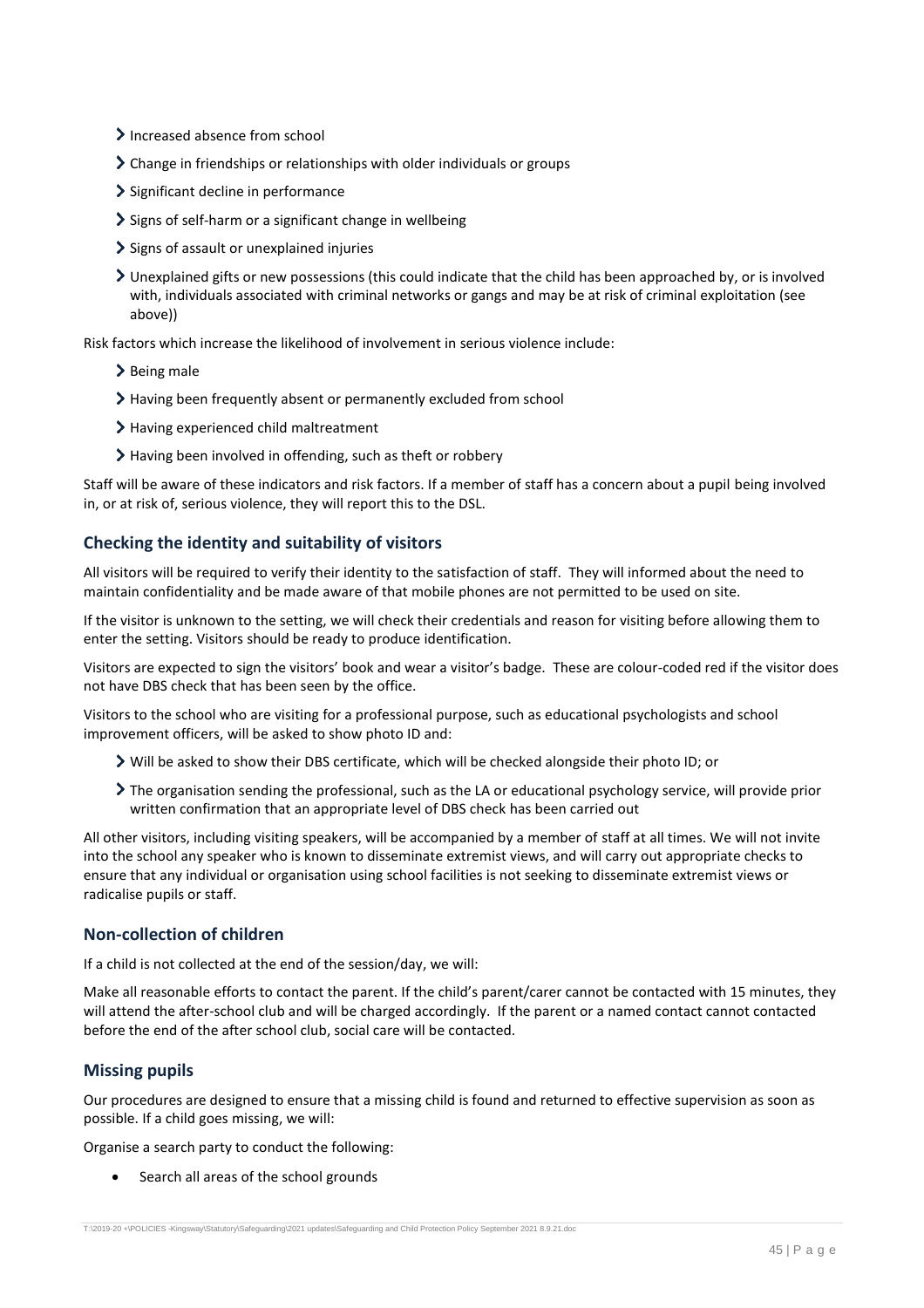- Increased absence from school
- Change in friendships or relationships with older individuals or groups
- Significant decline in performance
- Signs of self-harm or a significant change in wellbeing
- Signs of assault or unexplained injuries
- Unexplained gifts or new possessions (this could indicate that the child has been approached by, or is involved with, individuals associated with criminal networks or gangs and may be at risk of criminal exploitation (see above))

Risk factors which increase the likelihood of involvement in serious violence include:

- Being male
- Having been frequently absent or permanently excluded from school
- Having experienced child maltreatment
- Having been involved in offending, such as theft or robbery

Staff will be aware of these indicators and risk factors. If a member of staff has a concern about a pupil being involved in, or at risk of, serious violence, they will report this to the DSL.

### Checking the identity and suitability of visitors

All visitors will be required to verify their identity to the satisfaction of staff. They will informed about the need to maintain confidentiality and be made aware of that mobile phones are not permitted to be used on site.

If the visitor is unknown to the setting, we will check their credentials and reason for visiting before allowing them to enter the setting. Visitors should be ready to produce identification.

Visitors are expected to sign the visitors' book and wear a visitor's badge. These are colour-coded red if the visitor does not have DBS check that has been seen by the office.

Visitors to the school who are visiting for a professional purpose, such as educational psychologists and school improvement officers, will be asked to show photo ID and:

- Will be asked to show their DBS certificate, which will be checked alongside their photo ID; or
- The organisation sending the professional, such as the LA or educational psychology service, will provide prior written confirmation that an appropriate level of DBS check has been carried out

All other visitors, including visiting speakers, will be accompanied by a member of staff at all times. We will not invite into the school any speaker who is known to disseminate extremist views, and will carry out appropriate checks to ensure that any individual or organisation using school facilities is not seeking to disseminate extremist views or radicalise pupils or staff.

### Non-collection of children

If a child is not collected at the end of the session/day, we will:

Make all reasonable efforts to contact the parent. If the child's parent/carer cannot be contacted with 15 minutes, they will attend the after-school club and will be charged accordingly. If the parent or a named contact cannot contacted before the end of the after school club, social care will be contacted.

### Missing pupils

Our procedures are designed to ensure that a missing child is found and returned to effective supervision as soon as possible. If a child goes missing, we will:

Organise a search party to conduct the following:

- Search all areas of the school grounds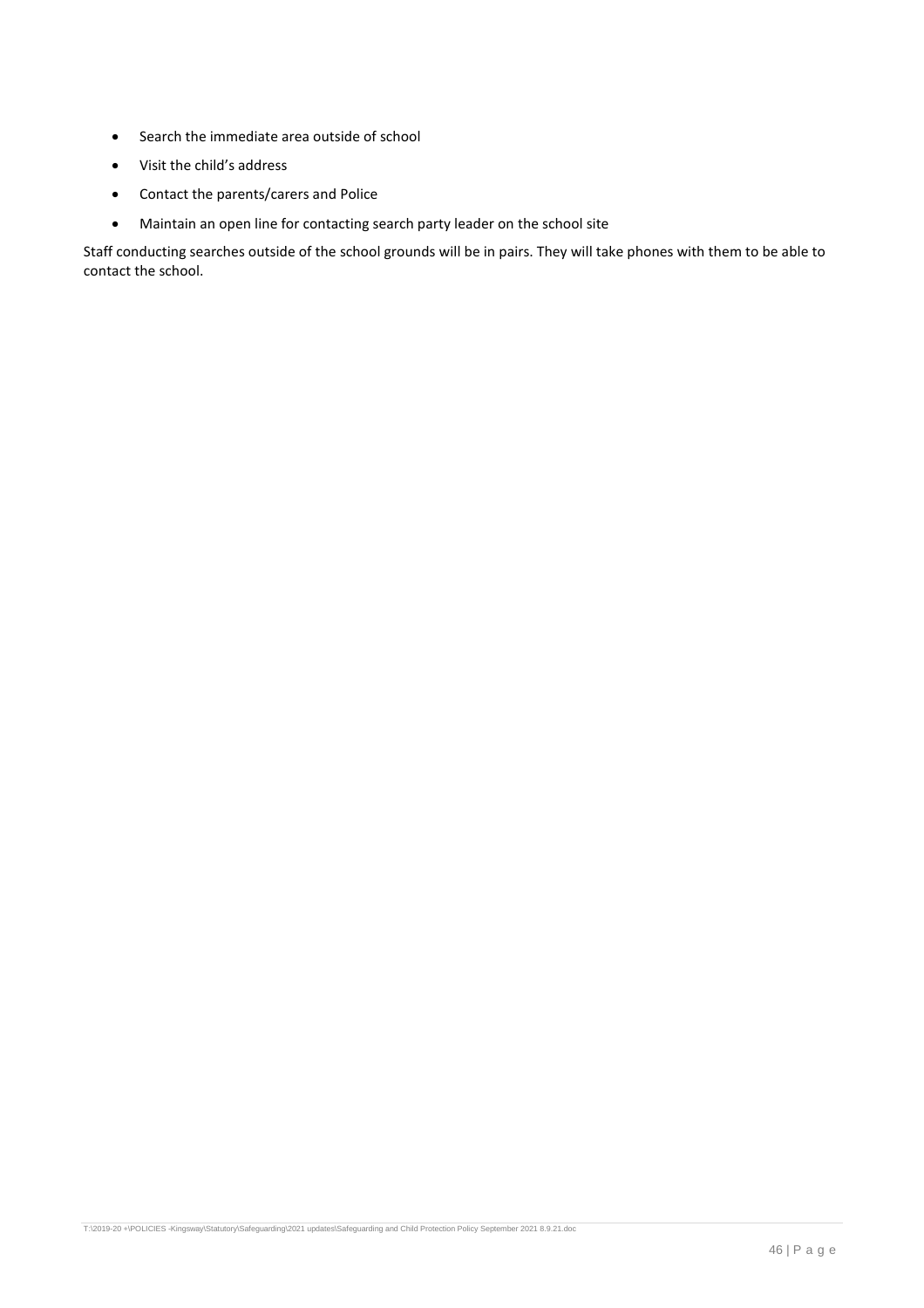- Search the immediate area outside of school
- Visit the child's address
- Contact the parents/carers and Police
- Maintain an open line for contacting search party leader on the school site

Staff conducting searches outside of the school grounds will be in pairs. They will take phones with them to be able to contact the school.